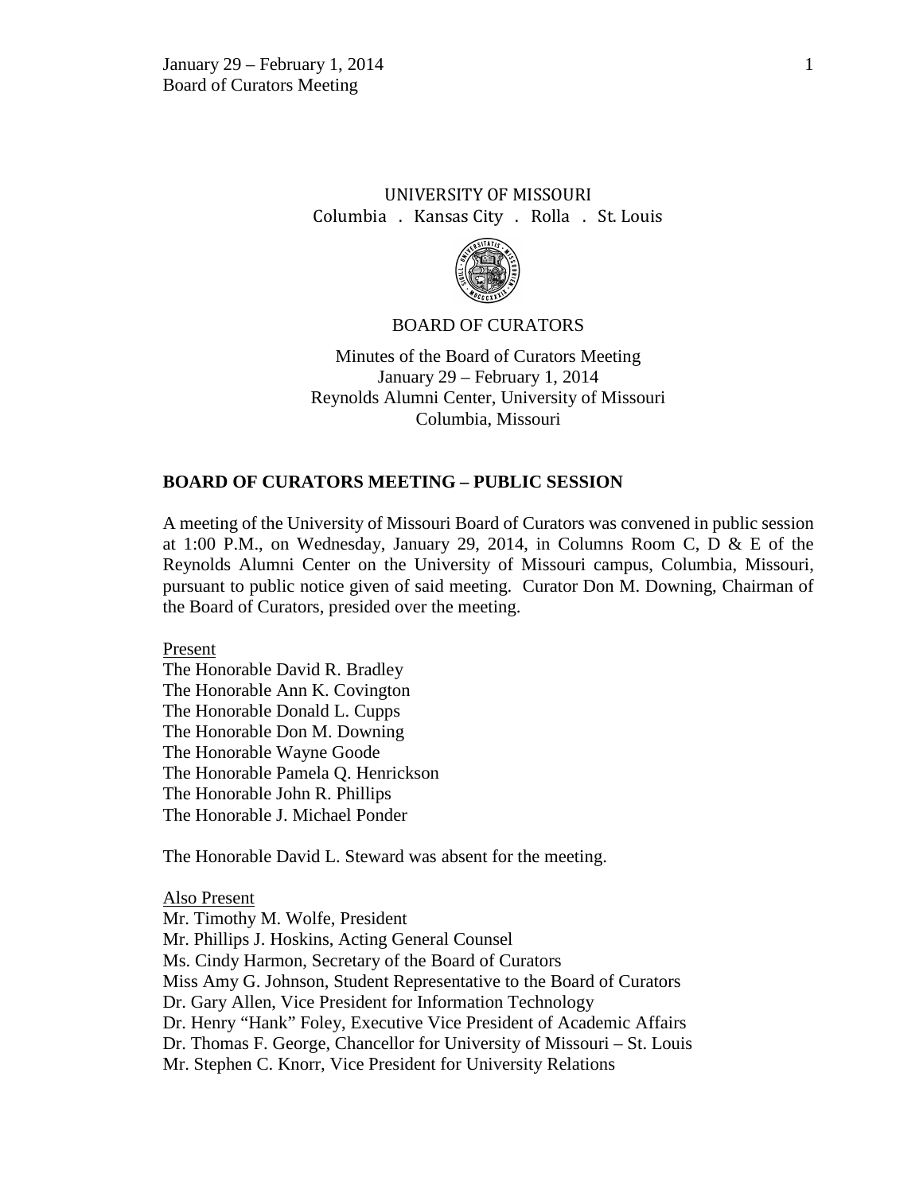UNIVERSITY OF MISSOURI
Columbia . Kansas City . Rolla . St. Louis

BOARD OF CURATORS

Minutes of the Board of Curators Meeting
January 29 – February 1, 2014
Reynolds Alumni Center, University of Missouri
Columbia, Missouri

## BOARD OF CURATORS MEETING – PUBLIC SESSION

A meeting of the University of Missouri Board of Curators was convened in public session at 1:00 P.M., on Wednesday, January 29, 2014, in Columns Room C, D & E of the Reynolds Alumni Center on the University of Missouri campus, Columbia, Missouri, pursuant to public notice given of said meeting. Curator Don M. Downing, Chairman of the Board of Curators, presided over the meeting.

Present
The Honorable David R. Bradley
The Honorable Ann K. Covington
The Honorable Donald L. Cupps
The Honorable Don M. Downing
The Honorable Wayne Goode
The Honorable Pamela Q. Henrickson
The Honorable John R. Phillips
The Honorable J. Michael Ponder

The Honorable David L. Steward was absent for the meeting.

Also Present
Mr. Timothy M. Wolfe, President
Mr. Phillips J. Hoskins, Acting General Counsel
Ms. Cindy Harmon, Secretary of the Board of Curators
Miss Amy G. Johnson, Student Representative to the Board of Curators
Dr. Gary Allen, Vice President for Information Technology
Dr. Henry "Hank" Foley, Executive Vice President of Academic Affairs
Dr. Thomas F. George, Chancellor for University of Missouri – St. Louis
Mr. Stephen C. Knorr, Vice President for University Relations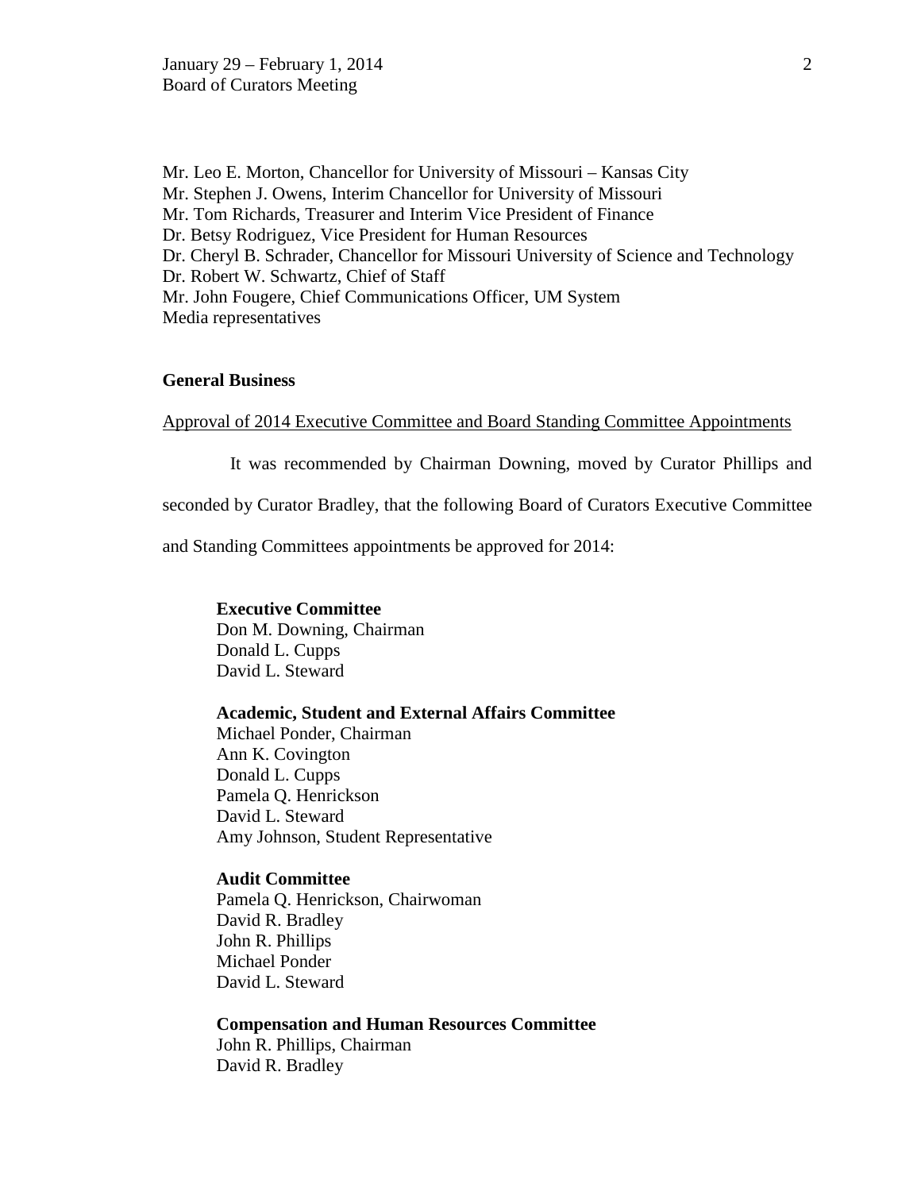Mr. Leo E. Morton, Chancellor for University of Missouri – Kansas City
Mr. Stephen J. Owens, Interim Chancellor for University of Missouri
Mr. Tom Richards, Treasurer and Interim Vice President of Finance
Dr. Betsy Rodriguez, Vice President for Human Resources
Dr. Cheryl B. Schrader, Chancellor for Missouri University of Science and Technology
Dr. Robert W. Schwartz, Chief of Staff
Mr. John Fougere, Chief Communications Officer, UM System
Media representatives

**General Business**

Approval of 2014 Executive Committee and Board Standing Committee Appointments

It was recommended by Chairman Downing, moved by Curator Phillips and seconded by Curator Bradley, that the following Board of Curators Executive Committee and Standing Committees appointments be approved for 2014:

**Executive Committee**
Don M. Downing, Chairman
Donald L. Cupps
David L. Steward

**Academic, Student and External Affairs Committee**
Michael Ponder, Chairman
Ann K. Covington
Donald L. Cupps
Pamela Q. Henrickson
David L. Steward
Amy Johnson, Student Representative

**Audit Committee**
Pamela Q. Henrickson, Chairwoman
David R. Bradley
John R. Phillips
Michael Ponder
David L. Steward

**Compensation and Human Resources Committee**
John R. Phillips, Chairman
David R. Bradley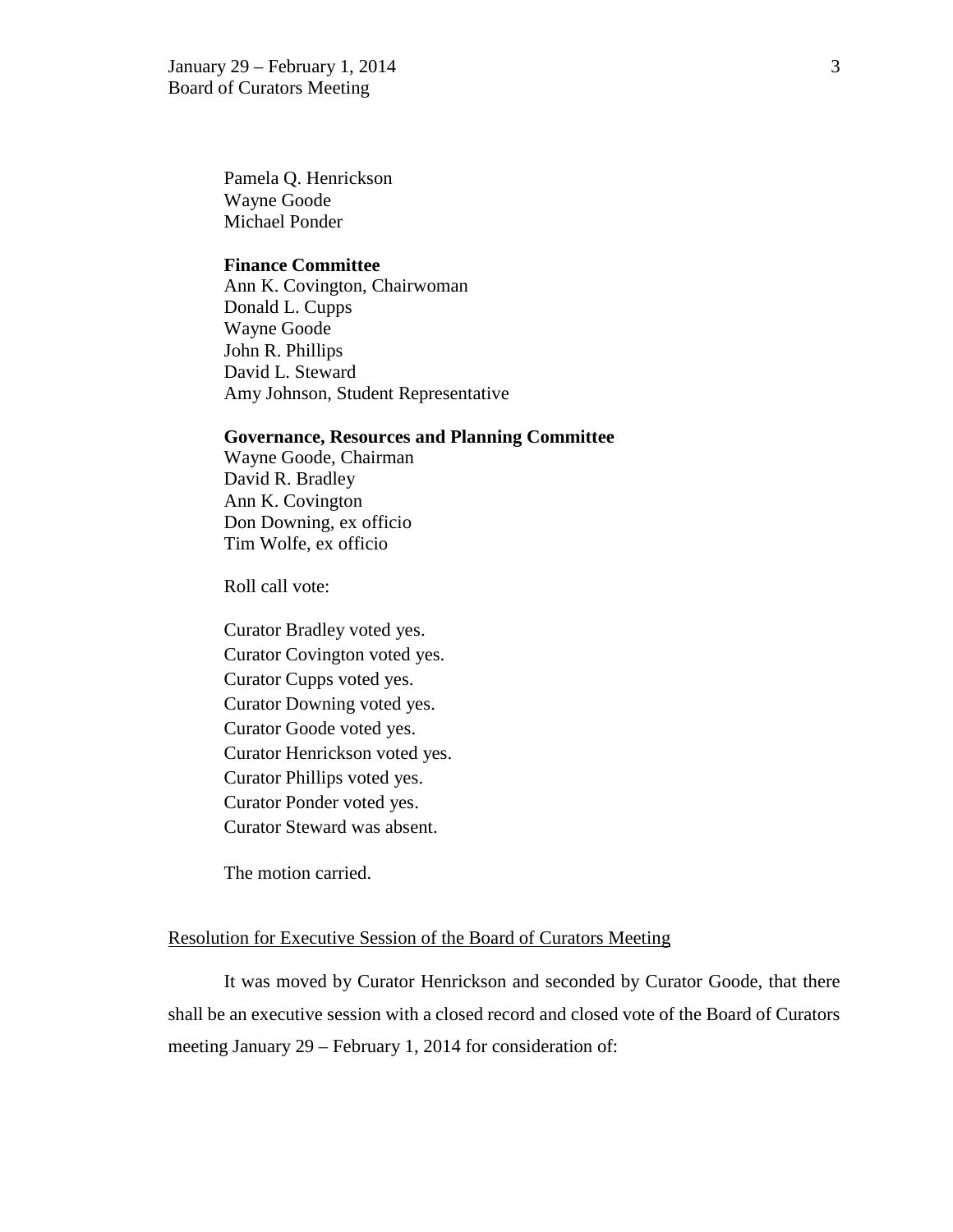Pamela Q. Henrickson
Wayne Goode
Michael Ponder

**Finance Committee**
Ann K. Covington, Chairwoman
Donald L. Cupps
Wayne Goode
John R. Phillips
David L. Steward
Amy Johnson, Student Representative

**Governance, Resources and Planning Committee**
Wayne Goode, Chairman
David R. Bradley
Ann K. Covington
Don Downing, ex officio
Tim Wolfe, ex officio

Roll call vote:

Curator Bradley voted yes.
Curator Covington voted yes.
Curator Cupps voted yes.
Curator Downing voted yes.
Curator Goode voted yes.
Curator Henrickson voted yes.
Curator Phillips voted yes.
Curator Ponder voted yes.
Curator Steward was absent.

The motion carried.

Resolution for Executive Session of the Board of Curators Meeting

It was moved by Curator Henrickson and seconded by Curator Goode, that there shall be an executive session with a closed record and closed vote of the Board of Curators meeting January 29 – February 1, 2014 for consideration of: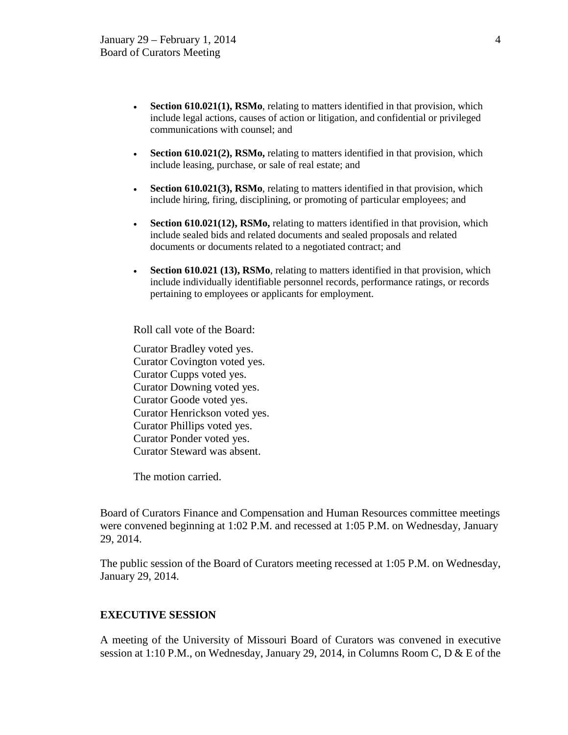- **Section 610.021(1), RSMo**, relating to matters identified in that provision, which include legal actions, causes of action or litigation, and confidential or privileged communications with counsel; and

- **Section 610.021(2), RSMo,** relating to matters identified in that provision, which include leasing, purchase, or sale of real estate; and

- **Section 610.021(3), RSMo**, relating to matters identified in that provision, which include hiring, firing, disciplining, or promoting of particular employees; and

- **Section 610.021(12), RSMo,** relating to matters identified in that provision, which include sealed bids and related documents and sealed proposals and related documents or documents related to a negotiated contract; and

- **Section 610.021 (13), RSMo**, relating to matters identified in that provision, which include individually identifiable personnel records, performance ratings, or records pertaining to employees or applicants for employment.

Roll call vote of the Board:

Curator Bradley voted yes.
Curator Covington voted yes.
Curator Cupps voted yes.
Curator Downing voted yes.
Curator Goode voted yes.
Curator Henrickson voted yes.
Curator Phillips voted yes.
Curator Ponder voted yes.
Curator Steward was absent.

The motion carried.

Board of Curators Finance and Compensation and Human Resources committee meetings were convened beginning at 1:02 P.M. and recessed at 1:05 P.M. on Wednesday, January 29, 2014.

The public session of the Board of Curators meeting recessed at 1:05 P.M. on Wednesday, January 29, 2014.

**EXECUTIVE SESSION**

A meeting of the University of Missouri Board of Curators was convened in executive session at 1:10 P.M., on Wednesday, January 29, 2014, in Columns Room C, D & E of the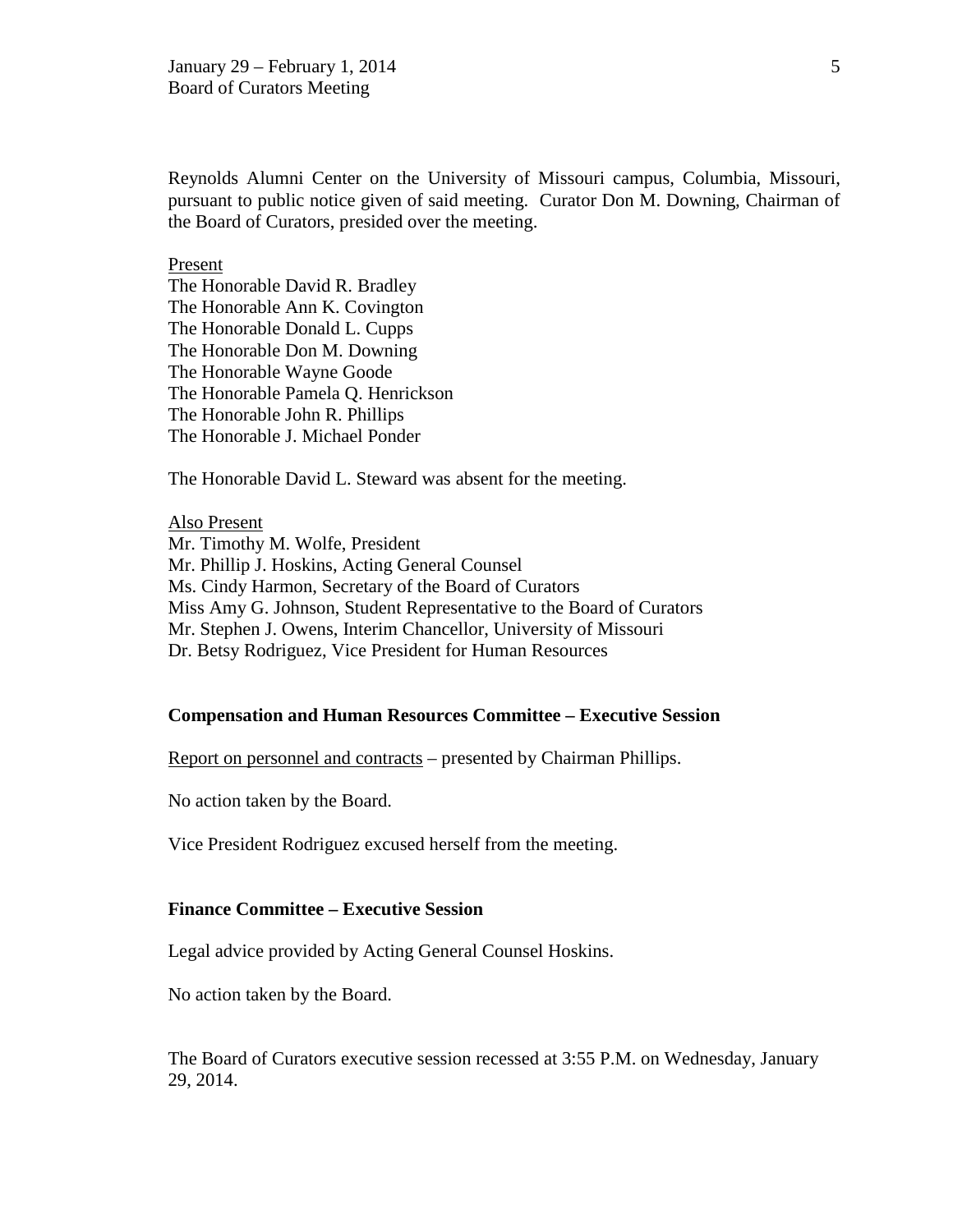Reynolds Alumni Center on the University of Missouri campus, Columbia, Missouri, pursuant to public notice given of said meeting. Curator Don M. Downing, Chairman of the Board of Curators, presided over the meeting.

Present
The Honorable David R. Bradley
The Honorable Ann K. Covington
The Honorable Donald L. Cupps
The Honorable Don M. Downing
The Honorable Wayne Goode
The Honorable Pamela Q. Henrickson
The Honorable John R. Phillips
The Honorable J. Michael Ponder

The Honorable David L. Steward was absent for the meeting.

Also Present
Mr. Timothy M. Wolfe, President
Mr. Phillip J. Hoskins, Acting General Counsel
Ms. Cindy Harmon, Secretary of the Board of Curators
Miss Amy G. Johnson, Student Representative to the Board of Curators
Mr. Stephen J. Owens, Interim Chancellor, University of Missouri
Dr. Betsy Rodriguez, Vice President for Human Resources

**Compensation and Human Resources Committee – Executive Session**

Report on personnel and contracts – presented by Chairman Phillips.

No action taken by the Board.

Vice President Rodriguez excused herself from the meeting.

**Finance Committee – Executive Session**

Legal advice provided by Acting General Counsel Hoskins.

No action taken by the Board.

The Board of Curators executive session recessed at 3:55 P.M. on Wednesday, January 29, 2014.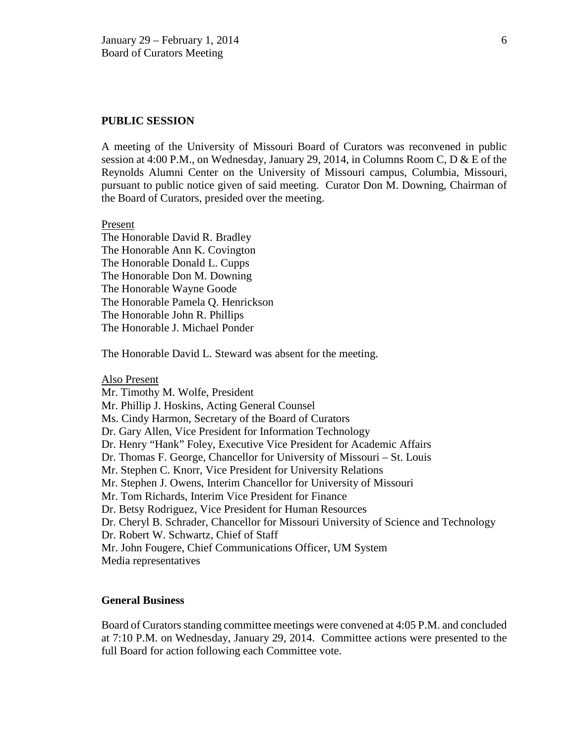**PUBLIC SESSION**

A meeting of the University of Missouri Board of Curators was reconvened in public session at 4:00 P.M., on Wednesday, January 29, 2014, in Columns Room C, D & E of the Reynolds Alumni Center on the University of Missouri campus, Columbia, Missouri, pursuant to public notice given of said meeting. Curator Don M. Downing, Chairman of the Board of Curators, presided over the meeting.

Present

The Honorable David R. Bradley
The Honorable Ann K. Covington
The Honorable Donald L. Cupps
The Honorable Don M. Downing
The Honorable Wayne Goode
The Honorable Pamela Q. Henrickson
The Honorable John R. Phillips
The Honorable J. Michael Ponder

The Honorable David L. Steward was absent for the meeting.

Also Present

Mr. Timothy M. Wolfe, President
Mr. Phillip J. Hoskins, Acting General Counsel
Ms. Cindy Harmon, Secretary of the Board of Curators
Dr. Gary Allen, Vice President for Information Technology
Dr. Henry "Hank" Foley, Executive Vice President for Academic Affairs
Dr. Thomas F. George, Chancellor for University of Missouri – St. Louis
Mr. Stephen C. Knorr, Vice President for University Relations
Mr. Stephen J. Owens, Interim Chancellor for University of Missouri
Mr. Tom Richards, Interim Vice President for Finance
Dr. Betsy Rodriguez, Vice President for Human Resources
Dr. Cheryl B. Schrader, Chancellor for Missouri University of Science and Technology
Dr. Robert W. Schwartz, Chief of Staff
Mr. John Fougere, Chief Communications Officer, UM System
Media representatives

**General Business**

Board of Curators standing committee meetings were convened at 4:05 P.M. and concluded at 7:10 P.M. on Wednesday, January 29, 2014. Committee actions were presented to the full Board for action following each Committee vote.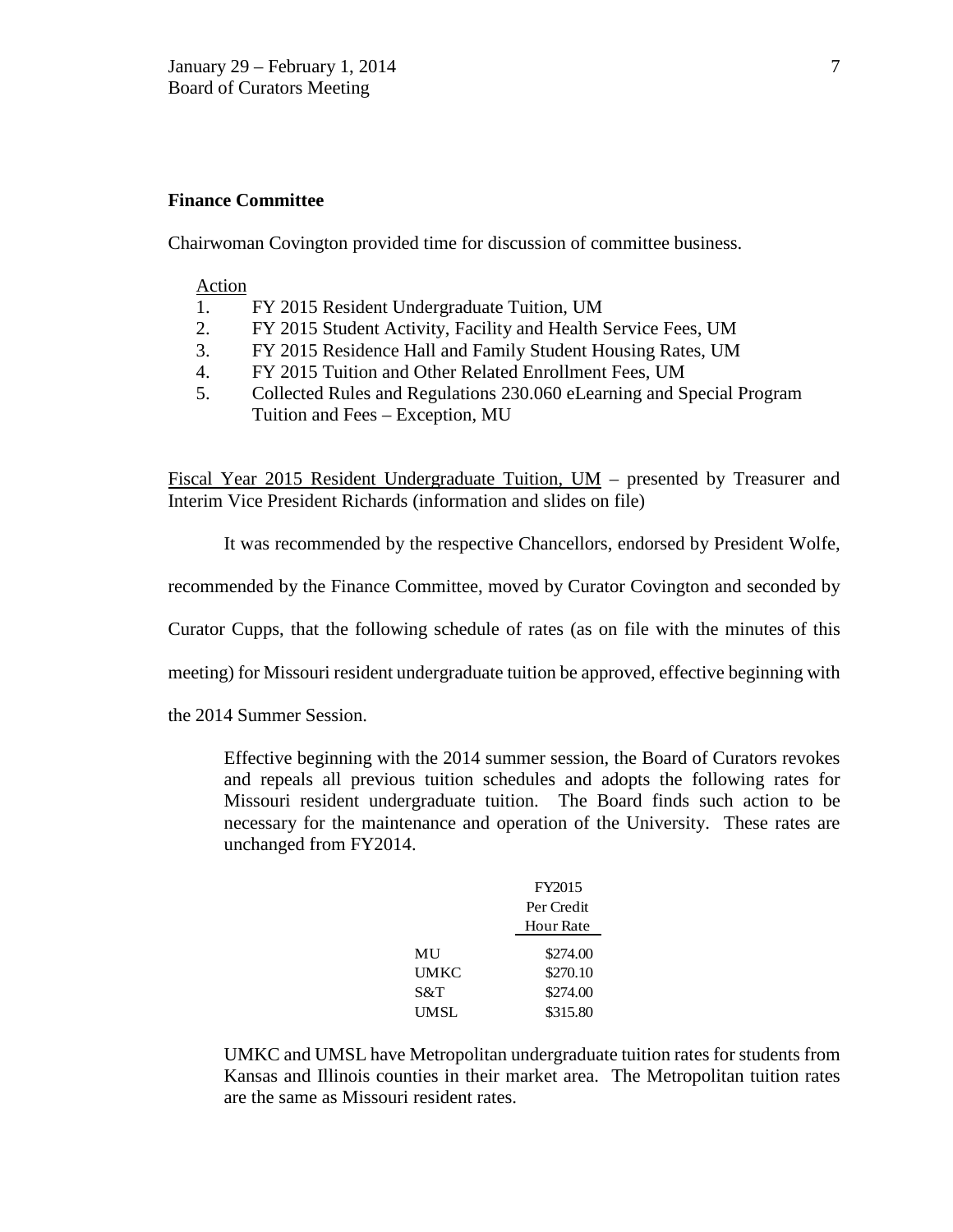**Finance Committee**

Chairwoman Covington provided time for discussion of committee business.

Action

1. FY 2015 Resident Undergraduate Tuition, UM
2. FY 2015 Student Activity, Facility and Health Service Fees, UM
3. FY 2015 Residence Hall and Family Student Housing Rates, UM
4. FY 2015 Tuition and Other Related Enrollment Fees, UM
5. Collected Rules and Regulations 230.060 eLearning and Special Program Tuition and Fees – Exception, MU

Fiscal Year 2015 Resident Undergraduate Tuition, UM – presented by Treasurer and Interim Vice President Richards (information and slides on file)

It was recommended by the respective Chancellors, endorsed by President Wolfe, recommended by the Finance Committee, moved by Curator Covington and seconded by Curator Cupps, that the following schedule of rates (as on file with the minutes of this meeting) for Missouri resident undergraduate tuition be approved, effective beginning with the 2014 Summer Session.

> Effective beginning with the 2014 summer session, the Board of Curators revokes and repeals all previous tuition schedules and adopts the following rates for Missouri resident undergraduate tuition. The Board finds such action to be necessary for the maintenance and operation of the University. These rates are unchanged from FY2014.

| | FY2015 Per Credit Hour Rate |
|---|---|
| MU | $274.00 |
| UMKC | $270.10 |
| S&T | $274.00 |
| UMSL | $315.80 |

> UMKC and UMSL have Metropolitan undergraduate tuition rates for students from Kansas and Illinois counties in their market area. The Metropolitan tuition rates are the same as Missouri resident rates.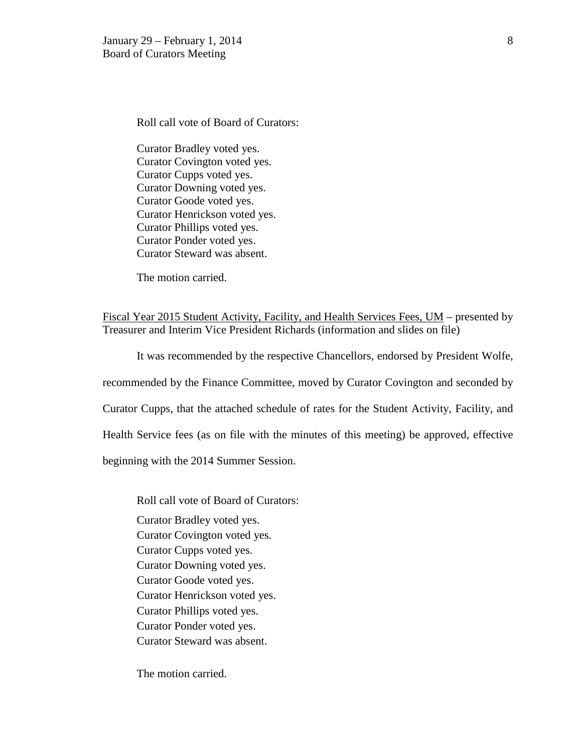Roll call vote of Board of Curators:

Curator Bradley voted yes.  
Curator Covington voted yes.  
Curator Cupps voted yes.  
Curator Downing voted yes.  
Curator Goode voted yes.  
Curator Henrickson voted yes.  
Curator Phillips voted yes.  
Curator Ponder voted yes.  
Curator Steward was absent.

The motion carried.

Fiscal Year 2015 Student Activity, Facility, and Health Services Fees, UM – presented by Treasurer and Interim Vice President Richards (information and slides on file)

It was recommended by the respective Chancellors, endorsed by President Wolfe, recommended by the Finance Committee, moved by Curator Covington and seconded by Curator Cupps, that the attached schedule of rates for the Student Activity, Facility, and Health Service fees (as on file with the minutes of this meeting) be approved, effective beginning with the 2014 Summer Session.

Roll call vote of Board of Curators:

Curator Bradley voted yes.  
Curator Covington voted yes.  
Curator Cupps voted yes.  
Curator Downing voted yes.  
Curator Goode voted yes.  
Curator Henrickson voted yes.  
Curator Phillips voted yes.  
Curator Ponder voted yes.  
Curator Steward was absent.

The motion carried.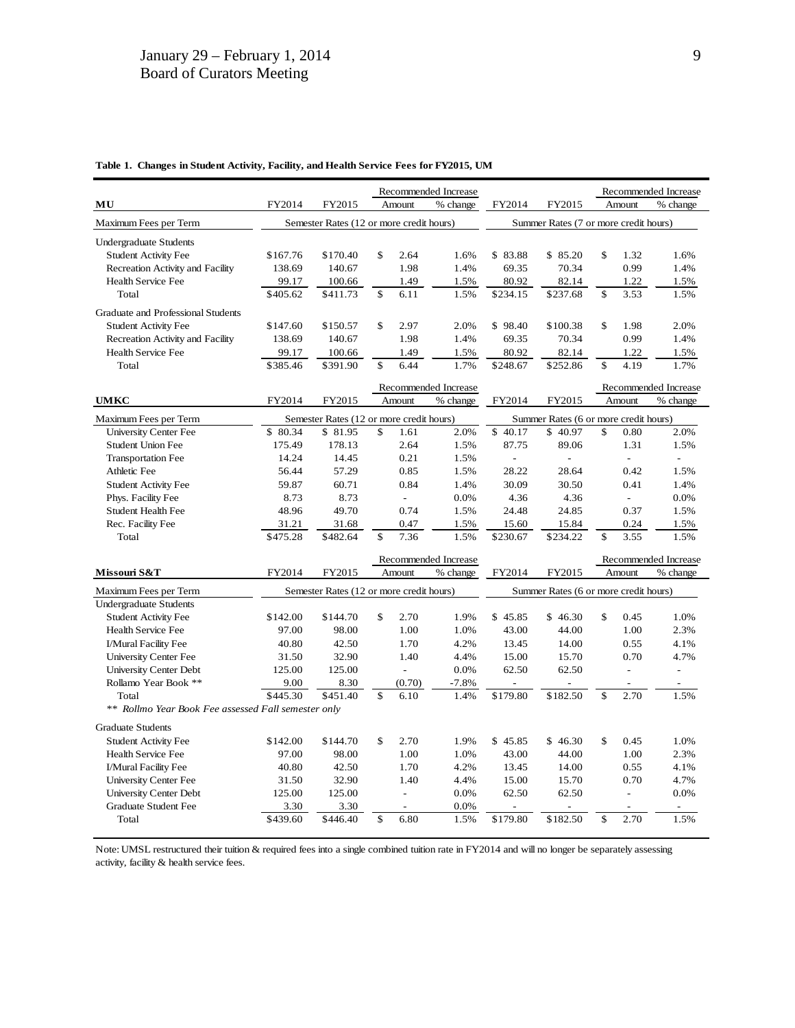**Table 1. Changes in Student Activity, Facility, and Health Service Fees for FY2015, UM**

| **MU** | FY2014 | FY2015 | Recommended Increase Amount | Recommended Increase % change | FY2014 | FY2015 | Recommended Increase Amount | Recommended Increase % change |
|---|---|---|---|---|---|---|---|---|
| Maximum Fees per Term | Semester Rates (12 or more credit hours) | | | | Summer Rates (7 or more credit hours) | | | |
| Undergraduate Students | | | | | | | | |
| Student Activity Fee | $167.76 | $170.40 | $ 2.64 | 1.6% | $ 83.88 | $ 85.20 | $ 1.32 | 1.6% |
| Recreation Activity and Facility | 138.69 | 140.67 | 1.98 | 1.4% | 69.35 | 70.34 | 0.99 | 1.4% |
| Health Service Fee | 99.17 | 100.66 | 1.49 | 1.5% | 80.92 | 82.14 | 1.22 | 1.5% |
| Total | $405.62 | $411.73 | $ 6.11 | 1.5% | $234.15 | $237.68 | $ 3.53 | 1.5% |
| Graduate and Professional Students | | | | | | | | |
| Student Activity Fee | $147.60 | $150.57 | $ 2.97 | 2.0% | $ 98.40 | $100.38 | $ 1.98 | 2.0% |
| Recreation Activity and Facility | 138.69 | 140.67 | 1.98 | 1.4% | 69.35 | 70.34 | 0.99 | 1.4% |
| Health Service Fee | 99.17 | 100.66 | 1.49 | 1.5% | 80.92 | 82.14 | 1.22 | 1.5% |
| Total | $385.46 | $391.90 | $ 6.44 | 1.7% | $248.67 | $252.86 | $ 4.19 | 1.7% |

| **UMKC** | FY2014 | FY2015 | Recommended Increase Amount | Recommended Increase % change | FY2014 | FY2015 | Recommended Increase Amount | Recommended Increase % change |
|---|---|---|---|---|---|---|---|---|
| Maximum Fees per Term | Semester Rates (12 or more credit hours) | | | | Summer Rates (6 or more credit hours) | | | |
| University Center Fee | $ 80.34 | $ 81.95 | $ 1.61 | 2.0% | $ 40.17 | $ 40.97 | $ 0.80 | 2.0% |
| Student Union Fee | 175.49 | 178.13 | 2.64 | 1.5% | 87.75 | 89.06 | 1.31 | 1.5% |
| Transportation Fee | 14.24 | 14.45 | 0.21 | 1.5% | - | - | - | - |
| Athletic Fee | 56.44 | 57.29 | 0.85 | 1.5% | 28.22 | 28.64 | 0.42 | 1.5% |
| Student Activity Fee | 59.87 | 60.71 | 0.84 | 1.4% | 30.09 | 30.50 | 0.41 | 1.4% |
| Phys. Facility Fee | 8.73 | 8.73 | - | 0.0% | 4.36 | 4.36 | - | 0.0% |
| Student Health Fee | 48.96 | 49.70 | 0.74 | 1.5% | 24.48 | 24.85 | 0.37 | 1.5% |
| Rec. Facility Fee | 31.21 | 31.68 | 0.47 | 1.5% | 15.60 | 15.84 | 0.24 | 1.5% |
| Total | $475.28 | $482.64 | $ 7.36 | 1.5% | $230.67 | $234.22 | $ 3.55 | 1.5% |

| **Missouri S&T** | FY2014 | FY2015 | Recommended Increase Amount | Recommended Increase % change | FY2014 | FY2015 | Recommended Increase Amount | Recommended Increase % change |
|---|---|---|---|---|---|---|---|---|
| Maximum Fees per Term | Semester Rates (12 or more credit hours) | | | | Summer Rates (6 or more credit hours) | | | |
| Undergraduate Students | | | | | | | | |
| Student Activity Fee | $142.00 | $144.70 | $ 2.70 | 1.9% | $ 45.85 | $ 46.30 | $ 0.45 | 1.0% |
| Health Service Fee | 97.00 | 98.00 | 1.00 | 1.0% | 43.00 | 44.00 | 1.00 | 2.3% |
| I/Mural Facility Fee | 40.80 | 42.50 | 1.70 | 4.2% | 13.45 | 14.00 | 0.55 | 4.1% |
| University Center Fee | 31.50 | 32.90 | 1.40 | 4.4% | 15.00 | 15.70 | 0.70 | 4.7% |
| University Center Debt | 125.00 | 125.00 | - | 0.0% | 62.50 | 62.50 | - | - |
| Rollamo Year Book ** | 9.00 | 8.30 | (0.70) | -7.8% | - | - | - | - |
| Total | $445.30 | $451.40 | $ 6.10 | 1.4% | $179.80 | $182.50 | $ 2.70 | 1.5% |
| *\*\* Rollmo Year Book Fee assessed Fall semester only* | | | | | | | | |
| Graduate Students | | | | | | | | |
| Student Activity Fee | $142.00 | $144.70 | $ 2.70 | 1.9% | $ 45.85 | $ 46.30 | $ 0.45 | 1.0% |
| Health Service Fee | 97.00 | 98.00 | 1.00 | 1.0% | 43.00 | 44.00 | 1.00 | 2.3% |
| I/Mural Facility Fee | 40.80 | 42.50 | 1.70 | 4.2% | 13.45 | 14.00 | 0.55 | 4.1% |
| University Center Fee | 31.50 | 32.90 | 1.40 | 4.4% | 15.00 | 15.70 | 0.70 | 4.7% |
| University Center Debt | 125.00 | 125.00 | - | 0.0% | 62.50 | 62.50 | - | 0.0% |
| Graduate Student Fee | 3.30 | 3.30 | - | 0.0% | - | - | - | - |
| Total | $439.60 | $446.40 | $ 6.80 | 1.5% | $179.80 | $182.50 | $ 2.70 | 1.5% |

Note: UMSL restructured their tuition & required fees into a single combined tuition rate in FY2014 and will no longer be separately assessing activity, facility & health service fees.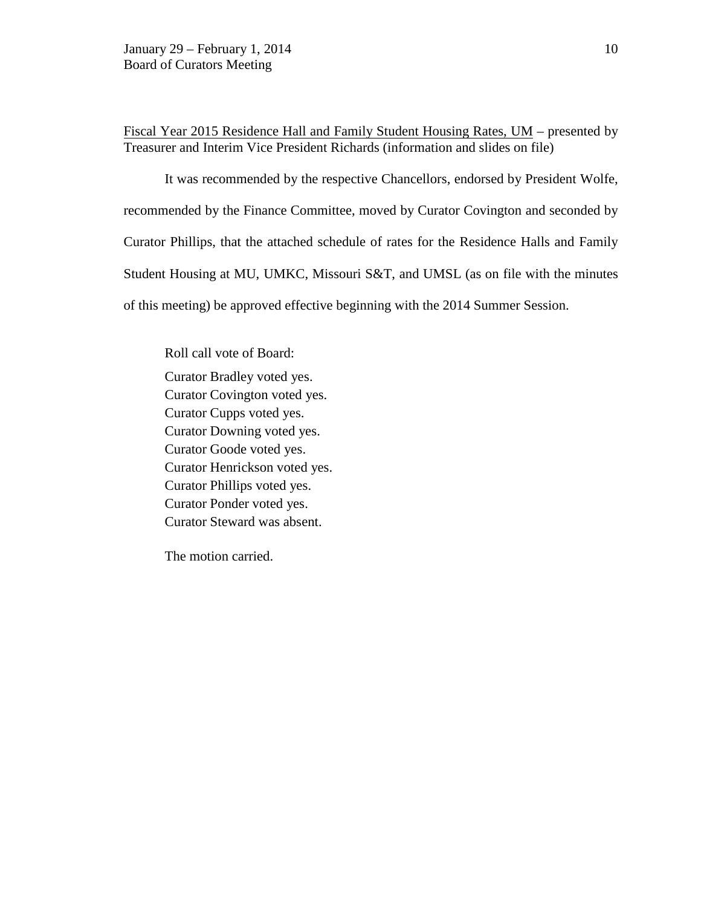Fiscal Year 2015 Residence Hall and Family Student Housing Rates, UM – presented by Treasurer and Interim Vice President Richards (information and slides on file)

It was recommended by the respective Chancellors, endorsed by President Wolfe, recommended by the Finance Committee, moved by Curator Covington and seconded by Curator Phillips, that the attached schedule of rates for the Residence Halls and Family Student Housing at MU, UMKC, Missouri S&T, and UMSL (as on file with the minutes of this meeting) be approved effective beginning with the 2014 Summer Session.

Roll call vote of Board:

Curator Bradley voted yes.
Curator Covington voted yes.
Curator Cupps voted yes.
Curator Downing voted yes.
Curator Goode voted yes.
Curator Henrickson voted yes.
Curator Phillips voted yes.
Curator Ponder voted yes.
Curator Steward was absent.

The motion carried.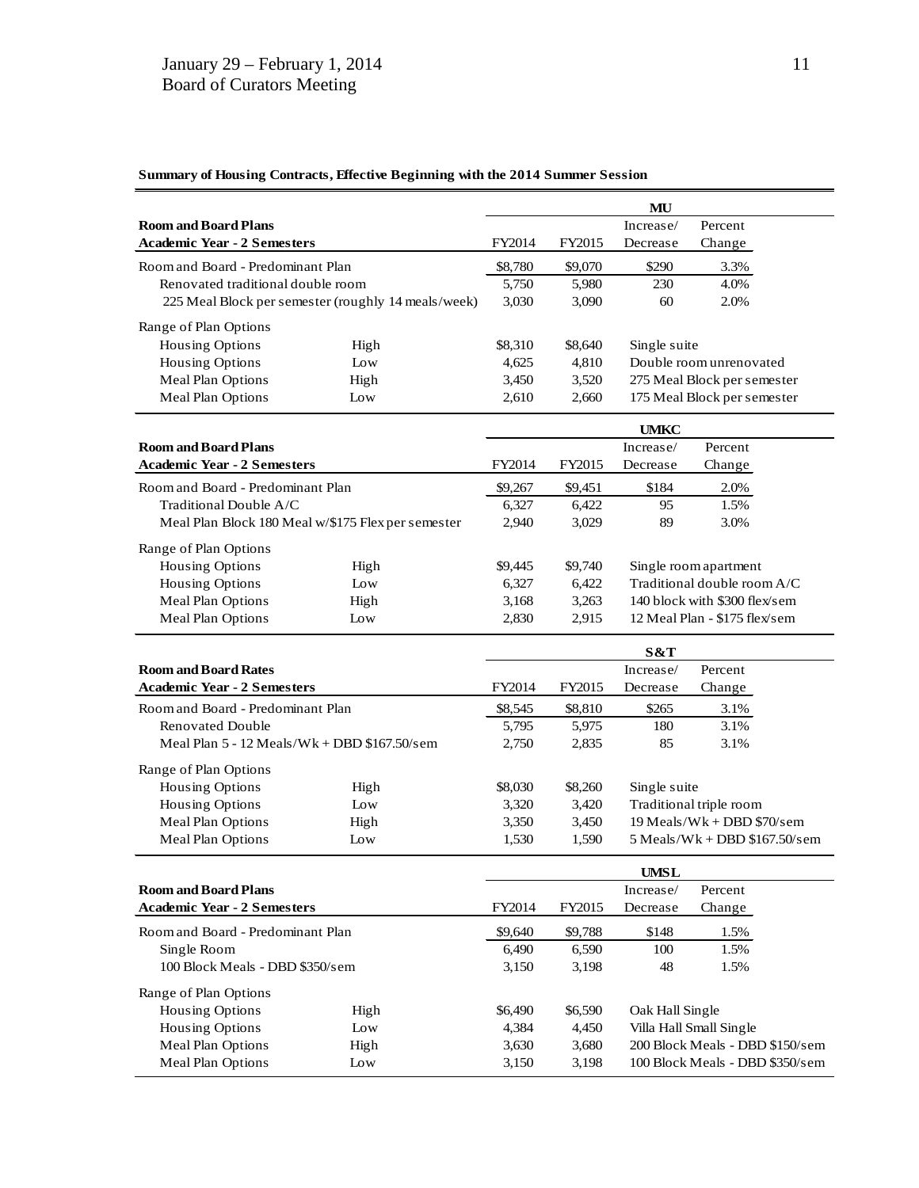**Summary of Housing Contracts, Effective Beginning with the 2014 Summer Session**

| | | MU | | | |
|---|---|---|---|---|---|
| **Room and Board Plans** | | | | Increase/ | Percent |
| **Academic Year - 2 Semesters** | | FY2014 | FY2015 | Decrease | Change |
| Room and Board - Predominant Plan | | $8,780 | $9,070 | $290 | 3.3% |
| Renovated traditional double room | | 5,750 | 5,980 | 230 | 4.0% |
| 225 Meal Block per semester (roughly 14 meals/week) | | 3,030 | 3,090 | 60 | 2.0% |
| Range of Plan Options | | | | | |
| Housing Options | High | $8,310 | $8,640 | Single suite | |
| Housing Options | Low | 4,625 | 4,810 | Double room unrenovated | |
| Meal Plan Options | High | 3,450 | 3,520 | 275 Meal Block per semester | |
| Meal Plan Options | Low | 2,610 | 2,660 | 175 Meal Block per semester | |

| | | UMKC | | | |
|---|---|---|---|---|---|
| **Room and Board Plans** | | | | Increase/ | Percent |
| **Academic Year - 2 Semesters** | | FY2014 | FY2015 | Decrease | Change |
| Room and Board - Predominant Plan | | $9,267 | $9,451 | $184 | 2.0% |
| Traditional Double A/C | | 6,327 | 6,422 | 95 | 1.5% |
| Meal Plan Block 180 Meal w/$175 Flex per semester | | 2,940 | 3,029 | 89 | 3.0% |
| Range of Plan Options | | | | | |
| Housing Options | High | $9,445 | $9,740 | Single room apartment | |
| Housing Options | Low | 6,327 | 6,422 | Traditional double room A/C | |
| Meal Plan Options | High | 3,168 | 3,263 | 140 block with $300 flex/sem | |
| Meal Plan Options | Low | 2,830 | 2,915 | 12 Meal Plan - $175 flex/sem | |

| | | S&T | | | |
|---|---|---|---|---|---|
| **Room and Board Rates** | | | | Increase/ | Percent |
| **Academic Year - 2 Semesters** | | FY2014 | FY2015 | Decrease | Change |
| Room and Board - Predominant Plan | | $8,545 | $8,810 | $265 | 3.1% |
| Renovated Double | | 5,795 | 5,975 | 180 | 3.1% |
| Meal Plan 5 - 12 Meals/Wk + DBD $167.50/sem | | 2,750 | 2,835 | 85 | 3.1% |
| Range of Plan Options | | | | | |
| Housing Options | High | $8,030 | $8,260 | Single suite | |
| Housing Options | Low | 3,320 | 3,420 | Traditional triple room | |
| Meal Plan Options | High | 3,350 | 3,450 | 19 Meals/Wk + DBD $70/sem | |
| Meal Plan Options | Low | 1,530 | 1,590 | 5 Meals/Wk + DBD $167.50/sem | |

| | | UMSL | | | |
|---|---|---|---|---|---|
| **Room and Board Plans** | | | | Increase/ | Percent |
| **Academic Year - 2 Semesters** | | FY2014 | FY2015 | Decrease | Change |
| Room and Board - Predominant Plan | | $9,640 | $9,788 | $148 | 1.5% |
| Single Room | | 6,490 | 6,590 | 100 | 1.5% |
| 100 Block Meals - DBD $350/sem | | 3,150 | 3,198 | 48 | 1.5% |
| Range of Plan Options | | | | | |
| Housing Options | High | $6,490 | $6,590 | Oak Hall Single | |
| Housing Options | Low | 4,384 | 4,450 | Villa Hall Small Single | |
| Meal Plan Options | High | 3,630 | 3,680 | 200 Block Meals - DBD $150/sem | |
| Meal Plan Options | Low | 3,150 | 3,198 | 100 Block Meals - DBD $350/sem | |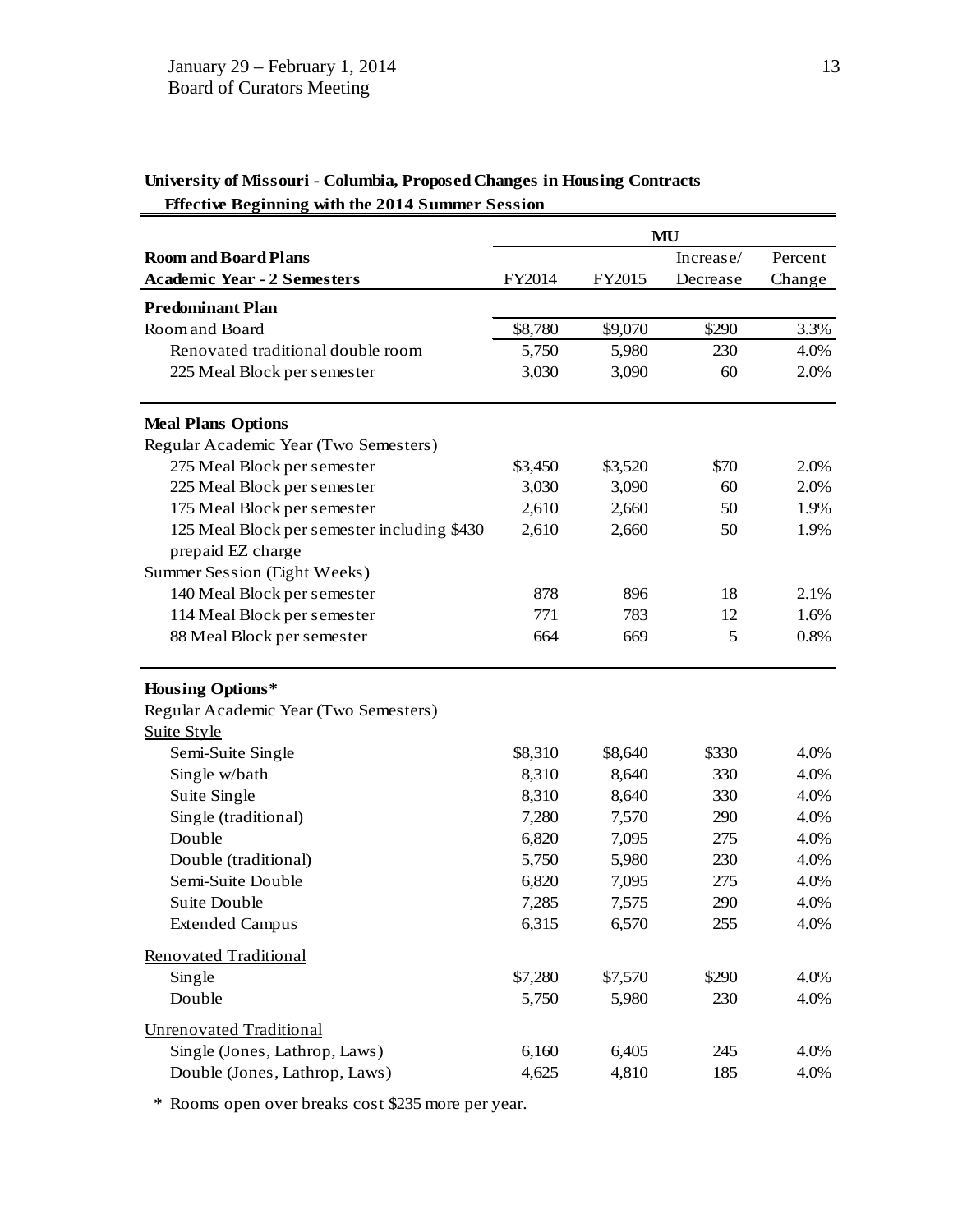January 29 – February 1, 2014
Board of Curators Meeting

**University of Missouri - Columbia, Proposed Changes in Housing Contracts**
**Effective Beginning with the 2014 Summer Session**

| | MU | | | |
|---|---|---|---|---|
| **Room and Board Plans** | | | Increase/ | Percent |
| **Academic Year - 2 Semesters** | FY2014 | FY2015 | Decrease | Change |
| **Predominant Plan** | | | | |
| Room and Board | $8,780 | $9,070 | $290 | 3.3% |
| Renovated traditional double room | 5,750 | 5,980 | 230 | 4.0% |
| 225 Meal Block per semester | 3,030 | 3,090 | 60 | 2.0% |
| **Meal Plans Options** | | | | |
| Regular Academic Year (Two Semesters) | | | | |
| 275 Meal Block per semester | $3,450 | $3,520 | $70 | 2.0% |
| 225 Meal Block per semester | 3,030 | 3,090 | 60 | 2.0% |
| 175 Meal Block per semester | 2,610 | 2,660 | 50 | 1.9% |
| 125 Meal Block per semester including $430 prepaid EZ charge | 2,610 | 2,660 | 50 | 1.9% |
| Summer Session (Eight Weeks) | | | | |
| 140 Meal Block per semester | 878 | 896 | 18 | 2.1% |
| 114 Meal Block per semester | 771 | 783 | 12 | 1.6% |
| 88 Meal Block per semester | 664 | 669 | 5 | 0.8% |
| **Housing Options*** | | | | |
| Regular Academic Year (Two Semesters) | | | | |
| Suite Style | | | | |
| Semi-Suite Single | $8,310 | $8,640 | $330 | 4.0% |
| Single w/bath | 8,310 | 8,640 | 330 | 4.0% |
| Suite Single | 8,310 | 8,640 | 330 | 4.0% |
| Single (traditional) | 7,280 | 7,570 | 290 | 4.0% |
| Double | 6,820 | 7,095 | 275 | 4.0% |
| Double (traditional) | 5,750 | 5,980 | 230 | 4.0% |
| Semi-Suite Double | 6,820 | 7,095 | 275 | 4.0% |
| Suite Double | 7,285 | 7,575 | 290 | 4.0% |
| Extended Campus | 6,315 | 6,570 | 255 | 4.0% |
| Renovated Traditional | | | | |
| Single | $7,280 | $7,570 | $290 | 4.0% |
| Double | 5,750 | 5,980 | 230 | 4.0% |
| Unrenovated Traditional | | | | |
| Single (Jones, Lathrop, Laws) | 6,160 | 6,405 | 245 | 4.0% |
| Double (Jones, Lathrop, Laws) | 4,625 | 4,810 | 185 | 4.0% |

\* Rooms open over breaks cost $235 more per year.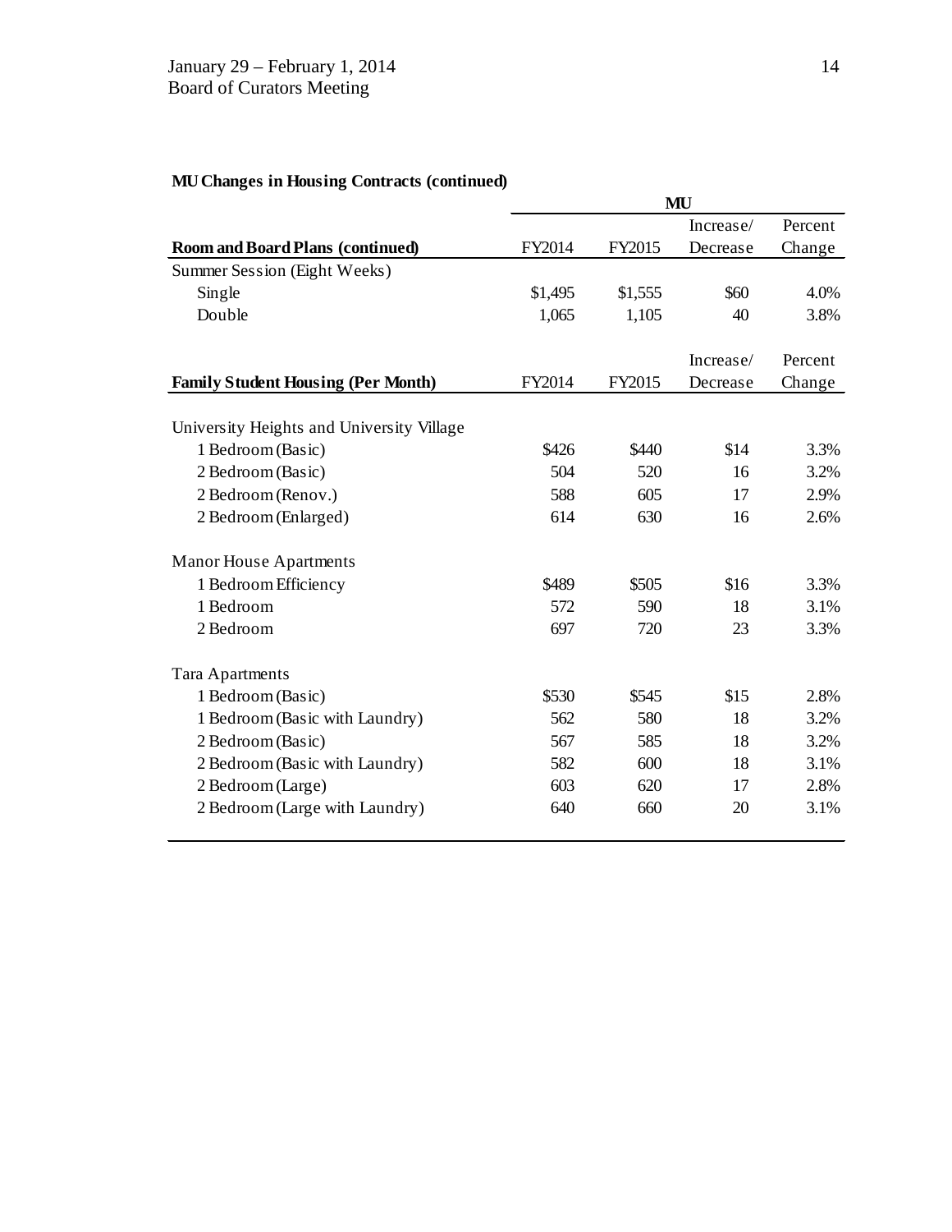### MU Changes in Housing Contracts (continued)

| | MU | | | |
|---|---|---|---|---|
| **Room and Board Plans (continued)** | FY2014 | FY2015 | Increase/ Decrease | Percent Change |
| Summer Session (Eight Weeks) | | | | |
| Single | $1,495 | $1,555 | $60 | 4.0% |
| Double | 1,065 | 1,105 | 40 | 3.8% |
| | | | | |
| **Family Student Housing (Per Month)** | FY2014 | FY2015 | Increase/ Decrease | Percent Change |
| University Heights and University Village | | | | |
| 1 Bedroom (Basic) | $426 | $440 | $14 | 3.3% |
| 2 Bedroom (Basic) | 504 | 520 | 16 | 3.2% |
| 2 Bedroom (Renov.) | 588 | 605 | 17 | 2.9% |
| 2 Bedroom (Enlarged) | 614 | 630 | 16 | 2.6% |
| Manor House Apartments | | | | |
| 1 Bedroom Efficiency | $489 | $505 | $16 | 3.3% |
| 1 Bedroom | 572 | 590 | 18 | 3.1% |
| 2 Bedroom | 697 | 720 | 23 | 3.3% |
| Tara Apartments | | | | |
| 1 Bedroom (Basic) | $530 | $545 | $15 | 2.8% |
| 1 Bedroom (Basic with Laundry) | 562 | 580 | 18 | 3.2% |
| 2 Bedroom (Basic) | 567 | 585 | 18 | 3.2% |
| 2 Bedroom (Basic with Laundry) | 582 | 600 | 18 | 3.1% |
| 2 Bedroom (Large) | 603 | 620 | 17 | 2.8% |
| 2 Bedroom (Large with Laundry) | 640 | 660 | 20 | 3.1% |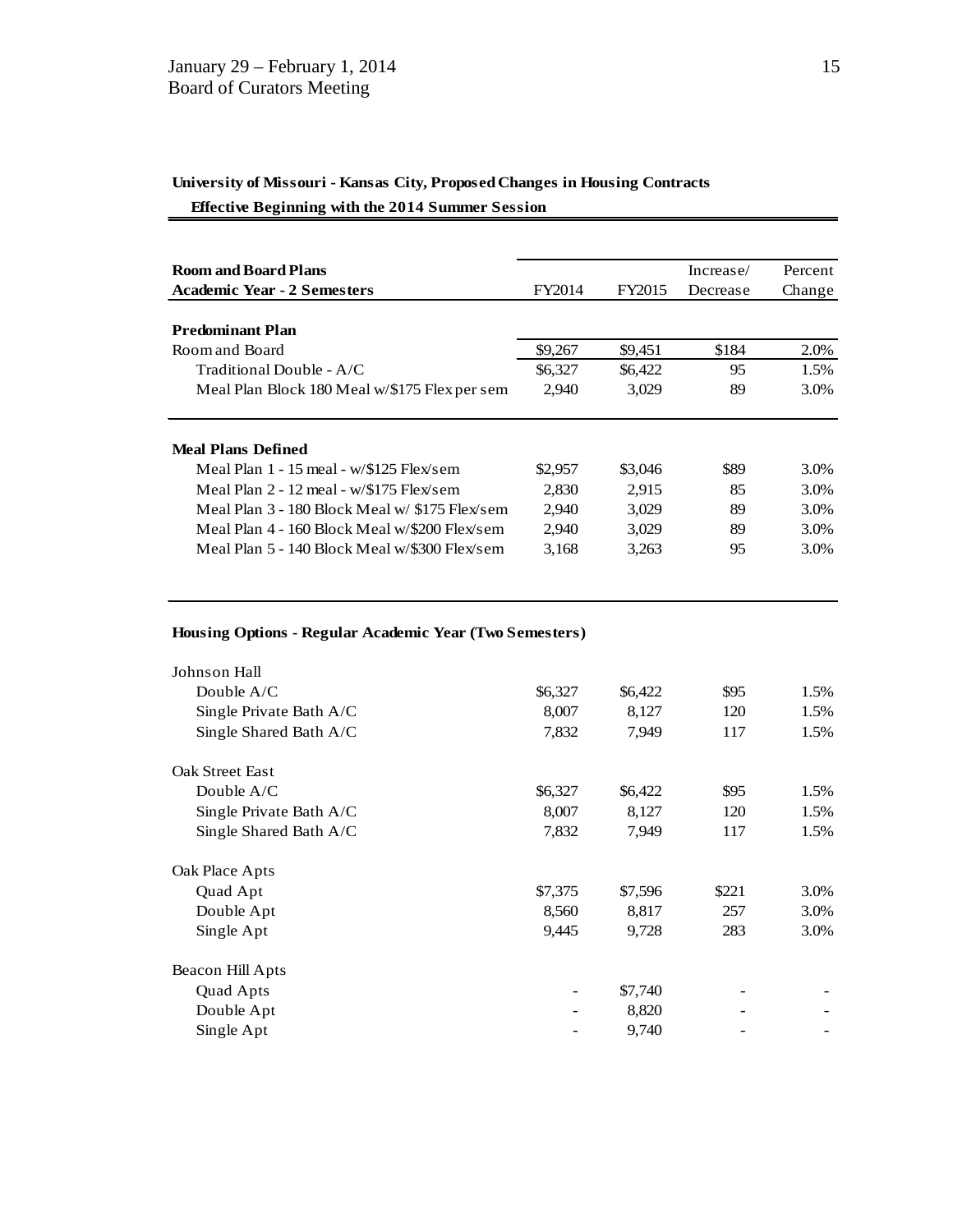**University of Missouri - Kansas City, Proposed Changes in Housing Contracts**

**Effective Beginning with the 2014 Summer Session**

| **Room and Board Plans**<br>**Academic Year - 2 Semesters** | FY2014 | FY2015 | Increase/ Decrease | Percent Change |
|---|---|---|---|---|
| **Predominant Plan** | | | | |
| Room and Board | $9,267 | $9,451 | $184 | 2.0% |
| Traditional Double - A/C | $6,327 | $6,422 | 95 | 1.5% |
| Meal Plan Block 180 Meal w/$175 Flex per sem | 2,940 | 3,029 | 89 | 3.0% |
| **Meal Plans Defined** | | | | |
| Meal Plan 1 - 15 meal - w/$125 Flex/sem | $2,957 | $3,046 | $89 | 3.0% |
| Meal Plan 2 - 12 meal - w/$175 Flex/sem | 2,830 | 2,915 | 85 | 3.0% |
| Meal Plan 3 - 180 Block Meal w/ $175 Flex/sem | 2,940 | 3,029 | 89 | 3.0% |
| Meal Plan 4 - 160 Block Meal w/$200 Flex/sem | 2,940 | 3,029 | 89 | 3.0% |
| Meal Plan 5 - 140 Block Meal w/$300 Flex/sem | 3,168 | 3,263 | 95 | 3.0% |

**Housing Options - Regular Academic Year (Two Semesters)**

| | FY2014 | FY2015 | Increase/ Decrease | Percent Change |
|---|---|---|---|---|
| Johnson Hall | | | | |
| Double A/C | $6,327 | $6,422 | $95 | 1.5% |
| Single Private Bath A/C | 8,007 | 8,127 | 120 | 1.5% |
| Single Shared Bath A/C | 7,832 | 7,949 | 117 | 1.5% |
| Oak Street East | | | | |
| Double A/C | $6,327 | $6,422 | $95 | 1.5% |
| Single Private Bath A/C | 8,007 | 8,127 | 120 | 1.5% |
| Single Shared Bath A/C | 7,832 | 7,949 | 117 | 1.5% |
| Oak Place Apts | | | | |
| Quad Apt | $7,375 | $7,596 | $221 | 3.0% |
| Double Apt | 8,560 | 8,817 | 257 | 3.0% |
| Single Apt | 9,445 | 9,728 | 283 | 3.0% |
| Beacon Hill Apts | | | | |
| Quad Apts | - | $7,740 | - | - |
| Double Apt | - | 8,820 | - | - |
| Single Apt | - | 9,740 | - | - |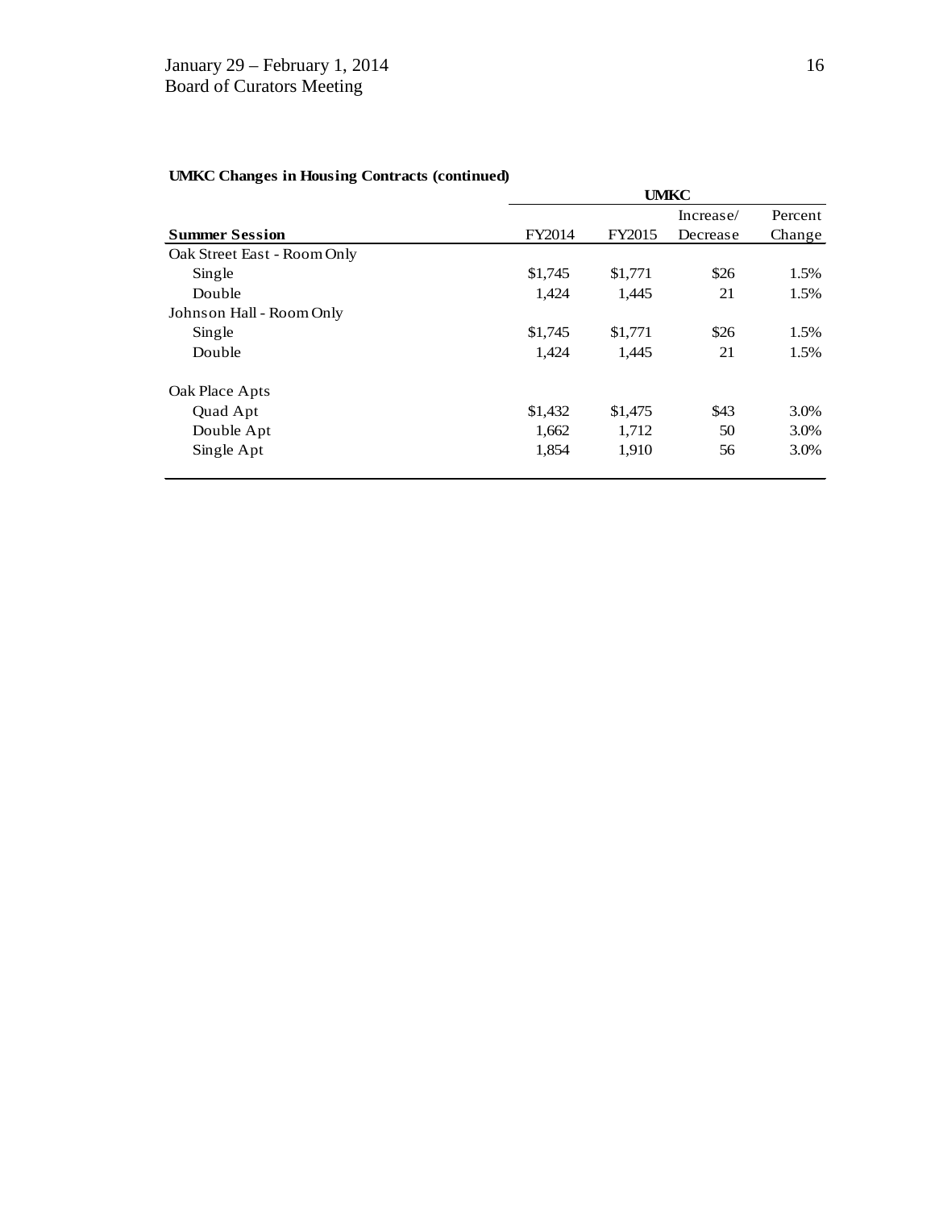**UMKC Changes in Housing Contracts (continued)**

| | UMKC | | | |
|---|---|---|---|---|
| **Summer Session** | FY2014 | FY2015 | Increase/ Decrease | Percent Change |
| Oak Street East - Room Only | | | | |
| Single | $1,745 | $1,771 | $26 | 1.5% |
| Double | 1,424 | 1,445 | 21 | 1.5% |
| Johnson Hall - Room Only | | | | |
| Single | $1,745 | $1,771 | $26 | 1.5% |
| Double | 1,424 | 1,445 | 21 | 1.5% |
| Oak Place Apts | | | | |
| Quad Apt | $1,432 | $1,475 | $43 | 3.0% |
| Double Apt | 1,662 | 1,712 | 50 | 3.0% |
| Single Apt | 1,854 | 1,910 | 56 | 3.0% |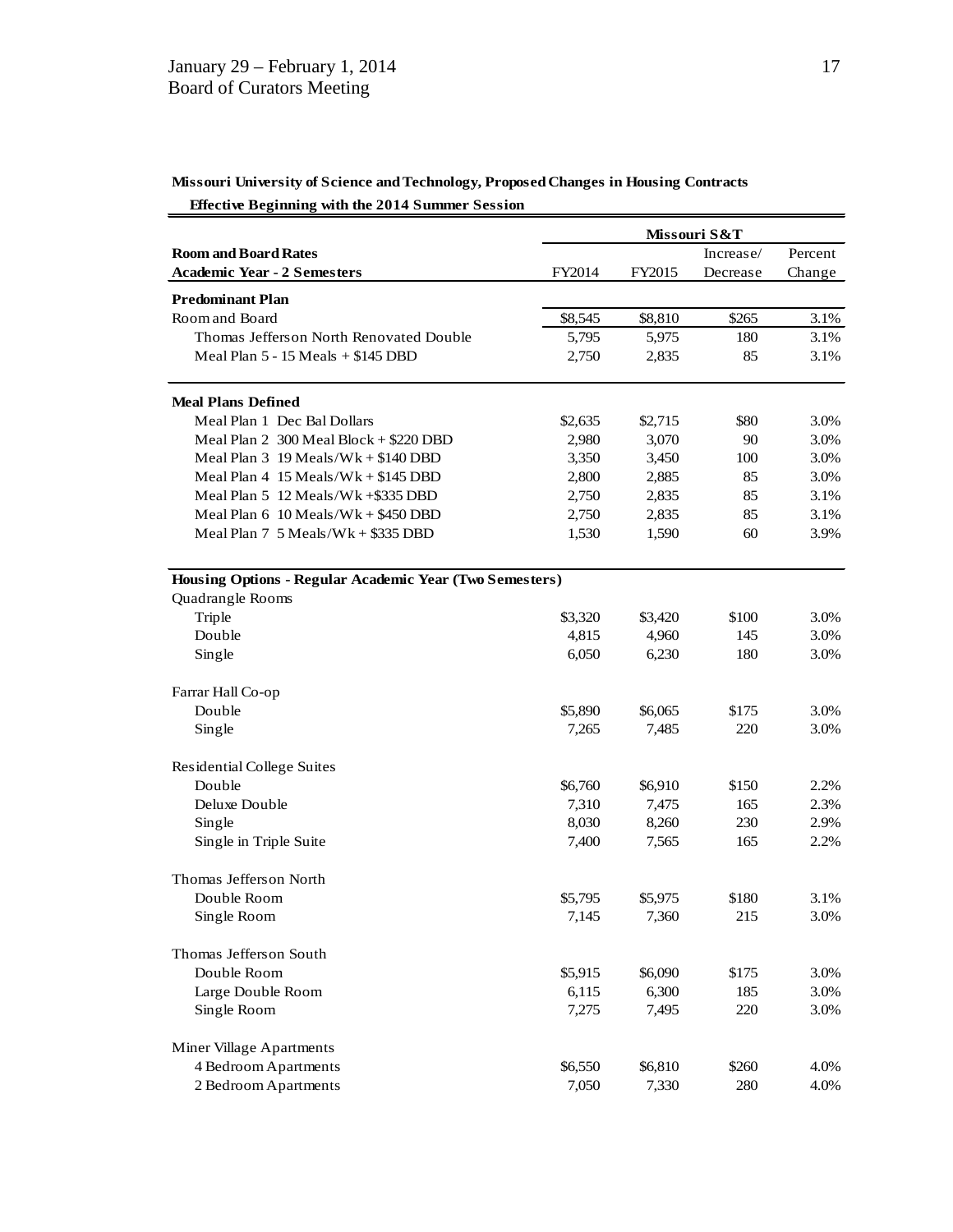**Missouri University of Science and Technology, Proposed Changes in Housing Contracts**

**Effective Beginning with the 2014 Summer Session**

| | Missouri S&T | | | |
|---|---|---|---|---|
| **Room and Board Rates** | | | Increase/ | Percent |
| **Academic Year - 2 Semesters** | FY2014 | FY2015 | Decrease | Change |
| **Predominant Plan** | | | | |
| Room and Board | $8,545 | $8,810 | $265 | 3.1% |
| Thomas Jefferson North Renovated Double | 5,795 | 5,975 | 180 | 3.1% |
| Meal Plan 5 - 15 Meals + $145 DBD | 2,750 | 2,835 | 85 | 3.1% |
| **Meal Plans Defined** | | | | |
| Meal Plan 1 Dec Bal Dollars | $2,635 | $2,715 | $80 | 3.0% |
| Meal Plan 2 300 Meal Block + $220 DBD | 2,980 | 3,070 | 90 | 3.0% |
| Meal Plan 3 19 Meals/Wk + $140 DBD | 3,350 | 3,450 | 100 | 3.0% |
| Meal Plan 4 15 Meals/Wk + $145 DBD | 2,800 | 2,885 | 85 | 3.0% |
| Meal Plan 5 12 Meals/Wk +$335 DBD | 2,750 | 2,835 | 85 | 3.1% |
| Meal Plan 6 10 Meals/Wk + $450 DBD | 2,750 | 2,835 | 85 | 3.1% |
| Meal Plan 7 5 Meals/Wk + $335 DBD | 1,530 | 1,590 | 60 | 3.9% |
| **Housing Options - Regular Academic Year (Two Semesters)** | | | | |
| Quadrangle Rooms | | | | |
| Triple | $3,320 | $3,420 | $100 | 3.0% |
| Double | 4,815 | 4,960 | 145 | 3.0% |
| Single | 6,050 | 6,230 | 180 | 3.0% |
| Farrar Hall Co-op | | | | |
| Double | $5,890 | $6,065 | $175 | 3.0% |
| Single | 7,265 | 7,485 | 220 | 3.0% |
| Residential College Suites | | | | |
| Double | $6,760 | $6,910 | $150 | 2.2% |
| Deluxe Double | 7,310 | 7,475 | 165 | 2.3% |
| Single | 8,030 | 8,260 | 230 | 2.9% |
| Single in Triple Suite | 7,400 | 7,565 | 165 | 2.2% |
| Thomas Jefferson North | | | | |
| Double Room | $5,795 | $5,975 | $180 | 3.1% |
| Single Room | 7,145 | 7,360 | 215 | 3.0% |
| Thomas Jefferson South | | | | |
| Double Room | $5,915 | $6,090 | $175 | 3.0% |
| Large Double Room | 6,115 | 6,300 | 185 | 3.0% |
| Single Room | 7,275 | 7,495 | 220 | 3.0% |
| Miner Village Apartments | | | | |
| 4 Bedroom Apartments | $6,550 | $6,810 | $260 | 4.0% |
| 2 Bedroom Apartments | 7,050 | 7,330 | 280 | 4.0% |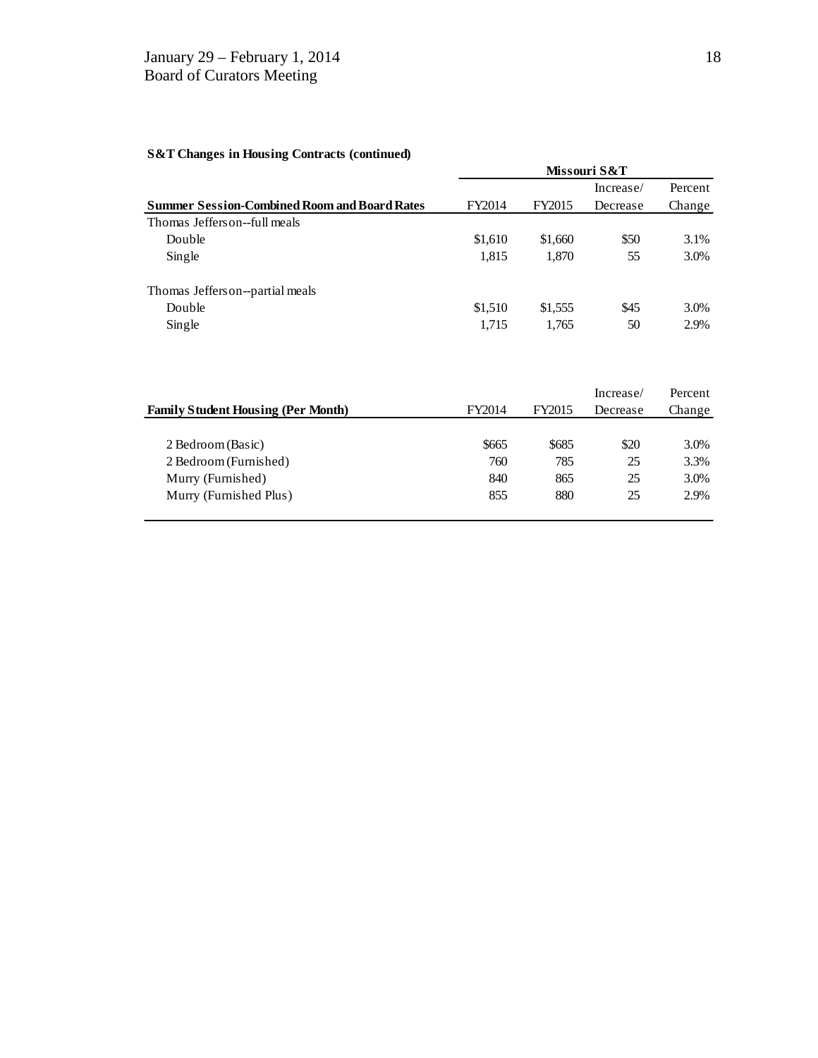**S&T Changes in Housing Contracts (continued)**

| | Missouri S&T | | | |
|---|---|---|---|---|
| **Summer Session-Combined Room and Board Rates** | FY2014 | FY2015 | Increase/ Decrease | Percent Change |
| Thomas Jefferson--full meals | | | | |
| Double | $1,610 | $1,660 | $50 | 3.1% |
| Single | 1,815 | 1,870 | 55 | 3.0% |
| Thomas Jefferson--partial meals | | | | |
| Double | $1,510 | $1,555 | $45 | 3.0% |
| Single | 1,715 | 1,765 | 50 | 2.9% |

| **Family Student Housing (Per Month)** | FY2014 | FY2015 | Increase/ Decrease | Percent Change |
|---|---|---|---|---|
| 2 Bedroom (Basic) | $665 | $685 | $20 | 3.0% |
| 2 Bedroom (Furnished) | 760 | 785 | 25 | 3.3% |
| Murry (Furnished) | 840 | 865 | 25 | 3.0% |
| Murry (Furnished Plus) | 855 | 880 | 25 | 2.9% |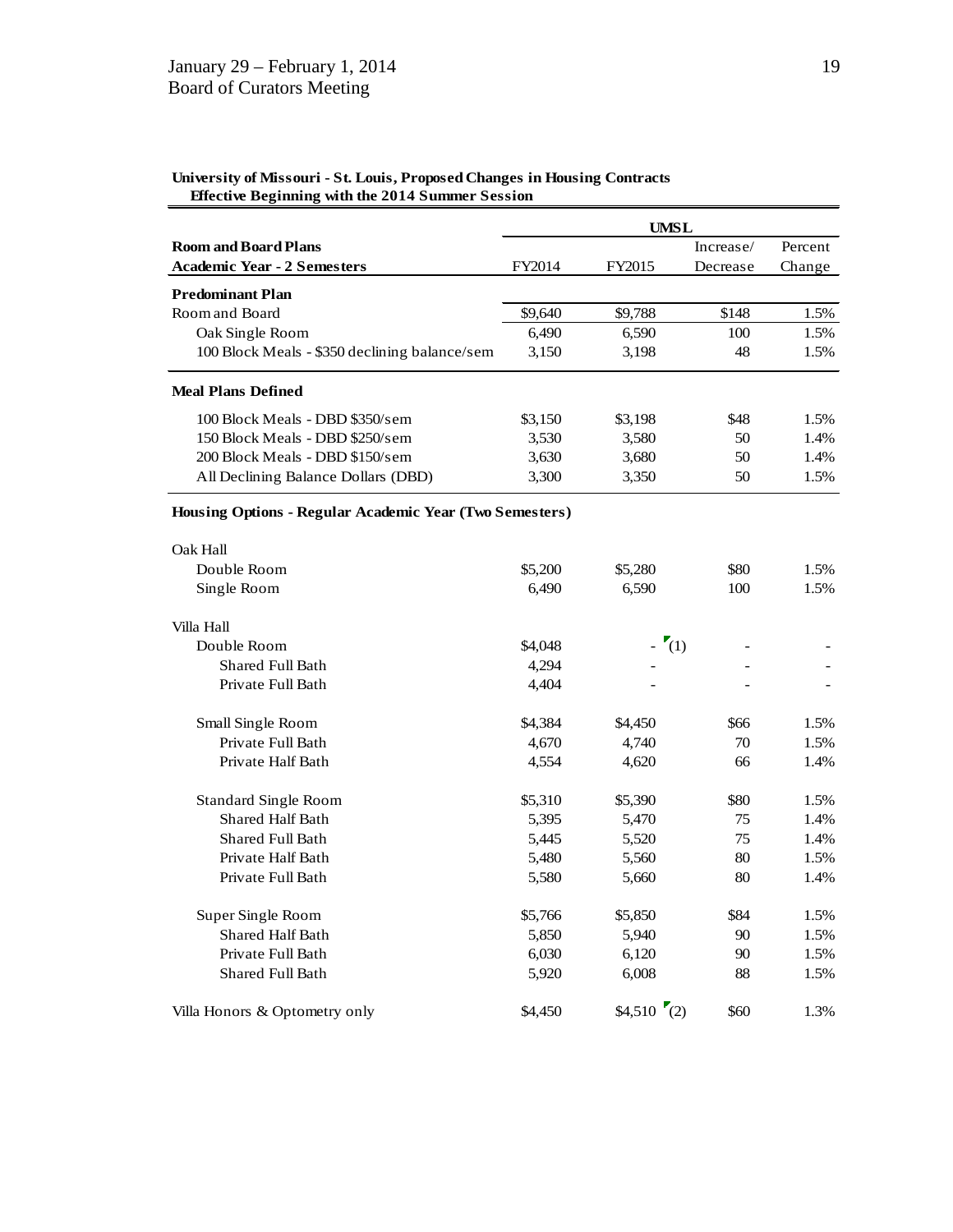**University of Missouri - St. Louis, Proposed Changes in Housing Contracts**
**Effective Beginning with the 2014 Summer Session**

| | UMSL | | | |
|---|---|---|---|---|
| **Room and Board Plans** | | | Increase/ | Percent |
| **Academic Year - 2 Semesters** | FY2014 | FY2015 | Decrease | Change |
| **Predominant Plan** | | | | |
| Room and Board | $9,640 | $9,788 | $148 | 1.5% |
| Oak Single Room | 6,490 | 6,590 | 100 | 1.5% |
| 100 Block Meals - $350 declining balance/sem | 3,150 | 3,198 | 48 | 1.5% |
| **Meal Plans Defined** | | | | |
| 100 Block Meals - DBD $350/sem | $3,150 | $3,198 | $48 | 1.5% |
| 150 Block Meals - DBD $250/sem | 3,530 | 3,580 | 50 | 1.4% |
| 200 Block Meals - DBD $150/sem | 3,630 | 3,680 | 50 | 1.4% |
| All Declining Balance Dollars (DBD) | 3,300 | 3,350 | 50 | 1.5% |
| **Housing Options - Regular Academic Year (Two Semesters)** | | | | |
| Oak Hall | | | | |
| Double Room | $5,200 | $5,280 | $80 | 1.5% |
| Single Room | 6,490 | 6,590 | 100 | 1.5% |
| Villa Hall | | | | |
| Double Room | $4,048 | - (1) | - | - |
| Shared Full Bath | 4,294 | - | - | - |
| Private Full Bath | 4,404 | - | - | - |
| Small Single Room | $4,384 | $4,450 | $66 | 1.5% |
| Private Full Bath | 4,670 | 4,740 | 70 | 1.5% |
| Private Half Bath | 4,554 | 4,620 | 66 | 1.4% |
| Standard Single Room | $5,310 | $5,390 | $80 | 1.5% |
| Shared Half Bath | 5,395 | 5,470 | 75 | 1.4% |
| Shared Full Bath | 5,445 | 5,520 | 75 | 1.4% |
| Private Half Bath | 5,480 | 5,560 | 80 | 1.5% |
| Private Full Bath | 5,580 | 5,660 | 80 | 1.4% |
| Super Single Room | $5,766 | $5,850 | $84 | 1.5% |
| Shared Half Bath | 5,850 | 5,940 | 90 | 1.5% |
| Private Full Bath | 6,030 | 6,120 | 90 | 1.5% |
| Shared Full Bath | 5,920 | 6,008 | 88 | 1.5% |
| Villa Honors & Optometry only | $4,450 | $4,510 (2) | $60 | 1.3% |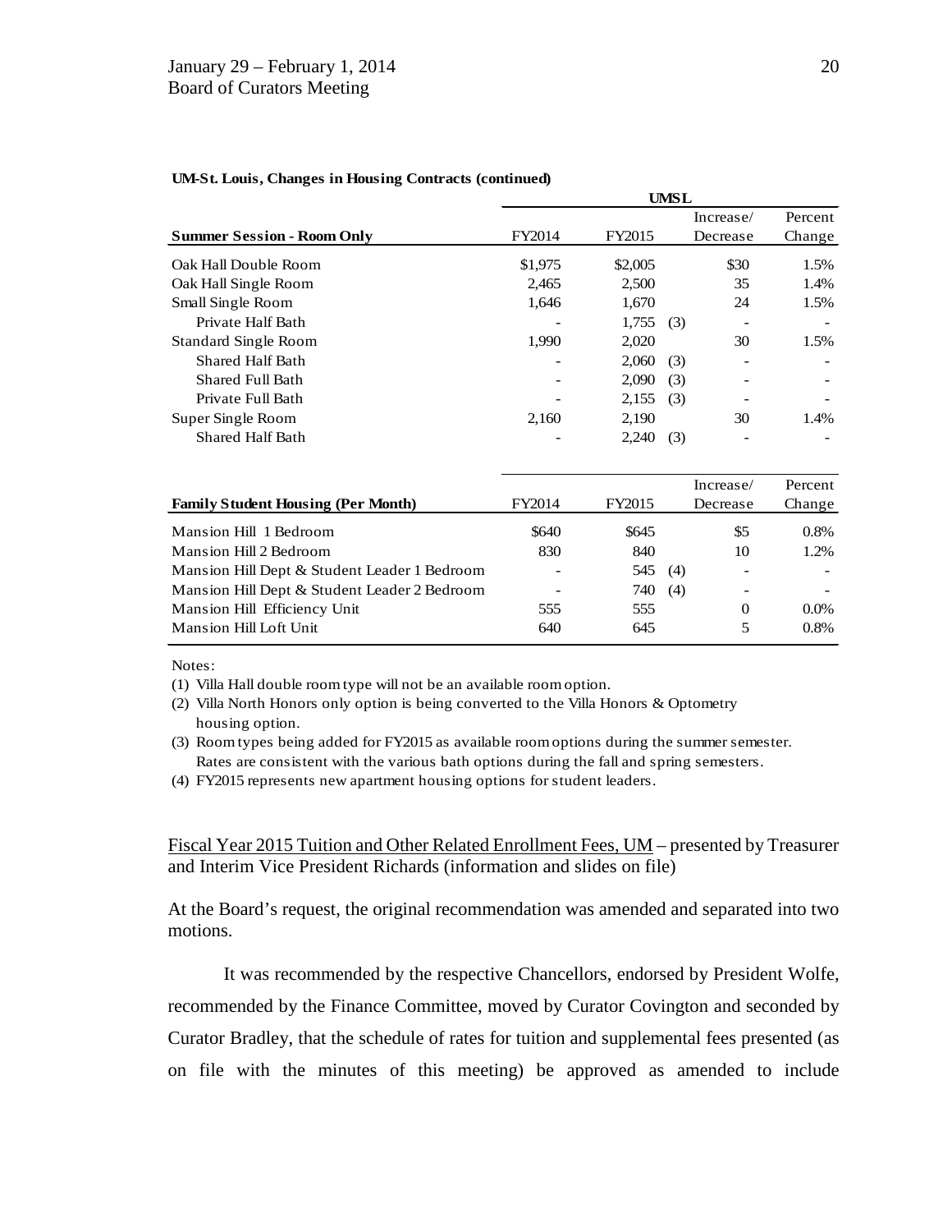**UM-St. Louis, Changes in Housing Contracts (continued)**

| | UMSL | | | | |
|---|---|---|---|---|---|
| **Summer Session - Room Only** | FY2014 | FY2015 | | Increase/ Decrease | Percent Change |
| Oak Hall Double Room | $1,975 | $2,005 | | $30 | 1.5% |
| Oak Hall Single Room | 2,465 | 2,500 | | 35 | 1.4% |
| Small Single Room | 1,646 | 1,670 | | 24 | 1.5% |
| Private Half Bath | - | 1,755 | (3) | - | - |
| Standard Single Room | 1,990 | 2,020 | | 30 | 1.5% |
| Shared Half Bath | - | 2,060 | (3) | - | - |
| Shared Full Bath | - | 2,090 | (3) | - | - |
| Private Full Bath | - | 2,155 | (3) | - | - |
| Super Single Room | 2,160 | 2,190 | | 30 | 1.4% |
| Shared Half Bath | - | 2,240 | (3) | - | - |

| **Family Student Housing (Per Month)** | FY2014 | FY2015 | | Increase/ Decrease | Percent Change |
|---|---|---|---|---|---|
| Mansion Hill 1 Bedroom | $640 | $645 | | $5 | 0.8% |
| Mansion Hill 2 Bedroom | 830 | 840 | | 10 | 1.2% |
| Mansion Hill Dept & Student Leader 1 Bedroom | - | 545 | (4) | - | - |
| Mansion Hill Dept & Student Leader 2 Bedroom | - | 740 | (4) | - | - |
| Mansion Hill Efficiency Unit | 555 | 555 | | 0 | 0.0% |
| Mansion Hill Loft Unit | 640 | 645 | | 5 | 0.8% |

Notes:

(1) Villa Hall double room type will not be an available room option.

(2) Villa North Honors only option is being converted to the Villa Honors & Optometry housing option.

(3) Room types being added for FY2015 as available room options during the summer semester. Rates are consistent with the various bath options during the fall and spring semesters.

(4) FY2015 represents new apartment housing options for student leaders.

Fiscal Year 2015 Tuition and Other Related Enrollment Fees, UM – presented by Treasurer and Interim Vice President Richards (information and slides on file)

At the Board's request, the original recommendation was amended and separated into two motions.

It was recommended by the respective Chancellors, endorsed by President Wolfe, recommended by the Finance Committee, moved by Curator Covington and seconded by Curator Bradley, that the schedule of rates for tuition and supplemental fees presented (as on file with the minutes of this meeting) be approved as amended to include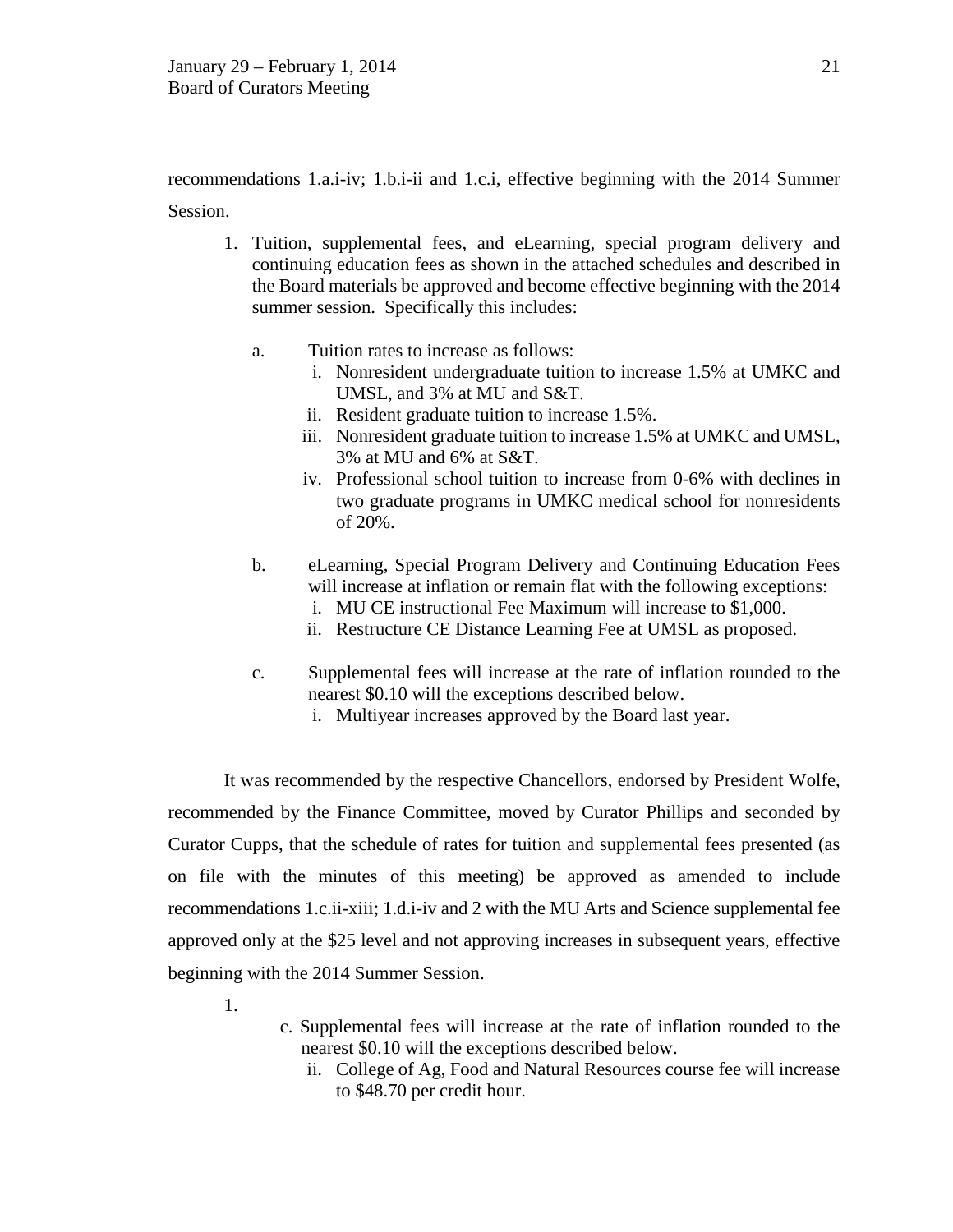recommendations 1.a.i-iv; 1.b.i-ii and 1.c.i, effective beginning with the 2014 Summer Session.

1. Tuition, supplemental fees, and eLearning, special program delivery and continuing education fees as shown in the attached schedules and described in the Board materials be approved and become effective beginning with the 2014 summer session. Specifically this includes:

   a. Tuition rates to increase as follows:
      i. Nonresident undergraduate tuition to increase 1.5% at UMKC and UMSL, and 3% at MU and S&T.
      ii. Resident graduate tuition to increase 1.5%.
      iii. Nonresident graduate tuition to increase 1.5% at UMKC and UMSL, 3% at MU and 6% at S&T.
      iv. Professional school tuition to increase from 0-6% with declines in two graduate programs in UMKC medical school for nonresidents of 20%.

   b. eLearning, Special Program Delivery and Continuing Education Fees will increase at inflation or remain flat with the following exceptions:
      i. MU CE instructional Fee Maximum will increase to $1,000.
      ii. Restructure CE Distance Learning Fee at UMSL as proposed.

   c. Supplemental fees will increase at the rate of inflation rounded to the nearest $0.10 will the exceptions described below.
      i. Multiyear increases approved by the Board last year.

It was recommended by the respective Chancellors, endorsed by President Wolfe, recommended by the Finance Committee, moved by Curator Phillips and seconded by Curator Cupps, that the schedule of rates for tuition and supplemental fees presented (as on file with the minutes of this meeting) be approved as amended to include recommendations 1.c.ii-xiii; 1.d.i-iv and 2 with the MU Arts and Science supplemental fee approved only at the $25 level and not approving increases in subsequent years, effective beginning with the 2014 Summer Session.

1.

   c. Supplemental fees will increase at the rate of inflation rounded to the nearest $0.10 will the exceptions described below.
      ii. College of Ag, Food and Natural Resources course fee will increase to $48.70 per credit hour.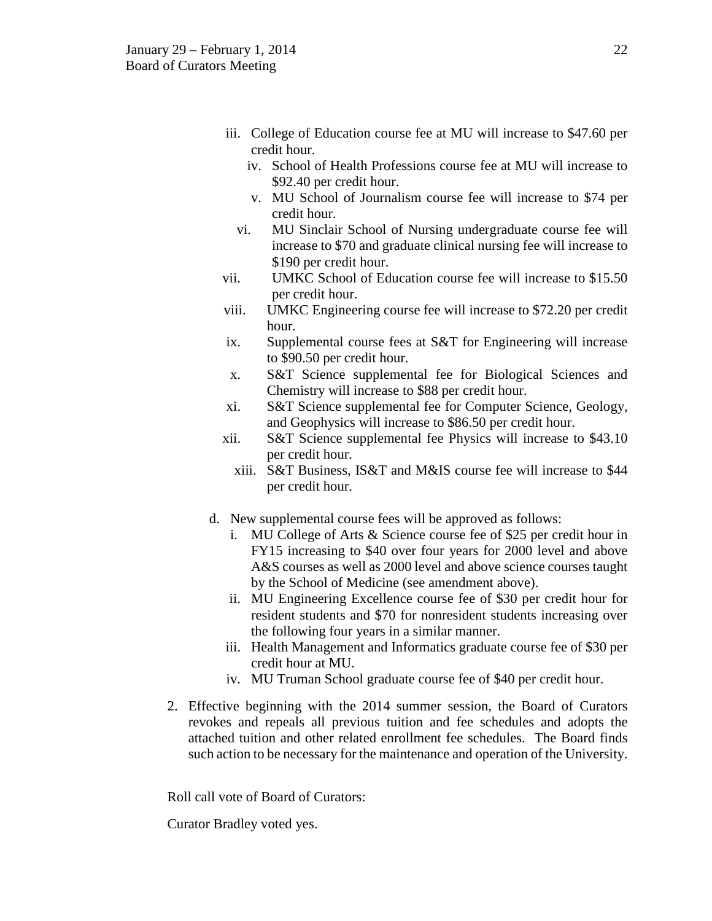iii. College of Education course fee at MU will increase to $47.60 per credit hour.

iv. School of Health Professions course fee at MU will increase to $92.40 per credit hour.

v. MU School of Journalism course fee will increase to $74 per credit hour.

vi. MU Sinclair School of Nursing undergraduate course fee will increase to $70 and graduate clinical nursing fee will increase to $190 per credit hour.

vii. UMKC School of Education course fee will increase to $15.50 per credit hour.

viii. UMKC Engineering course fee will increase to $72.20 per credit hour.

ix. Supplemental course fees at S&T for Engineering will increase to $90.50 per credit hour.

x. S&T Science supplemental fee for Biological Sciences and Chemistry will increase to $88 per credit hour.

xi. S&T Science supplemental fee for Computer Science, Geology, and Geophysics will increase to $86.50 per credit hour.

xii. S&T Science supplemental fee Physics will increase to $43.10 per credit hour.

xiii. S&T Business, IS&T and M&IS course fee will increase to $44 per credit hour.

d. New supplemental course fees will be approved as follows:

i. MU College of Arts & Science course fee of $25 per credit hour in FY15 increasing to $40 over four years for 2000 level and above A&S courses as well as 2000 level and above science courses taught by the School of Medicine (see amendment above).

ii. MU Engineering Excellence course fee of $30 per credit hour for resident students and $70 for nonresident students increasing over the following four years in a similar manner.

iii. Health Management and Informatics graduate course fee of $30 per credit hour at MU.

iv. MU Truman School graduate course fee of $40 per credit hour.

2. Effective beginning with the 2014 summer session, the Board of Curators revokes and repeals all previous tuition and fee schedules and adopts the attached tuition and other related enrollment fee schedules. The Board finds such action to be necessary for the maintenance and operation of the University.

Roll call vote of Board of Curators:

Curator Bradley voted yes.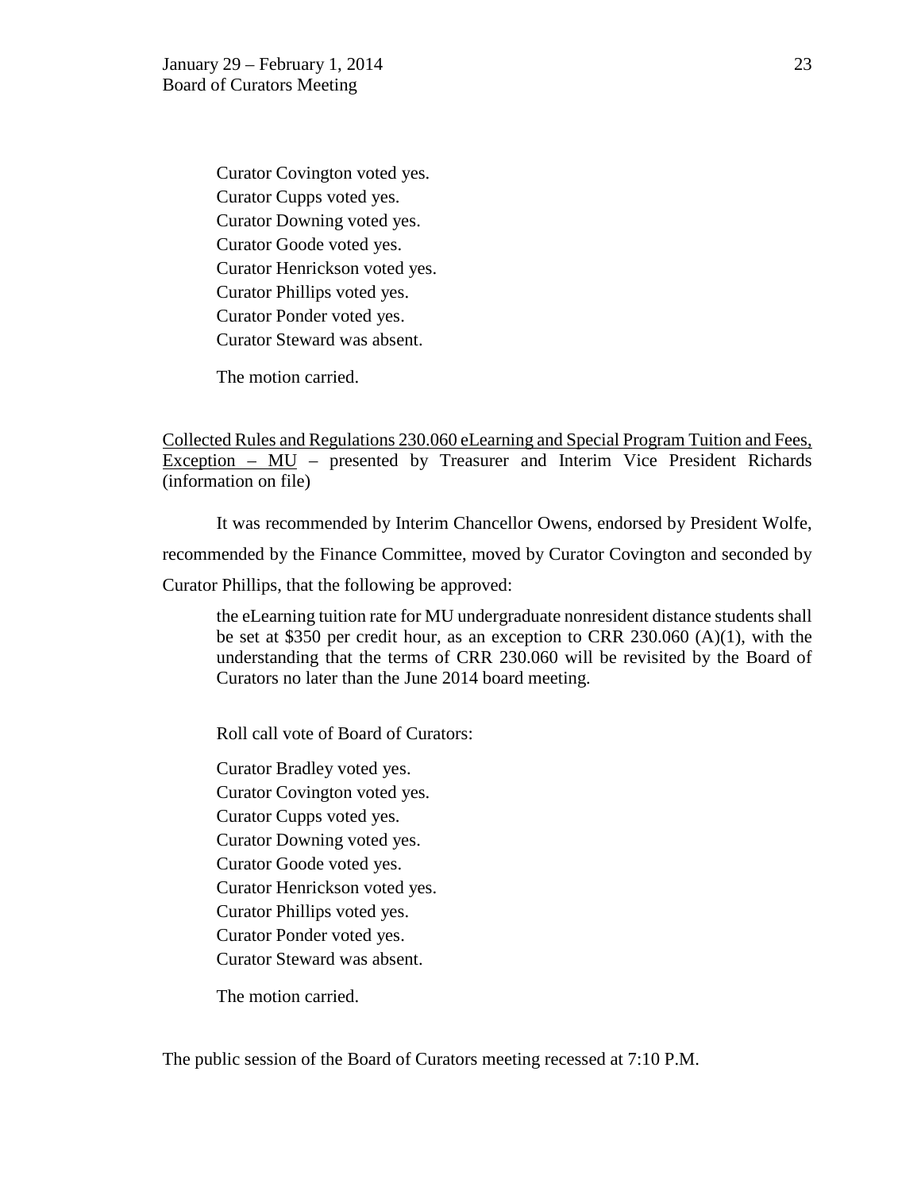Curator Covington voted yes.
Curator Cupps voted yes.
Curator Downing voted yes.
Curator Goode voted yes.
Curator Henrickson voted yes.
Curator Phillips voted yes.
Curator Ponder voted yes.
Curator Steward was absent.

The motion carried.

<u>Collected Rules and Regulations 230.060 eLearning and Special Program Tuition and Fees, Exception – MU</u> – presented by Treasurer and Interim Vice President Richards (information on file)

It was recommended by Interim Chancellor Owens, endorsed by President Wolfe, recommended by the Finance Committee, moved by Curator Covington and seconded by Curator Phillips, that the following be approved:

> the eLearning tuition rate for MU undergraduate nonresident distance students shall be set at $350 per credit hour, as an exception to CRR 230.060 (A)(1), with the understanding that the terms of CRR 230.060 will be revisited by the Board of Curators no later than the June 2014 board meeting.

Roll call vote of Board of Curators:

Curator Bradley voted yes.
Curator Covington voted yes.
Curator Cupps voted yes.
Curator Downing voted yes.
Curator Goode voted yes.
Curator Henrickson voted yes.
Curator Phillips voted yes.
Curator Ponder voted yes.
Curator Steward was absent.

The motion carried.

The public session of the Board of Curators meeting recessed at 7:10 P.M.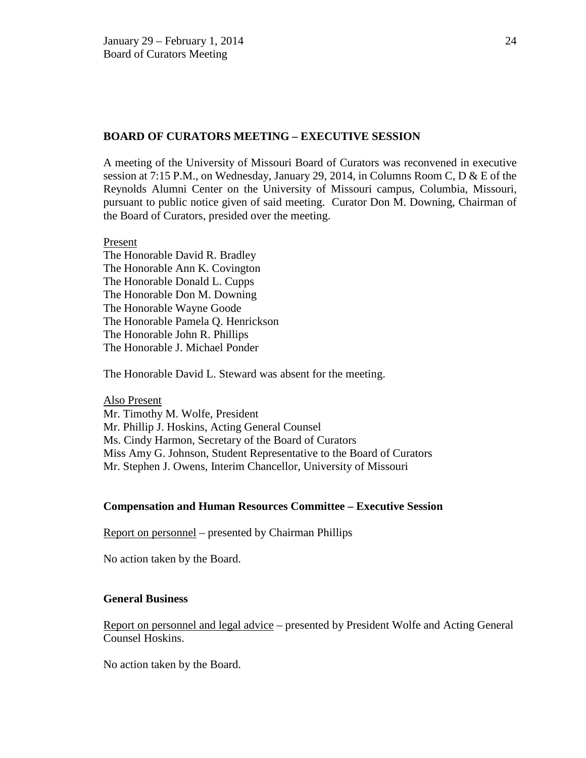## BOARD OF CURATORS MEETING – EXECUTIVE SESSION

A meeting of the University of Missouri Board of Curators was reconvened in executive session at 7:15 P.M., on Wednesday, January 29, 2014, in Columns Room C, D & E of the Reynolds Alumni Center on the University of Missouri campus, Columbia, Missouri, pursuant to public notice given of said meeting. Curator Don M. Downing, Chairman of the Board of Curators, presided over the meeting.

Present
The Honorable David R. Bradley
The Honorable Ann K. Covington
The Honorable Donald L. Cupps
The Honorable Don M. Downing
The Honorable Wayne Goode
The Honorable Pamela Q. Henrickson
The Honorable John R. Phillips
The Honorable J. Michael Ponder

The Honorable David L. Steward was absent for the meeting.

Also Present
Mr. Timothy M. Wolfe, President
Mr. Phillip J. Hoskins, Acting General Counsel
Ms. Cindy Harmon, Secretary of the Board of Curators
Miss Amy G. Johnson, Student Representative to the Board of Curators
Mr. Stephen J. Owens, Interim Chancellor, University of Missouri

### Compensation and Human Resources Committee – Executive Session

Report on personnel – presented by Chairman Phillips

No action taken by the Board.

### General Business

Report on personnel and legal advice – presented by President Wolfe and Acting General Counsel Hoskins.

No action taken by the Board.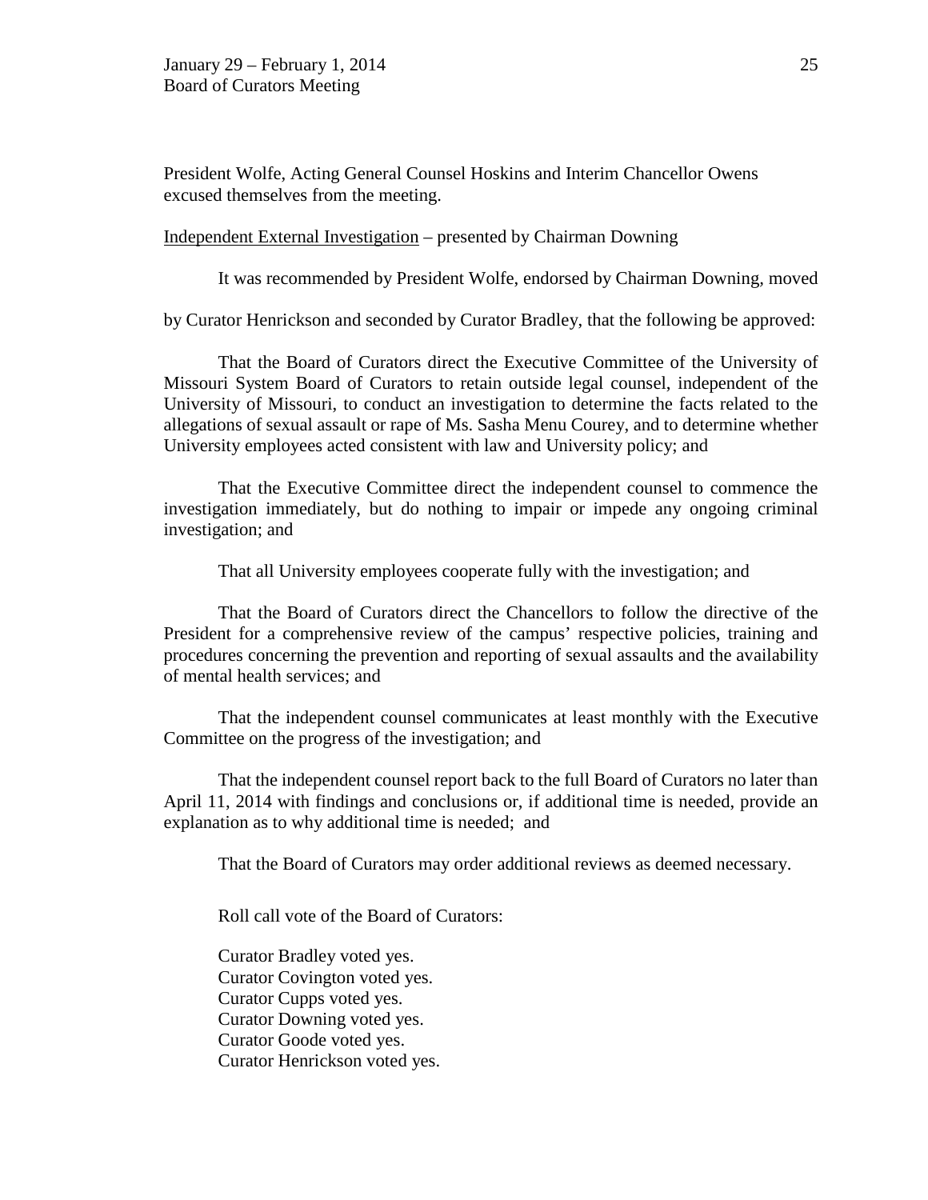President Wolfe, Acting General Counsel Hoskins and Interim Chancellor Owens excused themselves from the meeting.

Independent External Investigation – presented by Chairman Downing

It was recommended by President Wolfe, endorsed by Chairman Downing, moved by Curator Henrickson and seconded by Curator Bradley, that the following be approved:

That the Board of Curators direct the Executive Committee of the University of Missouri System Board of Curators to retain outside legal counsel, independent of the University of Missouri, to conduct an investigation to determine the facts related to the allegations of sexual assault or rape of Ms. Sasha Menu Courey, and to determine whether University employees acted consistent with law and University policy; and

That the Executive Committee direct the independent counsel to commence the investigation immediately, but do nothing to impair or impede any ongoing criminal investigation; and

That all University employees cooperate fully with the investigation; and

That the Board of Curators direct the Chancellors to follow the directive of the President for a comprehensive review of the campus' respective policies, training and procedures concerning the prevention and reporting of sexual assaults and the availability of mental health services; and

That the independent counsel communicates at least monthly with the Executive Committee on the progress of the investigation; and

That the independent counsel report back to the full Board of Curators no later than April 11, 2014 with findings and conclusions or, if additional time is needed, provide an explanation as to why additional time is needed; and

That the Board of Curators may order additional reviews as deemed necessary.

Roll call vote of the Board of Curators:

Curator Bradley voted yes.
Curator Covington voted yes.
Curator Cupps voted yes.
Curator Downing voted yes.
Curator Goode voted yes.
Curator Henrickson voted yes.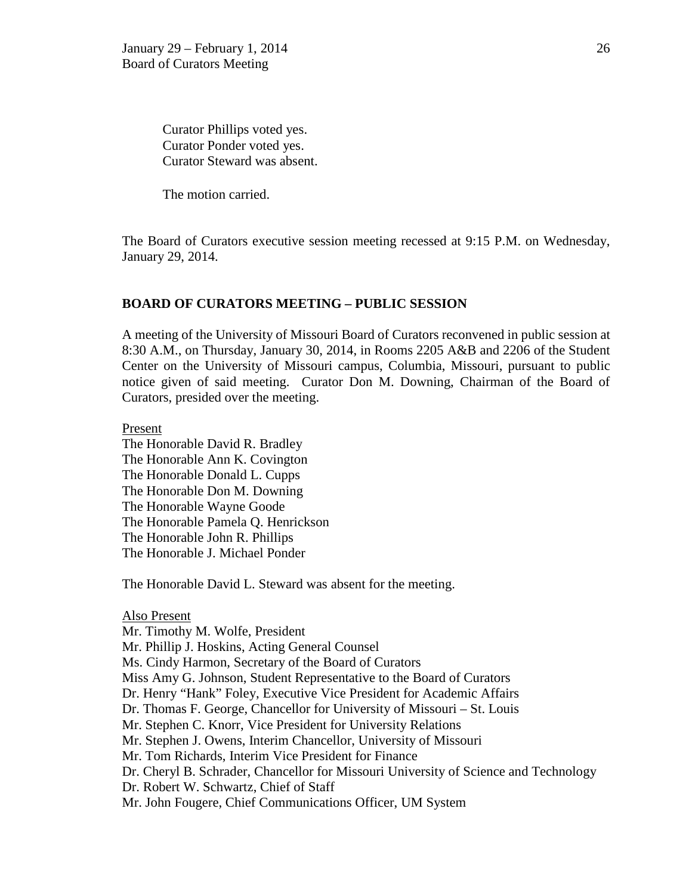Curator Phillips voted yes.
Curator Ponder voted yes.
Curator Steward was absent.

The motion carried.

The Board of Curators executive session meeting recessed at 9:15 P.M. on Wednesday, January 29, 2014.

**BOARD OF CURATORS MEETING – PUBLIC SESSION**

A meeting of the University of Missouri Board of Curators reconvened in public session at 8:30 A.M., on Thursday, January 30, 2014, in Rooms 2205 A&B and 2206 of the Student Center on the University of Missouri campus, Columbia, Missouri, pursuant to public notice given of said meeting. Curator Don M. Downing, Chairman of the Board of Curators, presided over the meeting.

Present
The Honorable David R. Bradley
The Honorable Ann K. Covington
The Honorable Donald L. Cupps
The Honorable Don M. Downing
The Honorable Wayne Goode
The Honorable Pamela Q. Henrickson
The Honorable John R. Phillips
The Honorable J. Michael Ponder

The Honorable David L. Steward was absent for the meeting.

Also Present
Mr. Timothy M. Wolfe, President
Mr. Phillip J. Hoskins, Acting General Counsel
Ms. Cindy Harmon, Secretary of the Board of Curators
Miss Amy G. Johnson, Student Representative to the Board of Curators
Dr. Henry "Hank" Foley, Executive Vice President for Academic Affairs
Dr. Thomas F. George, Chancellor for University of Missouri – St. Louis
Mr. Stephen C. Knorr, Vice President for University Relations
Mr. Stephen J. Owens, Interim Chancellor, University of Missouri
Mr. Tom Richards, Interim Vice President for Finance
Dr. Cheryl B. Schrader, Chancellor for Missouri University of Science and Technology
Dr. Robert W. Schwartz, Chief of Staff
Mr. John Fougere, Chief Communications Officer, UM System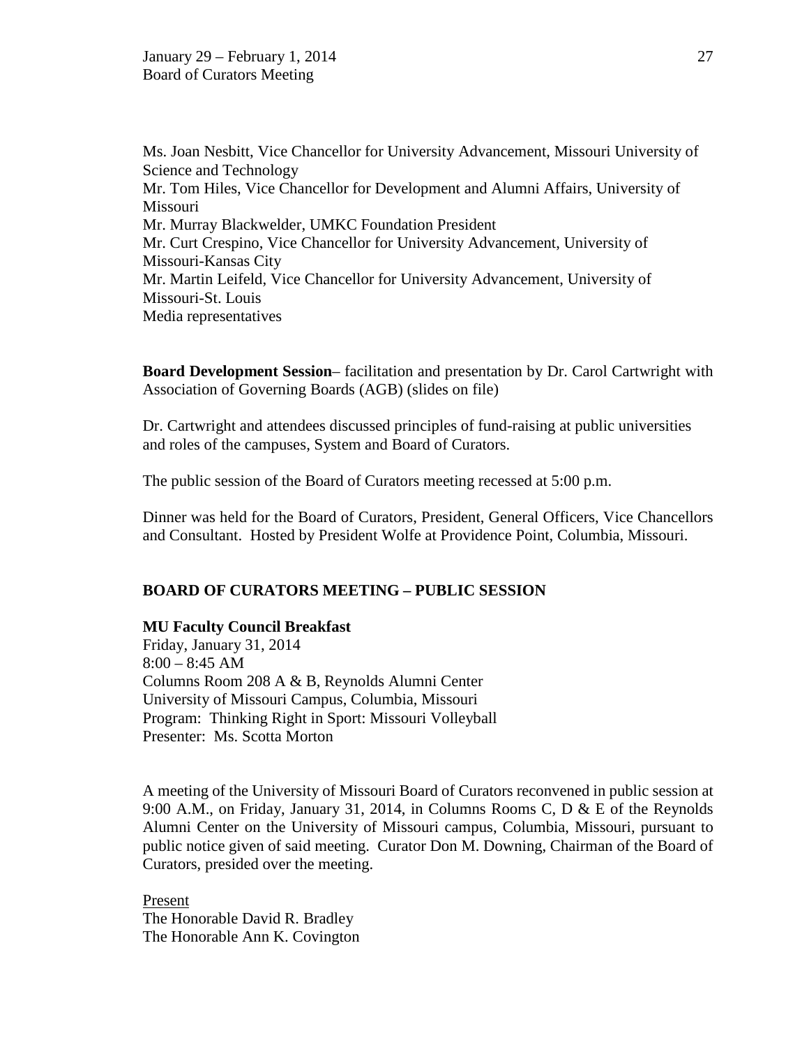Ms. Joan Nesbitt, Vice Chancellor for University Advancement, Missouri University of Science and Technology
Mr. Tom Hiles, Vice Chancellor for Development and Alumni Affairs, University of Missouri
Mr. Murray Blackwelder, UMKC Foundation President
Mr. Curt Crespino, Vice Chancellor for University Advancement, University of Missouri-Kansas City
Mr. Martin Leifeld, Vice Chancellor for University Advancement, University of Missouri-St. Louis
Media representatives

**Board Development Session**– facilitation and presentation by Dr. Carol Cartwright with Association of Governing Boards (AGB) (slides on file)

Dr. Cartwright and attendees discussed principles of fund-raising at public universities and roles of the campuses, System and Board of Curators.

The public session of the Board of Curators meeting recessed at 5:00 p.m.

Dinner was held for the Board of Curators, President, General Officers, Vice Chancellors and Consultant. Hosted by President Wolfe at Providence Point, Columbia, Missouri.

**BOARD OF CURATORS MEETING – PUBLIC SESSION**

**MU Faculty Council Breakfast**
Friday, January 31, 2014
8:00 – 8:45 AM
Columns Room 208 A & B, Reynolds Alumni Center
University of Missouri Campus, Columbia, Missouri
Program: Thinking Right in Sport: Missouri Volleyball
Presenter: Ms. Scotta Morton

A meeting of the University of Missouri Board of Curators reconvened in public session at 9:00 A.M., on Friday, January 31, 2014, in Columns Rooms C, D & E of the Reynolds Alumni Center on the University of Missouri campus, Columbia, Missouri, pursuant to public notice given of said meeting. Curator Don M. Downing, Chairman of the Board of Curators, presided over the meeting.

Present
The Honorable David R. Bradley
The Honorable Ann K. Covington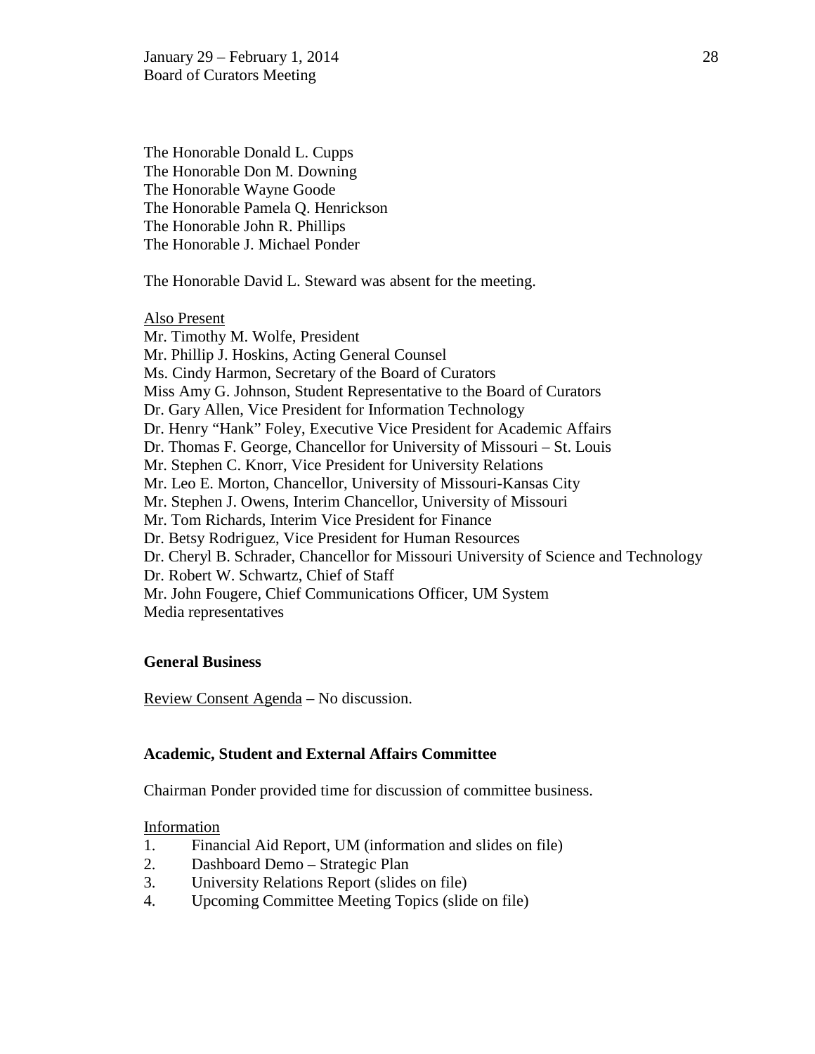The Honorable Donald L. Cupps
The Honorable Don M. Downing
The Honorable Wayne Goode
The Honorable Pamela Q. Henrickson
The Honorable John R. Phillips
The Honorable J. Michael Ponder

The Honorable David L. Steward was absent for the meeting.

Also Present
Mr. Timothy M. Wolfe, President
Mr. Phillip J. Hoskins, Acting General Counsel
Ms. Cindy Harmon, Secretary of the Board of Curators
Miss Amy G. Johnson, Student Representative to the Board of Curators
Dr. Gary Allen, Vice President for Information Technology
Dr. Henry "Hank" Foley, Executive Vice President for Academic Affairs
Dr. Thomas F. George, Chancellor for University of Missouri – St. Louis
Mr. Stephen C. Knorr, Vice President for University Relations
Mr. Leo E. Morton, Chancellor, University of Missouri-Kansas City
Mr. Stephen J. Owens, Interim Chancellor, University of Missouri
Mr. Tom Richards, Interim Vice President for Finance
Dr. Betsy Rodriguez, Vice President for Human Resources
Dr. Cheryl B. Schrader, Chancellor for Missouri University of Science and Technology
Dr. Robert W. Schwartz, Chief of Staff
Mr. John Fougere, Chief Communications Officer, UM System
Media representatives

**General Business**

Review Consent Agenda – No discussion.

**Academic, Student and External Affairs Committee**

Chairman Ponder provided time for discussion of committee business.

Information

1. Financial Aid Report, UM (information and slides on file)
2. Dashboard Demo – Strategic Plan
3. University Relations Report (slides on file)
4. Upcoming Committee Meeting Topics (slide on file)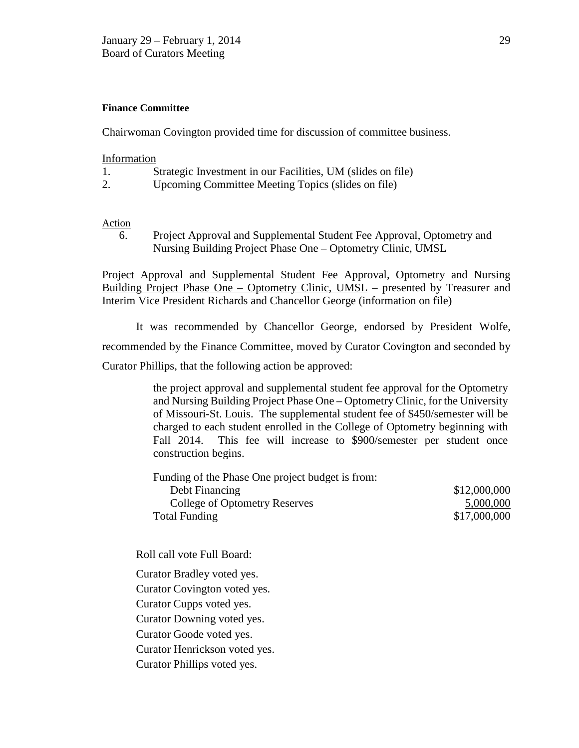**Finance Committee**

Chairwoman Covington provided time for discussion of committee business.

Information

1. Strategic Investment in our Facilities, UM (slides on file)
2. Upcoming Committee Meeting Topics (slides on file)

Action

6. Project Approval and Supplemental Student Fee Approval, Optometry and Nursing Building Project Phase One – Optometry Clinic, UMSL

Project Approval and Supplemental Student Fee Approval, Optometry and Nursing Building Project Phase One – Optometry Clinic, UMSL – presented by Treasurer and Interim Vice President Richards and Chancellor George (information on file)

It was recommended by Chancellor George, endorsed by President Wolfe, recommended by the Finance Committee, moved by Curator Covington and seconded by Curator Phillips, that the following action be approved:

> the project approval and supplemental student fee approval for the Optometry and Nursing Building Project Phase One – Optometry Clinic, for the University of Missouri-St. Louis. The supplemental student fee of $450/semester will be charged to each student enrolled in the College of Optometry beginning with Fall 2014. This fee will increase to $900/semester per student once construction begins.
>
> Funding of the Phase One project budget is from:
>
> | | |
> |---|---|
> | Debt Financing | $12,000,000 |
> | College of Optometry Reserves | 5,000,000 |
> | Total Funding | $17,000,000 |

Roll call vote Full Board:

Curator Bradley voted yes.
Curator Covington voted yes.
Curator Cupps voted yes.
Curator Downing voted yes.
Curator Goode voted yes.
Curator Henrickson voted yes.
Curator Phillips voted yes.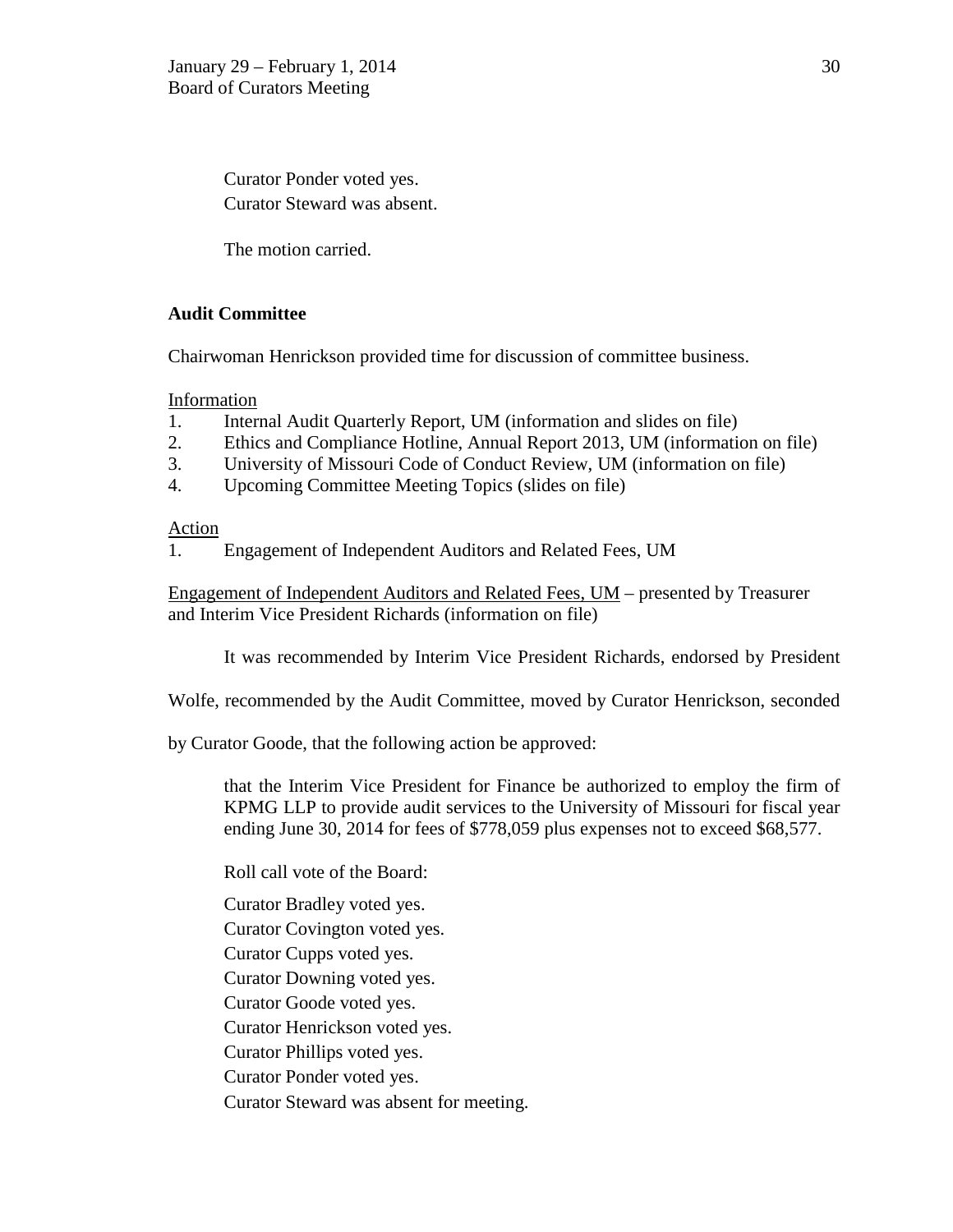Curator Ponder voted yes.
Curator Steward was absent.

The motion carried.

**Audit Committee**

Chairwoman Henrickson provided time for discussion of committee business.

Information

1. Internal Audit Quarterly Report, UM (information and slides on file)
2. Ethics and Compliance Hotline, Annual Report 2013, UM (information on file)
3. University of Missouri Code of Conduct Review, UM (information on file)
4. Upcoming Committee Meeting Topics (slides on file)

Action

1. Engagement of Independent Auditors and Related Fees, UM

Engagement of Independent Auditors and Related Fees, UM – presented by Treasurer and Interim Vice President Richards (information on file)

It was recommended by Interim Vice President Richards, endorsed by President Wolfe, recommended by the Audit Committee, moved by Curator Henrickson, seconded by Curator Goode, that the following action be approved:

> that the Interim Vice President for Finance be authorized to employ the firm of KPMG LLP to provide audit services to the University of Missouri for fiscal year ending June 30, 2014 for fees of $778,059 plus expenses not to exceed $68,577.

Roll call vote of the Board:

Curator Bradley voted yes.
Curator Covington voted yes.
Curator Cupps voted yes.
Curator Downing voted yes.
Curator Goode voted yes.
Curator Henrickson voted yes.
Curator Phillips voted yes.
Curator Ponder voted yes.
Curator Steward was absent for meeting.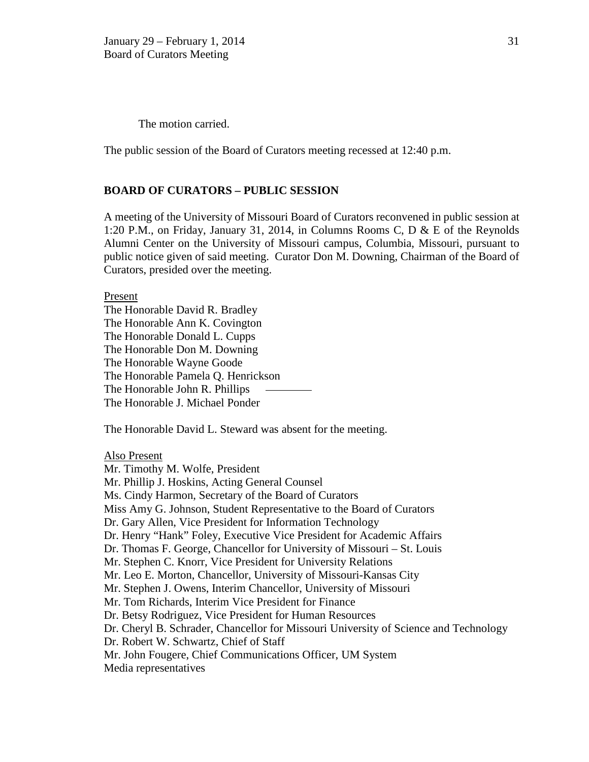The motion carried.

The public session of the Board of Curators meeting recessed at 12:40 p.m.

## BOARD OF CURATORS – PUBLIC SESSION

A meeting of the University of Missouri Board of Curators reconvened in public session at 1:20 P.M., on Friday, January 31, 2014, in Columns Rooms C, D & E of the Reynolds Alumni Center on the University of Missouri campus, Columbia, Missouri, pursuant to public notice given of said meeting. Curator Don M. Downing, Chairman of the Board of Curators, presided over the meeting.

<u>Present</u>
The Honorable David R. Bradley
The Honorable Ann K. Covington
The Honorable Donald L. Cupps
The Honorable Don M. Downing
The Honorable Wayne Goode
The Honorable Pamela Q. Henrickson
The Honorable John R. Phillips
The Honorable J. Michael Ponder

The Honorable David L. Steward was absent for the meeting.

<u>Also Present</u>
Mr. Timothy M. Wolfe, President
Mr. Phillip J. Hoskins, Acting General Counsel
Ms. Cindy Harmon, Secretary of the Board of Curators
Miss Amy G. Johnson, Student Representative to the Board of Curators
Dr. Gary Allen, Vice President for Information Technology
Dr. Henry "Hank" Foley, Executive Vice President for Academic Affairs
Dr. Thomas F. George, Chancellor for University of Missouri – St. Louis
Mr. Stephen C. Knorr, Vice President for University Relations
Mr. Leo E. Morton, Chancellor, University of Missouri-Kansas City
Mr. Stephen J. Owens, Interim Chancellor, University of Missouri
Mr. Tom Richards, Interim Vice President for Finance
Dr. Betsy Rodriguez, Vice President for Human Resources
Dr. Cheryl B. Schrader, Chancellor for Missouri University of Science and Technology
Dr. Robert W. Schwartz, Chief of Staff
Mr. John Fougere, Chief Communications Officer, UM System
Media representatives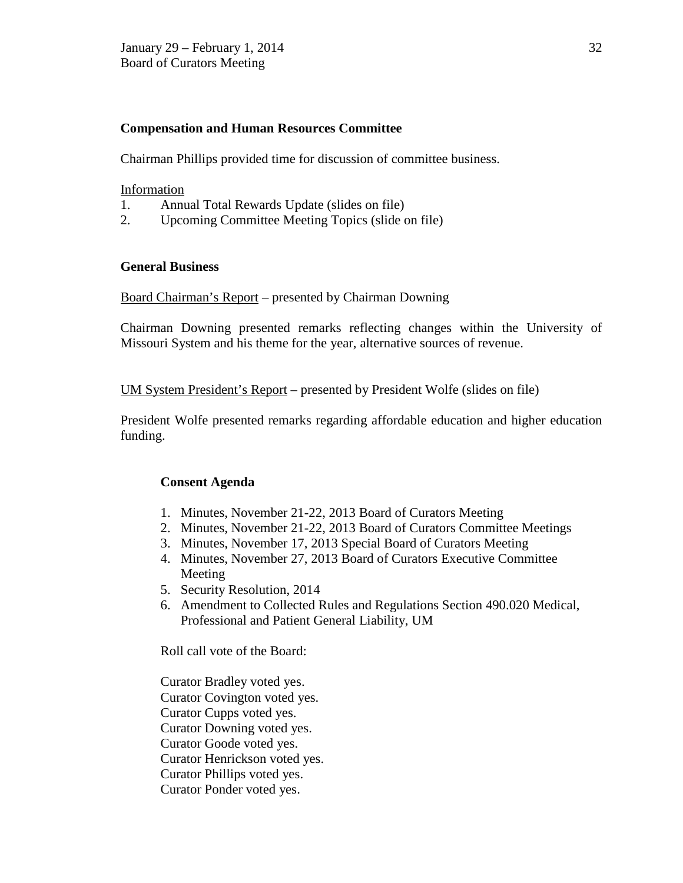**Compensation and Human Resources Committee**

Chairman Phillips provided time for discussion of committee business.

Information

1. Annual Total Rewards Update (slides on file)
2. Upcoming Committee Meeting Topics (slide on file)

**General Business**

Board Chairman's Report – presented by Chairman Downing

Chairman Downing presented remarks reflecting changes within the University of Missouri System and his theme for the year, alternative sources of revenue.

UM System President's Report – presented by President Wolfe (slides on file)

President Wolfe presented remarks regarding affordable education and higher education funding.

**Consent Agenda**

1. Minutes, November 21-22, 2013 Board of Curators Meeting
2. Minutes, November 21-22, 2013 Board of Curators Committee Meetings
3. Minutes, November 17, 2013 Special Board of Curators Meeting
4. Minutes, November 27, 2013 Board of Curators Executive Committee Meeting
5. Security Resolution, 2014
6. Amendment to Collected Rules and Regulations Section 490.020 Medical, Professional and Patient General Liability, UM

Roll call vote of the Board:

Curator Bradley voted yes.
Curator Covington voted yes.
Curator Cupps voted yes.
Curator Downing voted yes.
Curator Goode voted yes.
Curator Henrickson voted yes.
Curator Phillips voted yes.
Curator Ponder voted yes.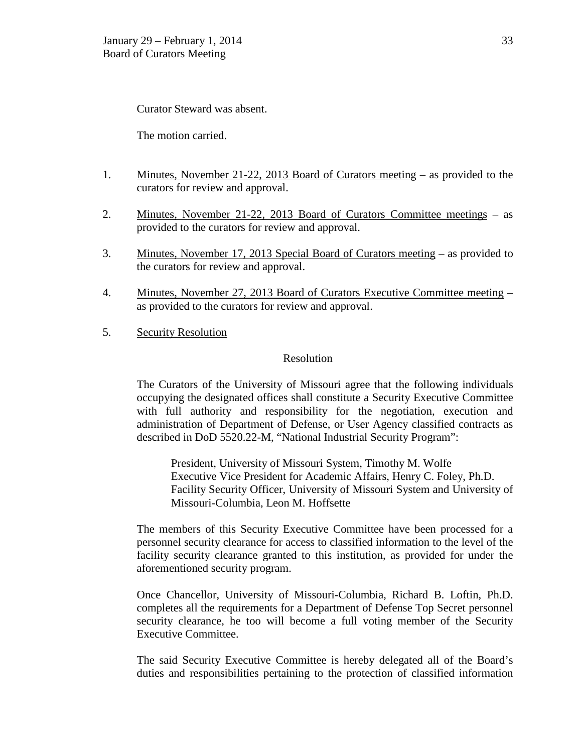Curator Steward was absent.

The motion carried.

1. <u>Minutes, November 21-22, 2013 Board of Curators meeting</u> – as provided to the curators for review and approval.

2. <u>Minutes, November 21-22, 2013 Board of Curators Committee meetings</u> – as provided to the curators for review and approval.

3. <u>Minutes, November 17, 2013 Special Board of Curators meeting</u> – as provided to the curators for review and approval.

4. <u>Minutes, November 27, 2013 Board of Curators Executive Committee meeting</u> – as provided to the curators for review and approval.

5. <u>Security Resolution</u>

Resolution

The Curators of the University of Missouri agree that the following individuals occupying the designated offices shall constitute a Security Executive Committee with full authority and responsibility for the negotiation, execution and administration of Department of Defense, or User Agency classified contracts as described in DoD 5520.22-M, "National Industrial Security Program":

President, University of Missouri System, Timothy M. Wolfe
Executive Vice President for Academic Affairs, Henry C. Foley, Ph.D.
Facility Security Officer, University of Missouri System and University of Missouri-Columbia, Leon M. Hoffsette

The members of this Security Executive Committee have been processed for a personnel security clearance for access to classified information to the level of the facility security clearance granted to this institution, as provided for under the aforementioned security program.

Once Chancellor, University of Missouri-Columbia, Richard B. Loftin, Ph.D. completes all the requirements for a Department of Defense Top Secret personnel security clearance, he too will become a full voting member of the Security Executive Committee.

The said Security Executive Committee is hereby delegated all of the Board's duties and responsibilities pertaining to the protection of classified information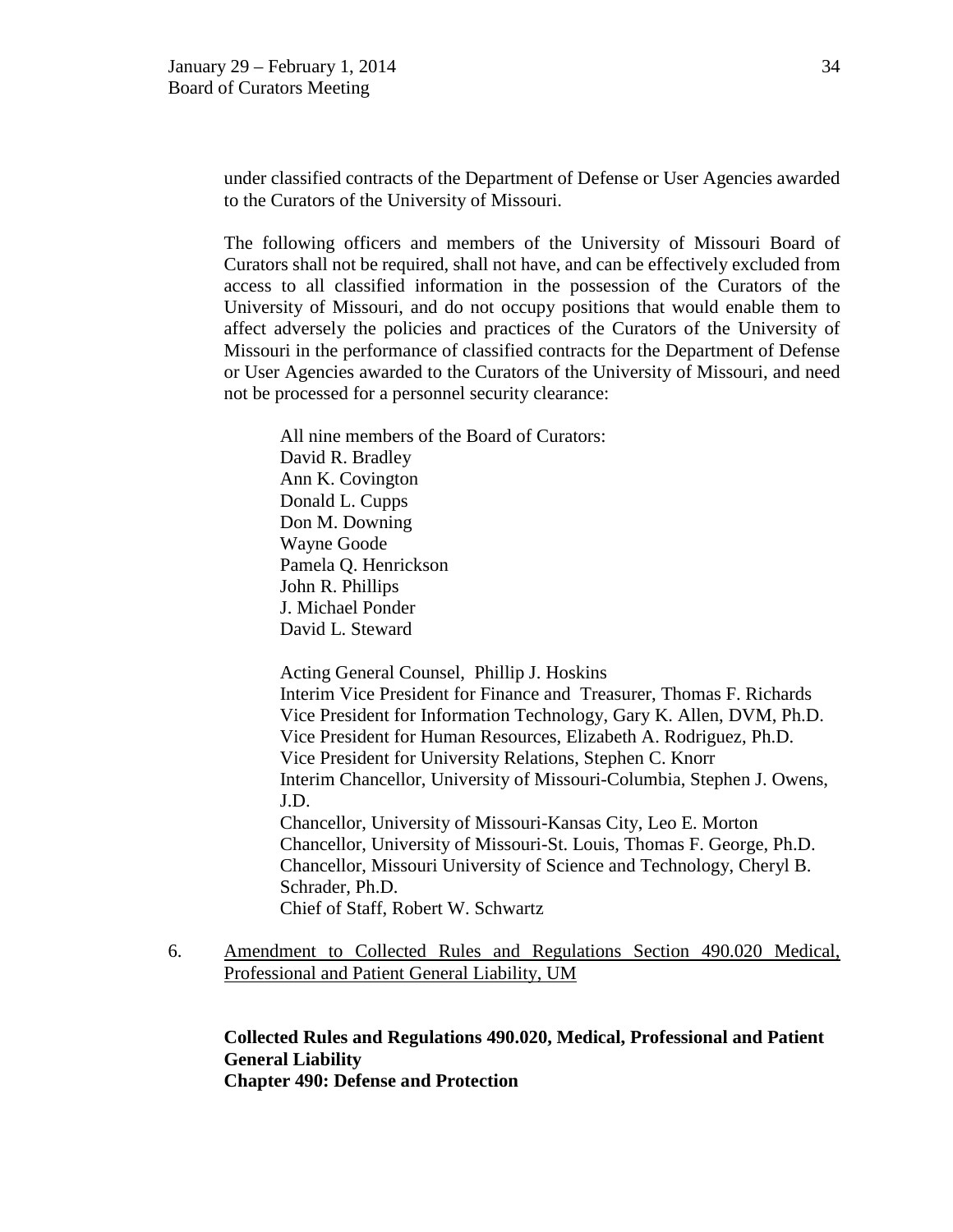under classified contracts of the Department of Defense or User Agencies awarded to the Curators of the University of Missouri.

The following officers and members of the University of Missouri Board of Curators shall not be required, shall not have, and can be effectively excluded from access to all classified information in the possession of the Curators of the University of Missouri, and do not occupy positions that would enable them to affect adversely the policies and practices of the Curators of the University of Missouri in the performance of classified contracts for the Department of Defense or User Agencies awarded to the Curators of the University of Missouri, and need not be processed for a personnel security clearance:

All nine members of the Board of Curators:
David R. Bradley
Ann K. Covington
Donald L. Cupps
Don M. Downing
Wayne Goode
Pamela Q. Henrickson
John R. Phillips
J. Michael Ponder
David L. Steward

Acting General Counsel, Phillip J. Hoskins
Interim Vice President for Finance and Treasurer, Thomas F. Richards
Vice President for Information Technology, Gary K. Allen, DVM, Ph.D.
Vice President for Human Resources, Elizabeth A. Rodriguez, Ph.D.
Vice President for University Relations, Stephen C. Knorr
Interim Chancellor, University of Missouri-Columbia, Stephen J. Owens, J.D.
Chancellor, University of Missouri-Kansas City, Leo E. Morton
Chancellor, University of Missouri-St. Louis, Thomas F. George, Ph.D.
Chancellor, Missouri University of Science and Technology, Cheryl B. Schrader, Ph.D.
Chief of Staff, Robert W. Schwartz

6. Amendment to Collected Rules and Regulations Section 490.020 Medical, Professional and Patient General Liability, UM

**Collected Rules and Regulations 490.020, Medical, Professional and Patient General Liability**
**Chapter 490: Defense and Protection**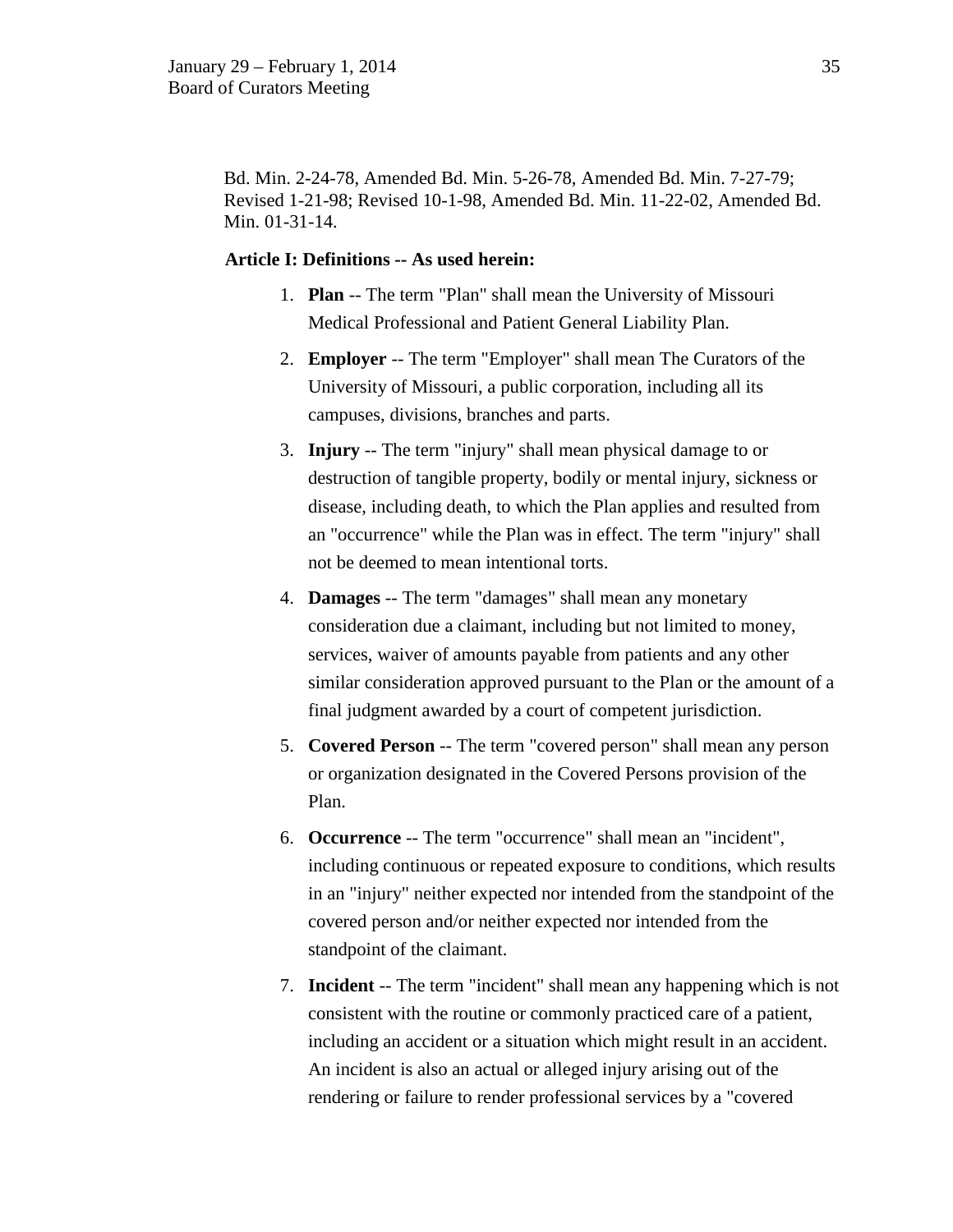Bd. Min. 2-24-78, Amended Bd. Min. 5-26-78, Amended Bd. Min. 7-27-79; Revised 1-21-98; Revised 10-1-98, Amended Bd. Min. 11-22-02, Amended Bd. Min. 01-31-14.

**Article I: Definitions -- As used herein:**

1. **Plan** -- The term "Plan" shall mean the University of Missouri Medical Professional and Patient General Liability Plan.
2. **Employer** -- The term "Employer" shall mean The Curators of the University of Missouri, a public corporation, including all its campuses, divisions, branches and parts.
3. **Injury** -- The term "injury" shall mean physical damage to or destruction of tangible property, bodily or mental injury, sickness or disease, including death, to which the Plan applies and resulted from an "occurrence" while the Plan was in effect. The term "injury" shall not be deemed to mean intentional torts.
4. **Damages** -- The term "damages" shall mean any monetary consideration due a claimant, including but not limited to money, services, waiver of amounts payable from patients and any other similar consideration approved pursuant to the Plan or the amount of a final judgment awarded by a court of competent jurisdiction.
5. **Covered Person** -- The term "covered person" shall mean any person or organization designated in the Covered Persons provision of the Plan.
6. **Occurrence** -- The term "occurrence" shall mean an "incident", including continuous or repeated exposure to conditions, which results in an "injury" neither expected nor intended from the standpoint of the covered person and/or neither expected nor intended from the standpoint of the claimant.
7. **Incident** -- The term "incident" shall mean any happening which is not consistent with the routine or commonly practiced care of a patient, including an accident or a situation which might result in an accident. An incident is also an actual or alleged injury arising out of the rendering or failure to render professional services by a "covered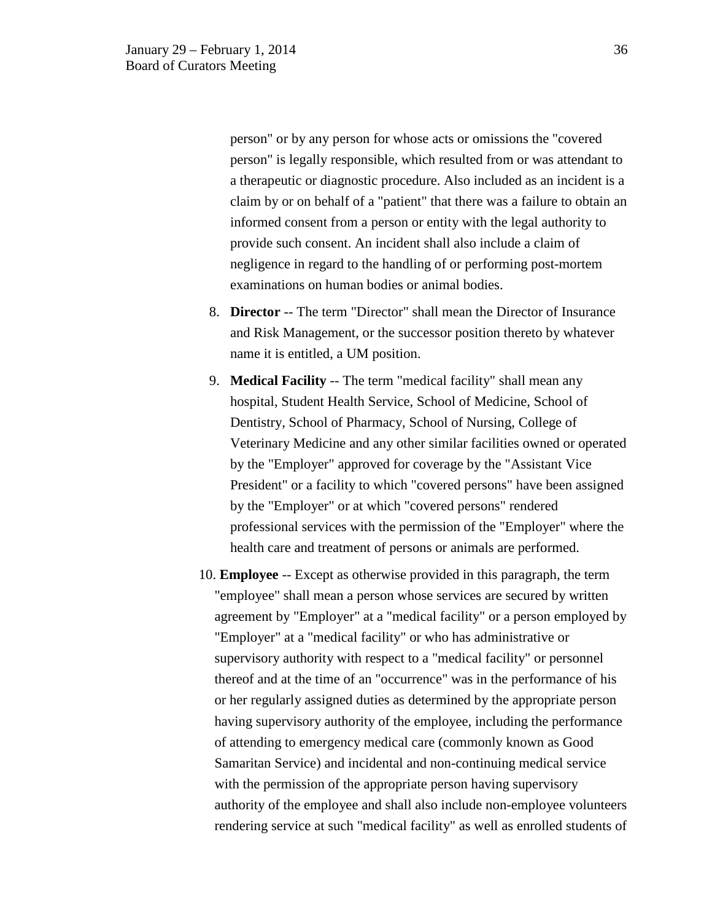person" or by any person for whose acts or omissions the "covered person" is legally responsible, which resulted from or was attendant to a therapeutic or diagnostic procedure. Also included as an incident is a claim by or on behalf of a "patient" that there was a failure to obtain an informed consent from a person or entity with the legal authority to provide such consent. An incident shall also include a claim of negligence in regard to the handling of or performing post-mortem examinations on human bodies or animal bodies.

8. **Director** -- The term "Director" shall mean the Director of Insurance and Risk Management, or the successor position thereto by whatever name it is entitled, a UM position.

9. **Medical Facility** -- The term "medical facility" shall mean any hospital, Student Health Service, School of Medicine, School of Dentistry, School of Pharmacy, School of Nursing, College of Veterinary Medicine and any other similar facilities owned or operated by the "Employer" approved for coverage by the "Assistant Vice President" or a facility to which "covered persons" have been assigned by the "Employer" or at which "covered persons" rendered professional services with the permission of the "Employer" where the health care and treatment of persons or animals are performed.

10. **Employee** -- Except as otherwise provided in this paragraph, the term "employee" shall mean a person whose services are secured by written agreement by "Employer" at a "medical facility" or a person employed by "Employer" at a "medical facility" or who has administrative or supervisory authority with respect to a "medical facility" or personnel thereof and at the time of an "occurrence" was in the performance of his or her regularly assigned duties as determined by the appropriate person having supervisory authority of the employee, including the performance of attending to emergency medical care (commonly known as Good Samaritan Service) and incidental and non-continuing medical service with the permission of the appropriate person having supervisory authority of the employee and shall also include non-employee volunteers rendering service at such "medical facility" as well as enrolled students of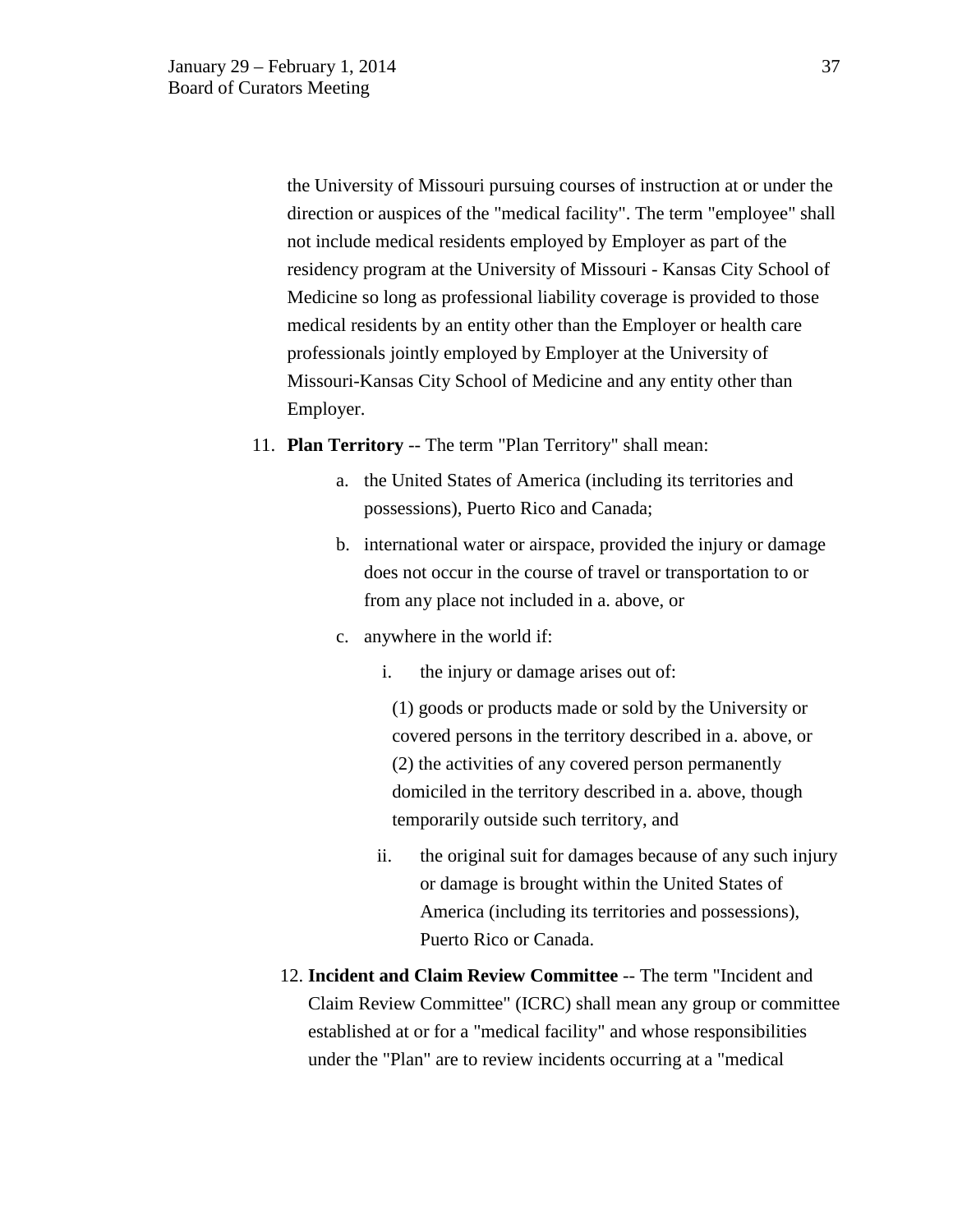the University of Missouri pursuing courses of instruction at or under the direction or auspices of the "medical facility". The term "employee" shall not include medical residents employed by Employer as part of the residency program at the University of Missouri - Kansas City School of Medicine so long as professional liability coverage is provided to those medical residents by an entity other than the Employer or health care professionals jointly employed by Employer at the University of Missouri-Kansas City School of Medicine and any entity other than Employer.

11. **Plan Territory** -- The term "Plan Territory" shall mean:

    a. the United States of America (including its territories and possessions), Puerto Rico and Canada;

    b. international water or airspace, provided the injury or damage does not occur in the course of travel or transportation to or from any place not included in a. above, or

    c. anywhere in the world if:

        i. the injury or damage arises out of:

           (1) goods or products made or sold by the University or covered persons in the territory described in a. above, or (2) the activities of any covered person permanently domiciled in the territory described in a. above, though temporarily outside such territory, and

        ii. the original suit for damages because of any such injury or damage is brought within the United States of America (including its territories and possessions), Puerto Rico or Canada.

12. **Incident and Claim Review Committee** -- The term "Incident and Claim Review Committee" (ICRC) shall mean any group or committee established at or for a "medical facility" and whose responsibilities under the "Plan" are to review incidents occurring at a "medical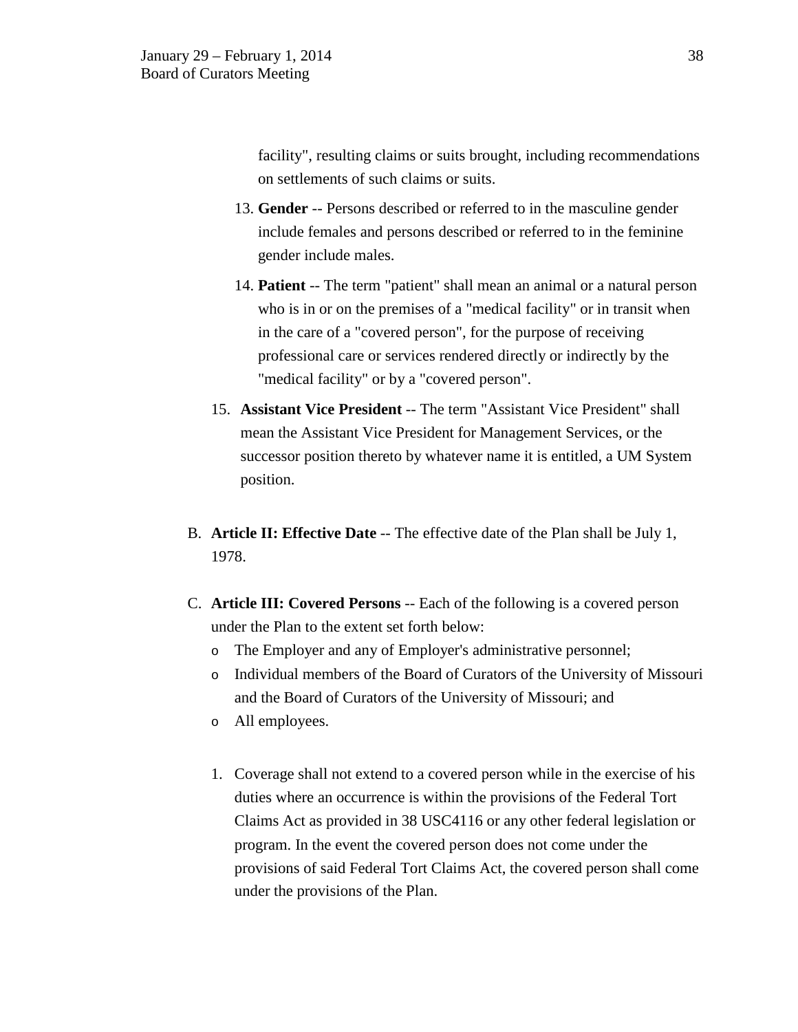facility", resulting claims or suits brought, including recommendations on settlements of such claims or suits.

13. **Gender** -- Persons described or referred to in the masculine gender include females and persons described or referred to in the feminine gender include males.

14. **Patient** -- The term "patient" shall mean an animal or a natural person who is in or on the premises of a "medical facility" or in transit when in the care of a "covered person", for the purpose of receiving professional care or services rendered directly or indirectly by the "medical facility" or by a "covered person".

15. **Assistant Vice President** -- The term "Assistant Vice President" shall mean the Assistant Vice President for Management Services, or the successor position thereto by whatever name it is entitled, a UM System position.

B. **Article II: Effective Date** -- The effective date of the Plan shall be July 1, 1978.

C. **Article III: Covered Persons** -- Each of the following is a covered person under the Plan to the extent set forth below:

   - The Employer and any of Employer's administrative personnel;
   - Individual members of the Board of Curators of the University of Missouri and the Board of Curators of the University of Missouri; and
   - All employees.

   1. Coverage shall not extend to a covered person while in the exercise of his duties where an occurrence is within the provisions of the Federal Tort Claims Act as provided in 38 USC4116 or any other federal legislation or program. In the event the covered person does not come under the provisions of said Federal Tort Claims Act, the covered person shall come under the provisions of the Plan.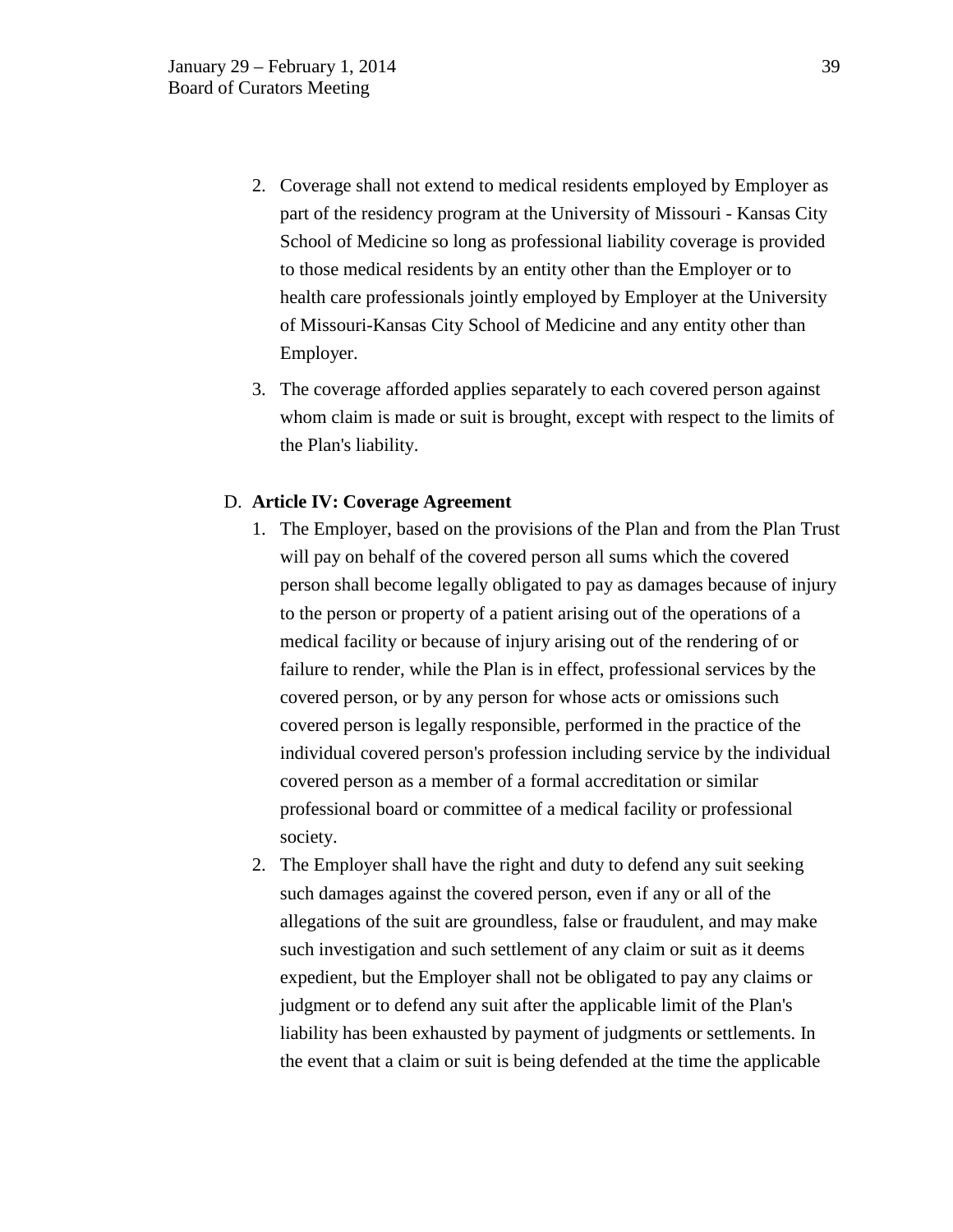2. Coverage shall not extend to medical residents employed by Employer as part of the residency program at the University of Missouri - Kansas City School of Medicine so long as professional liability coverage is provided to those medical residents by an entity other than the Employer or to health care professionals jointly employed by Employer at the University of Missouri-Kansas City School of Medicine and any entity other than Employer.
3. The coverage afforded applies separately to each covered person against whom claim is made or suit is brought, except with respect to the limits of the Plan's liability.

D. **Article IV: Coverage Agreement**

1. The Employer, based on the provisions of the Plan and from the Plan Trust will pay on behalf of the covered person all sums which the covered person shall become legally obligated to pay as damages because of injury to the person or property of a patient arising out of the operations of a medical facility or because of injury arising out of the rendering of or failure to render, while the Plan is in effect, professional services by the covered person, or by any person for whose acts or omissions such covered person is legally responsible, performed in the practice of the individual covered person's profession including service by the individual covered person as a member of a formal accreditation or similar professional board or committee of a medical facility or professional society.
2. The Employer shall have the right and duty to defend any suit seeking such damages against the covered person, even if any or all of the allegations of the suit are groundless, false or fraudulent, and may make such investigation and such settlement of any claim or suit as it deems expedient, but the Employer shall not be obligated to pay any claims or judgment or to defend any suit after the applicable limit of the Plan's liability has been exhausted by payment of judgments or settlements. In the event that a claim or suit is being defended at the time the applicable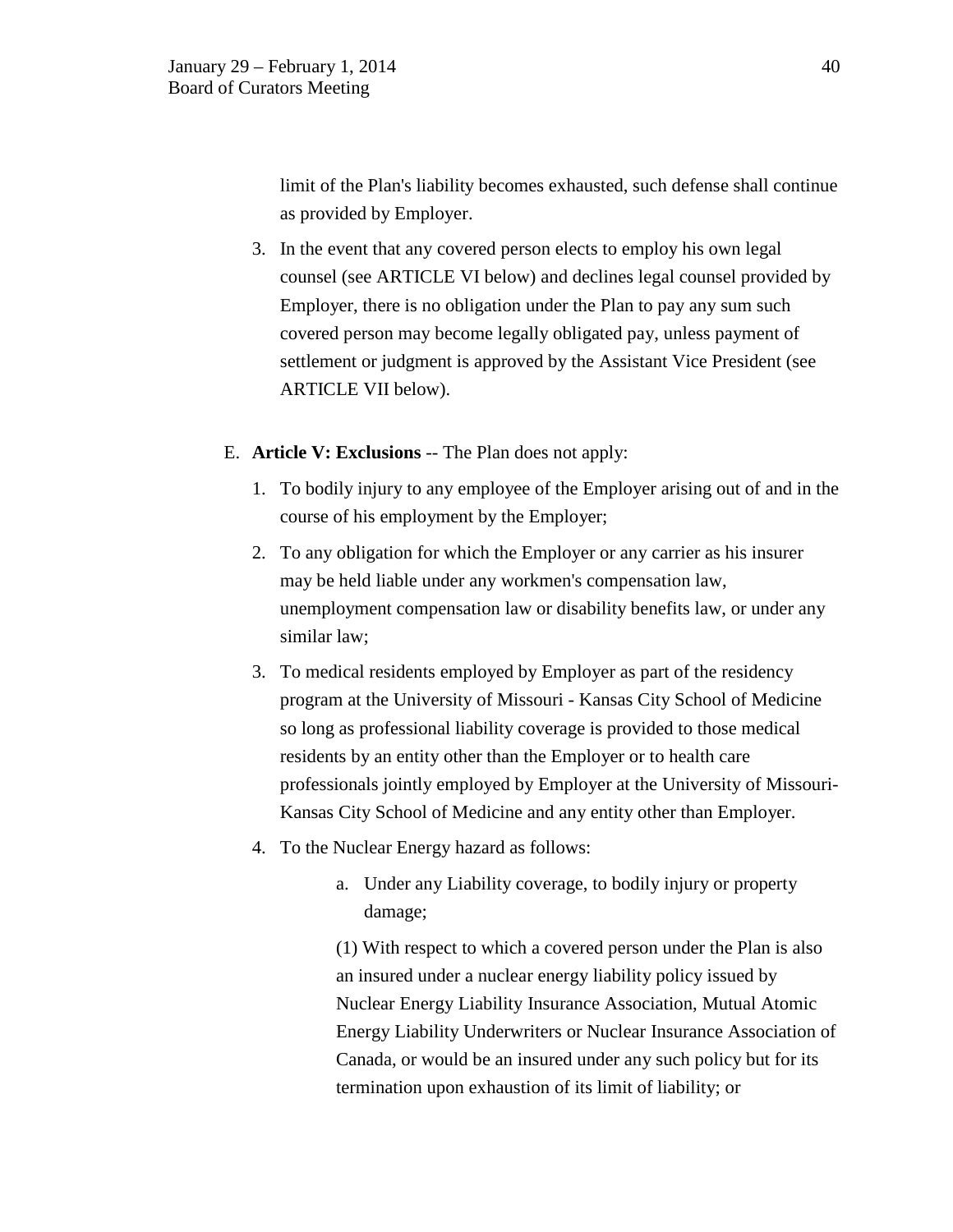limit of the Plan's liability becomes exhausted, such defense shall continue as provided by Employer.

3. In the event that any covered person elects to employ his own legal counsel (see ARTICLE VI below) and declines legal counsel provided by Employer, there is no obligation under the Plan to pay any sum such covered person may become legally obligated pay, unless payment of settlement or judgment is approved by the Assistant Vice President (see ARTICLE VII below).

E. **Article V: Exclusions** -- The Plan does not apply:

1. To bodily injury to any employee of the Employer arising out of and in the course of his employment by the Employer;
2. To any obligation for which the Employer or any carrier as his insurer may be held liable under any workmen's compensation law, unemployment compensation law or disability benefits law, or under any similar law;
3. To medical residents employed by Employer as part of the residency program at the University of Missouri - Kansas City School of Medicine so long as professional liability coverage is provided to those medical residents by an entity other than the Employer or to health care professionals jointly employed by Employer at the University of Missouri-Kansas City School of Medicine and any entity other than Employer.
4. To the Nuclear Energy hazard as follows:
   a. Under any Liability coverage, to bodily injury or property damage;

      (1) With respect to which a covered person under the Plan is also an insured under a nuclear energy liability policy issued by Nuclear Energy Liability Insurance Association, Mutual Atomic Energy Liability Underwriters or Nuclear Insurance Association of Canada, or would be an insured under any such policy but for its termination upon exhaustion of its limit of liability; or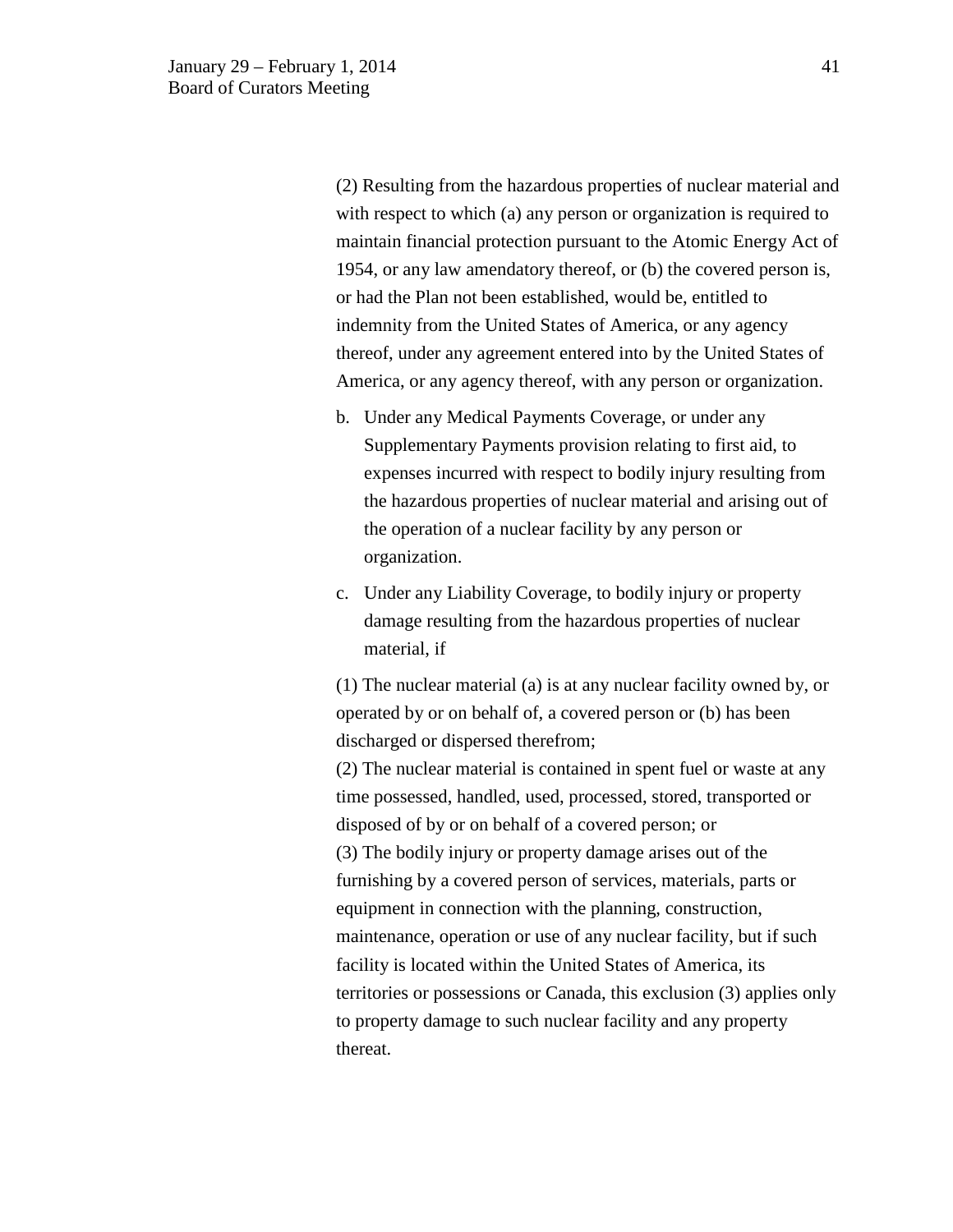(2) Resulting from the hazardous properties of nuclear material and with respect to which (a) any person or organization is required to maintain financial protection pursuant to the Atomic Energy Act of 1954, or any law amendatory thereof, or (b) the covered person is, or had the Plan not been established, would be, entitled to indemnity from the United States of America, or any agency thereof, under any agreement entered into by the United States of America, or any agency thereof, with any person or organization.

b. Under any Medical Payments Coverage, or under any Supplementary Payments provision relating to first aid, to expenses incurred with respect to bodily injury resulting from the hazardous properties of nuclear material and arising out of the operation of a nuclear facility by any person or organization.

c. Under any Liability Coverage, to bodily injury or property damage resulting from the hazardous properties of nuclear material, if

(1) The nuclear material (a) is at any nuclear facility owned by, or operated by or on behalf of, a covered person or (b) has been discharged or dispersed therefrom;
(2) The nuclear material is contained in spent fuel or waste at any time possessed, handled, used, processed, stored, transported or disposed of by or on behalf of a covered person; or
(3) The bodily injury or property damage arises out of the furnishing by a covered person of services, materials, parts or equipment in connection with the planning, construction, maintenance, operation or use of any nuclear facility, but if such facility is located within the United States of America, its territories or possessions or Canada, this exclusion (3) applies only to property damage to such nuclear facility and any property thereat.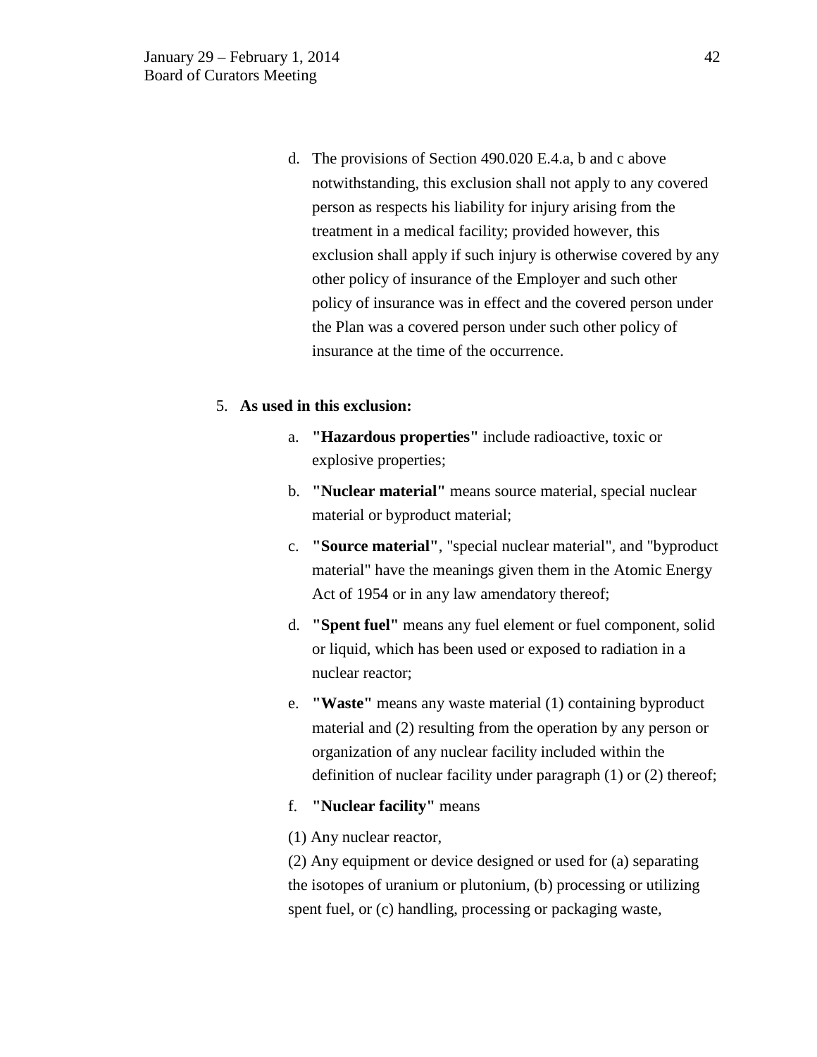d. The provisions of Section 490.020 E.4.a, b and c above notwithstanding, this exclusion shall not apply to any covered person as respects his liability for injury arising from the treatment in a medical facility; provided however, this exclusion shall apply if such injury is otherwise covered by any other policy of insurance of the Employer and such other policy of insurance was in effect and the covered person under the Plan was a covered person under such other policy of insurance at the time of the occurrence.

5. **As used in this exclusion:**

   a. **"Hazardous properties"** include radioactive, toxic or explosive properties;

   b. **"Nuclear material"** means source material, special nuclear material or byproduct material;

   c. **"Source material"**, "special nuclear material", and "byproduct material" have the meanings given them in the Atomic Energy Act of 1954 or in any law amendatory thereof;

   d. **"Spent fuel"** means any fuel element or fuel component, solid or liquid, which has been used or exposed to radiation in a nuclear reactor;

   e. **"Waste"** means any waste material (1) containing byproduct material and (2) resulting from the operation by any person or organization of any nuclear facility included within the definition of nuclear facility under paragraph (1) or (2) thereof;

   f. **"Nuclear facility"** means

   (1) Any nuclear reactor,

   (2) Any equipment or device designed or used for (a) separating the isotopes of uranium or plutonium, (b) processing or utilizing spent fuel, or (c) handling, processing or packaging waste,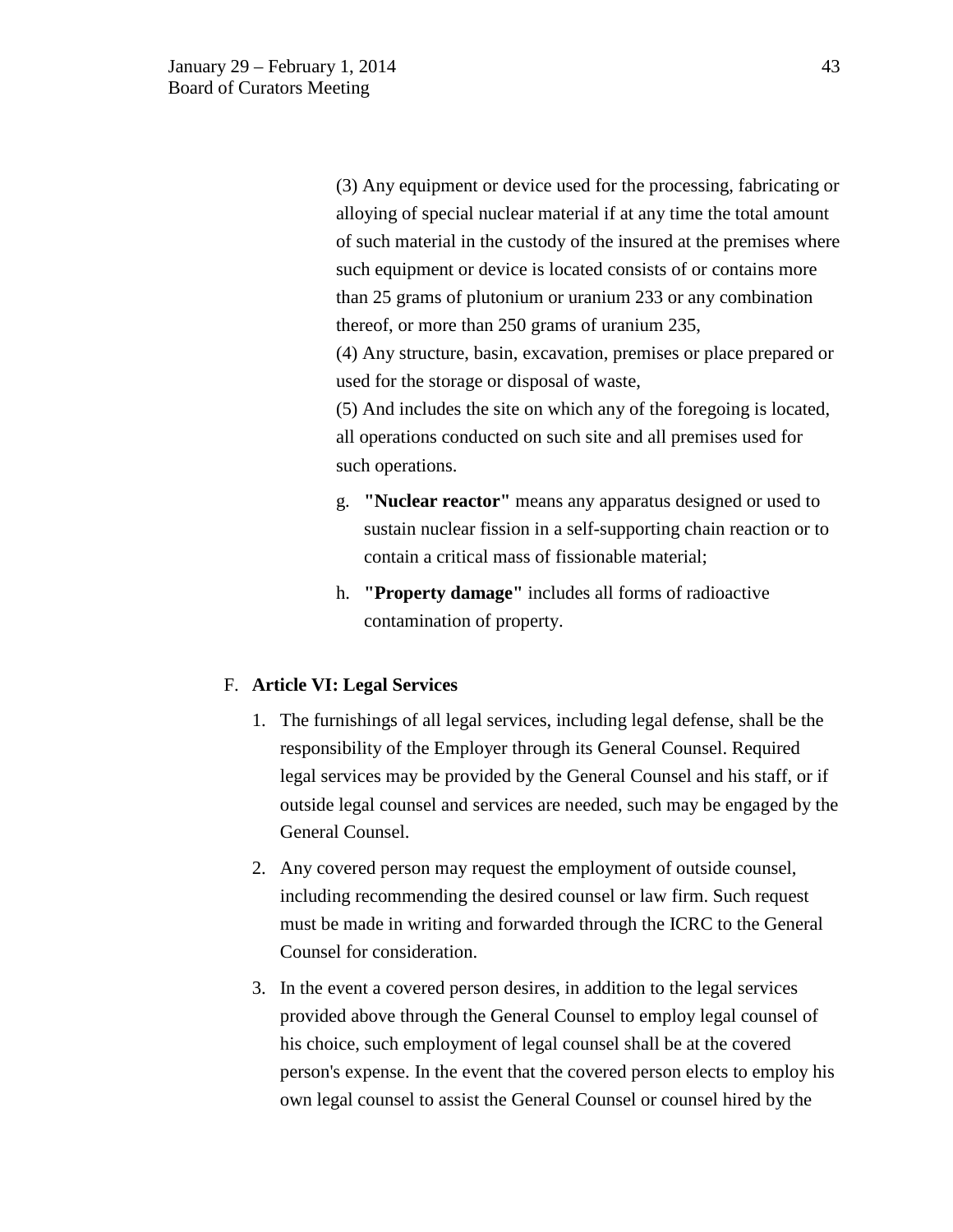(3) Any equipment or device used for the processing, fabricating or alloying of special nuclear material if at any time the total amount of such material in the custody of the insured at the premises where such equipment or device is located consists of or contains more than 25 grams of plutonium or uranium 233 or any combination thereof, or more than 250 grams of uranium 235,

(4) Any structure, basin, excavation, premises or place prepared or used for the storage or disposal of waste,

(5) And includes the site on which any of the foregoing is located, all operations conducted on such site and all premises used for such operations.

g. **"Nuclear reactor"** means any apparatus designed or used to sustain nuclear fission in a self-supporting chain reaction or to contain a critical mass of fissionable material;

h. **"Property damage"** includes all forms of radioactive contamination of property.

F. **Article VI: Legal Services**

1. The furnishings of all legal services, including legal defense, shall be the responsibility of the Employer through its General Counsel. Required legal services may be provided by the General Counsel and his staff, or if outside legal counsel and services are needed, such may be engaged by the General Counsel.
2. Any covered person may request the employment of outside counsel, including recommending the desired counsel or law firm. Such request must be made in writing and forwarded through the ICRC to the General Counsel for consideration.
3. In the event a covered person desires, in addition to the legal services provided above through the General Counsel to employ legal counsel of his choice, such employment of legal counsel shall be at the covered person's expense. In the event that the covered person elects to employ his own legal counsel to assist the General Counsel or counsel hired by the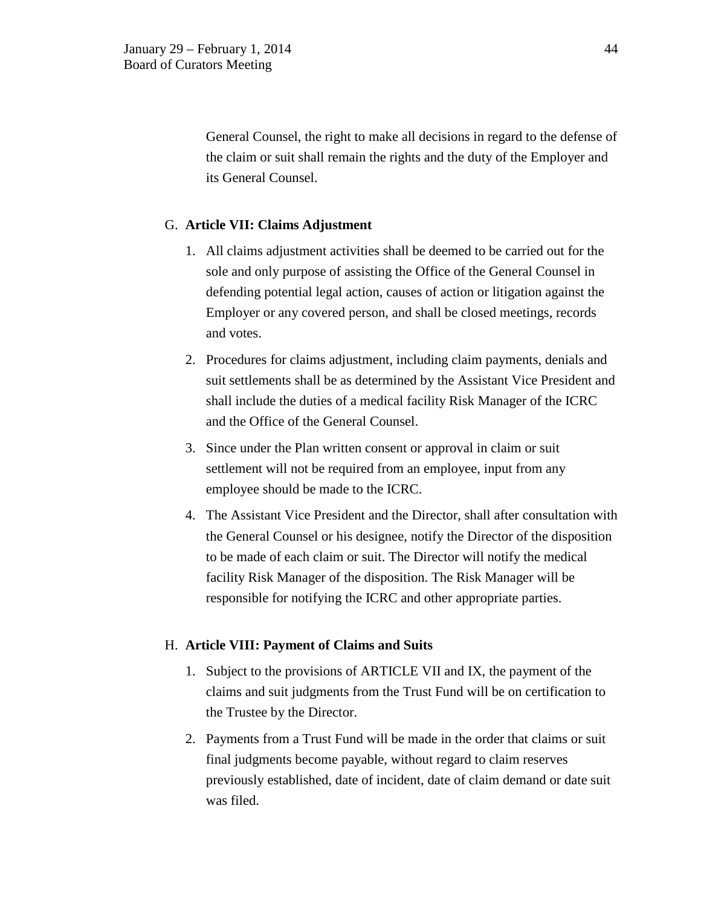General Counsel, the right to make all decisions in regard to the defense of the claim or suit shall remain the rights and the duty of the Employer and its General Counsel.

G. **Article VII: Claims Adjustment**

1. All claims adjustment activities shall be deemed to be carried out for the sole and only purpose of assisting the Office of the General Counsel in defending potential legal action, causes of action or litigation against the Employer or any covered person, and shall be closed meetings, records and votes.
2. Procedures for claims adjustment, including claim payments, denials and suit settlements shall be as determined by the Assistant Vice President and shall include the duties of a medical facility Risk Manager of the ICRC and the Office of the General Counsel.
3. Since under the Plan written consent or approval in claim or suit settlement will not be required from an employee, input from any employee should be made to the ICRC.
4. The Assistant Vice President and the Director, shall after consultation with the General Counsel or his designee, notify the Director of the disposition to be made of each claim or suit. The Director will notify the medical facility Risk Manager of the disposition. The Risk Manager will be responsible for notifying the ICRC and other appropriate parties.

H. **Article VIII: Payment of Claims and Suits**

1. Subject to the provisions of ARTICLE VII and IX, the payment of the claims and suit judgments from the Trust Fund will be on certification to the Trustee by the Director.
2. Payments from a Trust Fund will be made in the order that claims or suit final judgments become payable, without regard to claim reserves previously established, date of incident, date of claim demand or date suit was filed.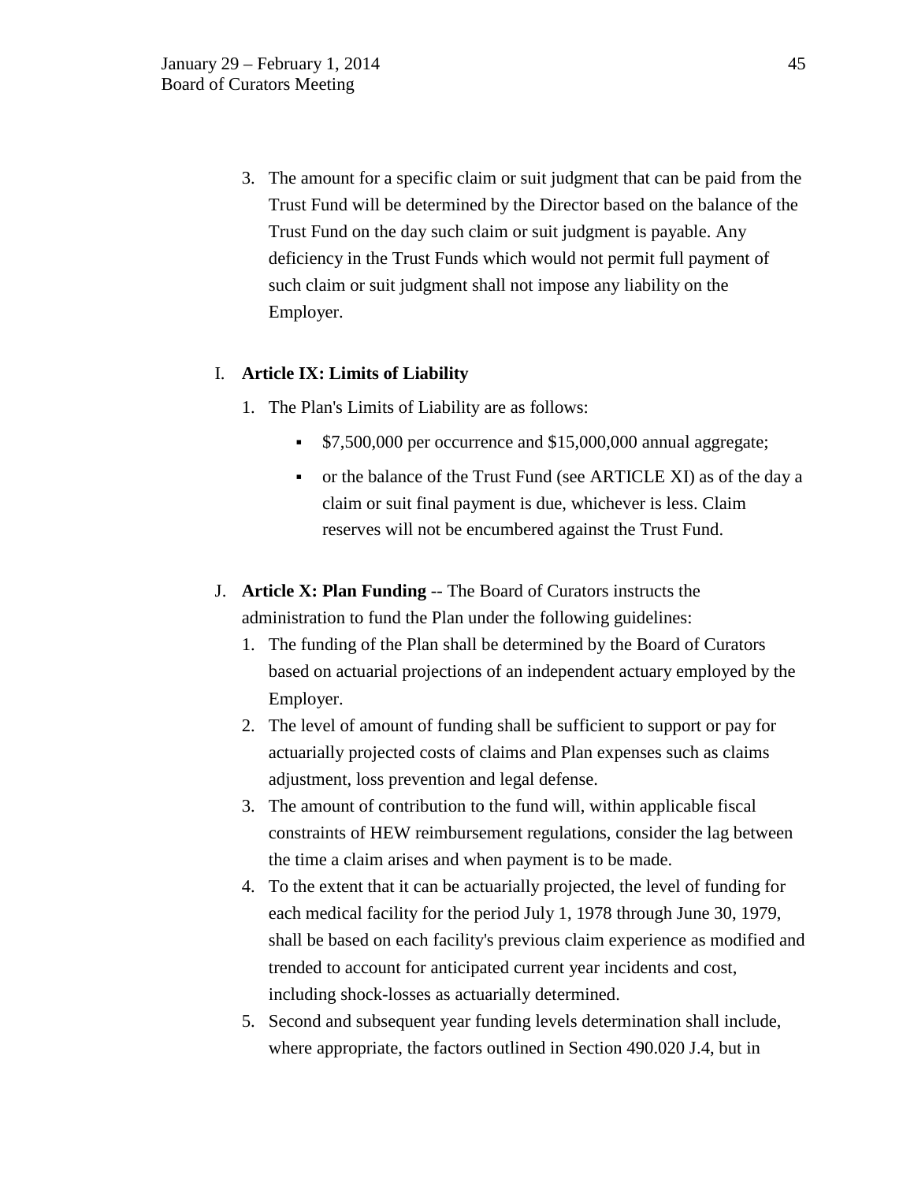3. The amount for a specific claim or suit judgment that can be paid from the Trust Fund will be determined by the Director based on the balance of the Trust Fund on the day such claim or suit judgment is payable. Any deficiency in the Trust Funds which would not permit full payment of such claim or suit judgment shall not impose any liability on the Employer.

I. **Article IX: Limits of Liability**

   1. The Plan's Limits of Liability are as follows:

      - $7,500,000 per occurrence and $15,000,000 annual aggregate;
      - or the balance of the Trust Fund (see ARTICLE XI) as of the day a claim or suit final payment is due, whichever is less. Claim reserves will not be encumbered against the Trust Fund.

J. **Article X: Plan Funding** -- The Board of Curators instructs the administration to fund the Plan under the following guidelines:

   1. The funding of the Plan shall be determined by the Board of Curators based on actuarial projections of an independent actuary employed by the Employer.
   2. The level of amount of funding shall be sufficient to support or pay for actuarially projected costs of claims and Plan expenses such as claims adjustment, loss prevention and legal defense.
   3. The amount of contribution to the fund will, within applicable fiscal constraints of HEW reimbursement regulations, consider the lag between the time a claim arises and when payment is to be made.
   4. To the extent that it can be actuarially projected, the level of funding for each medical facility for the period July 1, 1978 through June 30, 1979, shall be based on each facility's previous claim experience as modified and trended to account for anticipated current year incidents and cost, including shock-losses as actuarially determined.
   5. Second and subsequent year funding levels determination shall include, where appropriate, the factors outlined in Section 490.020 J.4, but in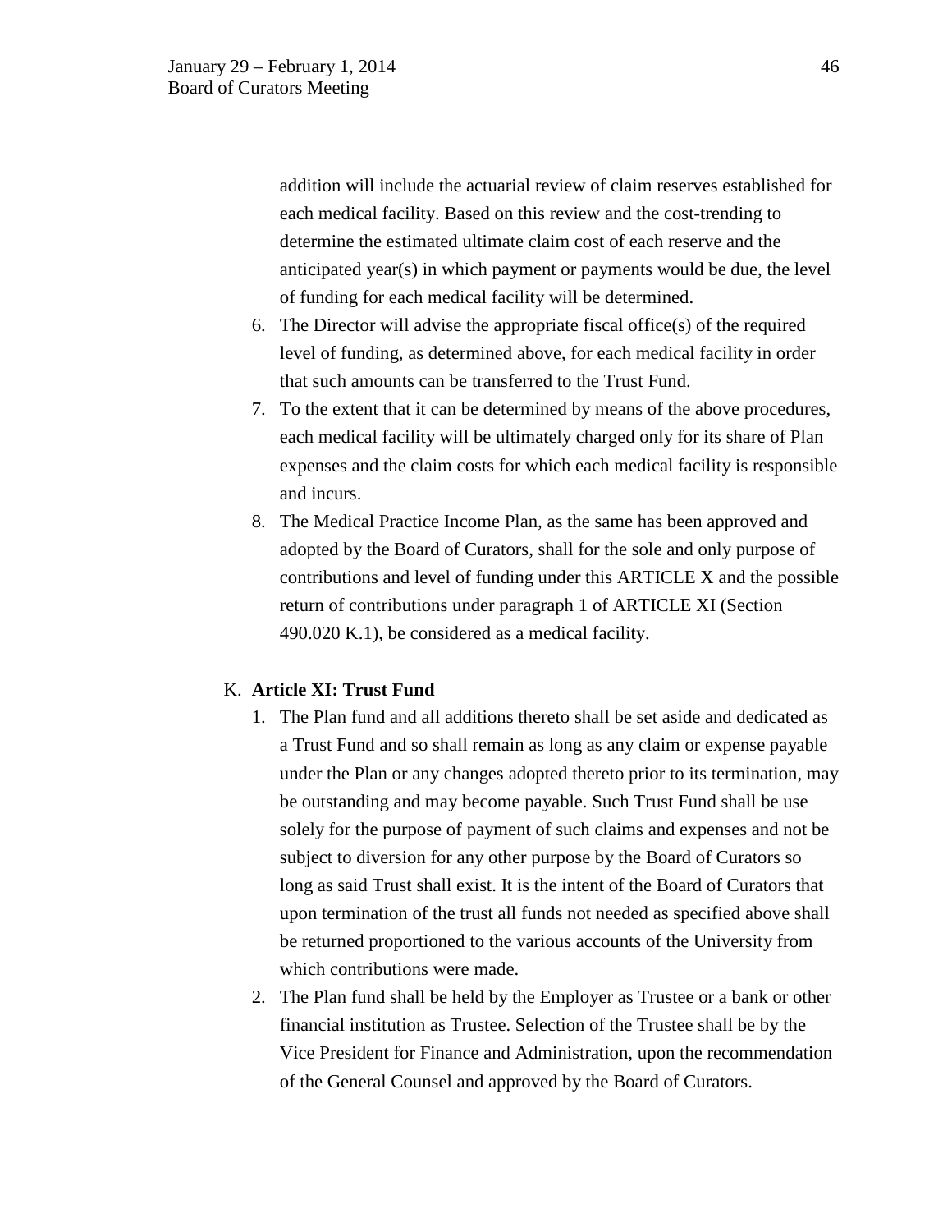addition will include the actuarial review of claim reserves established for each medical facility. Based on this review and the cost-trending to determine the estimated ultimate claim cost of each reserve and the anticipated year(s) in which payment or payments would be due, the level of funding for each medical facility will be determined.

6. The Director will advise the appropriate fiscal office(s) of the required level of funding, as determined above, for each medical facility in order that such amounts can be transferred to the Trust Fund.
7. To the extent that it can be determined by means of the above procedures, each medical facility will be ultimately charged only for its share of Plan expenses and the claim costs for which each medical facility is responsible and incurs.
8. The Medical Practice Income Plan, as the same has been approved and adopted by the Board of Curators, shall for the sole and only purpose of contributions and level of funding under this ARTICLE X and the possible return of contributions under paragraph 1 of ARTICLE XI (Section 490.020 K.1), be considered as a medical facility.

K. **Article XI: Trust Fund**

1. The Plan fund and all additions thereto shall be set aside and dedicated as a Trust Fund and so shall remain as long as any claim or expense payable under the Plan or any changes adopted thereto prior to its termination, may be outstanding and may become payable. Such Trust Fund shall be use solely for the purpose of payment of such claims and expenses and not be subject to diversion for any other purpose by the Board of Curators so long as said Trust shall exist. It is the intent of the Board of Curators that upon termination of the trust all funds not needed as specified above shall be returned proportioned to the various accounts of the University from which contributions were made.
2. The Plan fund shall be held by the Employer as Trustee or a bank or other financial institution as Trustee. Selection of the Trustee shall be by the Vice President for Finance and Administration, upon the recommendation of the General Counsel and approved by the Board of Curators.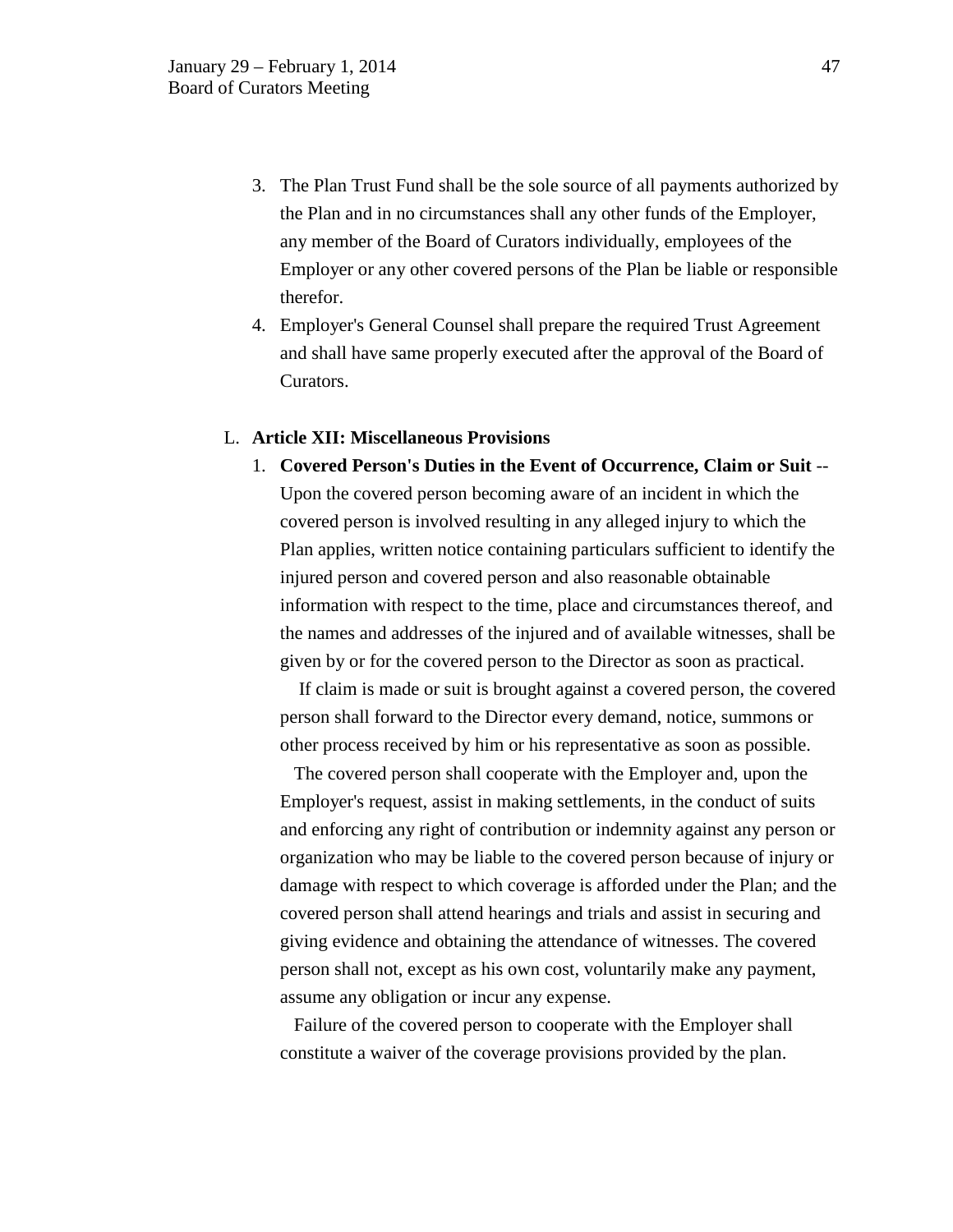3. The Plan Trust Fund shall be the sole source of all payments authorized by the Plan and in no circumstances shall any other funds of the Employer, any member of the Board of Curators individually, employees of the Employer or any other covered persons of the Plan be liable or responsible therefor.
4. Employer's General Counsel shall prepare the required Trust Agreement and shall have same properly executed after the approval of the Board of Curators.

L. **Article XII: Miscellaneous Provisions**

1. **Covered Person's Duties in the Event of Occurrence, Claim or Suit** -- Upon the covered person becoming aware of an incident in which the covered person is involved resulting in any alleged injury to which the Plan applies, written notice containing particulars sufficient to identify the injured person and covered person and also reasonable obtainable information with respect to the time, place and circumstances thereof, and the names and addresses of the injured and of available witnesses, shall be given by or for the covered person to the Director as soon as practical.

   If claim is made or suit is brought against a covered person, the covered person shall forward to the Director every demand, notice, summons or other process received by him or his representative as soon as possible.

   The covered person shall cooperate with the Employer and, upon the Employer's request, assist in making settlements, in the conduct of suits and enforcing any right of contribution or indemnity against any person or organization who may be liable to the covered person because of injury or damage with respect to which coverage is afforded under the Plan; and the covered person shall attend hearings and trials and assist in securing and giving evidence and obtaining the attendance of witnesses. The covered person shall not, except as his own cost, voluntarily make any payment, assume any obligation or incur any expense.

   Failure of the covered person to cooperate with the Employer shall constitute a waiver of the coverage provisions provided by the plan.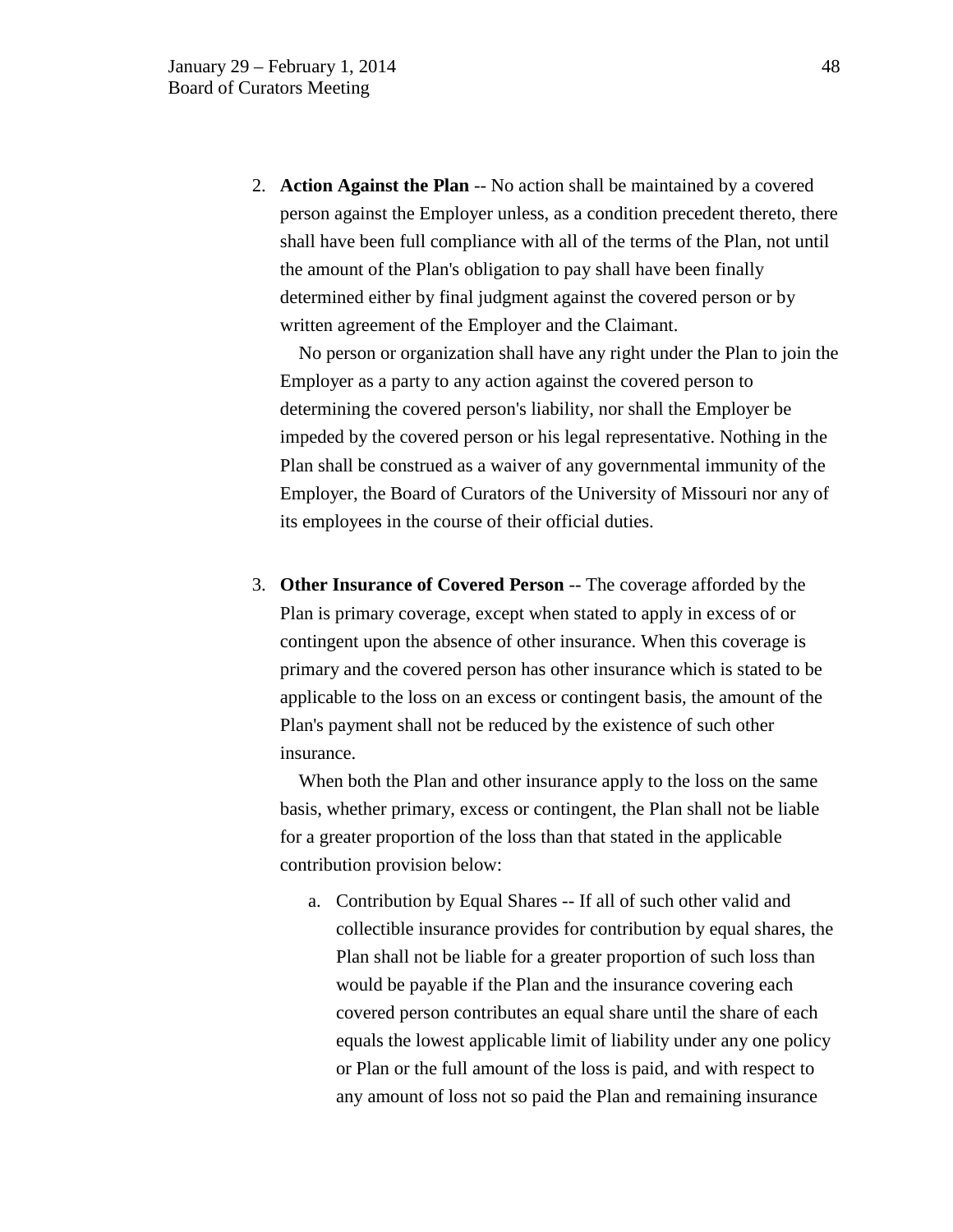2. **Action Against the Plan** -- No action shall be maintained by a covered person against the Employer unless, as a condition precedent thereto, there shall have been full compliance with all of the terms of the Plan, not until the amount of the Plan's obligation to pay shall have been finally determined either by final judgment against the covered person or by written agreement of the Employer and the Claimant.

   No person or organization shall have any right under the Plan to join the Employer as a party to any action against the covered person to determining the covered person's liability, nor shall the Employer be impeded by the covered person or his legal representative. Nothing in the Plan shall be construed as a waiver of any governmental immunity of the Employer, the Board of Curators of the University of Missouri nor any of its employees in the course of their official duties.

3. **Other Insurance of Covered Person** -- The coverage afforded by the Plan is primary coverage, except when stated to apply in excess of or contingent upon the absence of other insurance. When this coverage is primary and the covered person has other insurance which is stated to be applicable to the loss on an excess or contingent basis, the amount of the Plan's payment shall not be reduced by the existence of such other insurance.

   When both the Plan and other insurance apply to the loss on the same basis, whether primary, excess or contingent, the Plan shall not be liable for a greater proportion of the loss than that stated in the applicable contribution provision below:

   a. Contribution by Equal Shares -- If all of such other valid and collectible insurance provides for contribution by equal shares, the Plan shall not be liable for a greater proportion of such loss than would be payable if the Plan and the insurance covering each covered person contributes an equal share until the share of each equals the lowest applicable limit of liability under any one policy or Plan or the full amount of the loss is paid, and with respect to any amount of loss not so paid the Plan and remaining insurance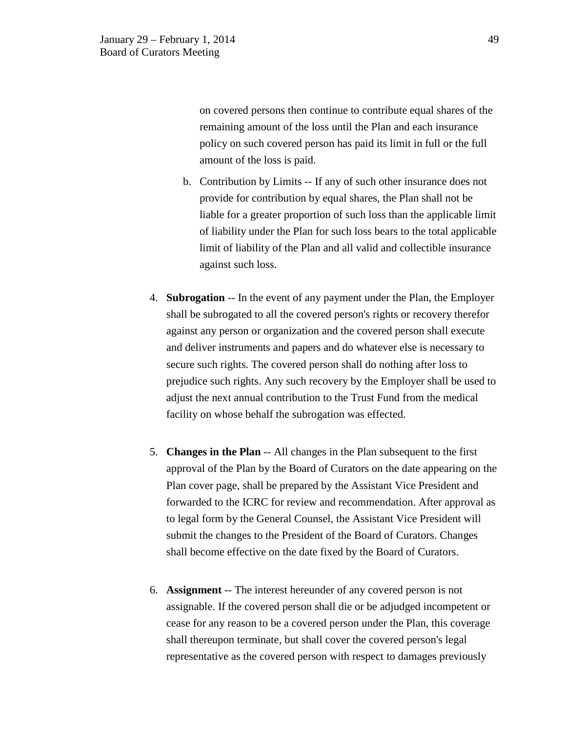on covered persons then continue to contribute equal shares of the remaining amount of the loss until the Plan and each insurance policy on such covered person has paid its limit in full or the full amount of the loss is paid.

   b. Contribution by Limits -- If any of such other insurance does not provide for contribution by equal shares, the Plan shall not be liable for a greater proportion of such loss than the applicable limit of liability under the Plan for such loss bears to the total applicable limit of liability of the Plan and all valid and collectible insurance against such loss.

4. **Subrogation** -- In the event of any payment under the Plan, the Employer shall be subrogated to all the covered person's rights or recovery therefor against any person or organization and the covered person shall execute and deliver instruments and papers and do whatever else is necessary to secure such rights. The covered person shall do nothing after loss to prejudice such rights. Any such recovery by the Employer shall be used to adjust the next annual contribution to the Trust Fund from the medical facility on whose behalf the subrogation was effected.

5. **Changes in the Plan** -- All changes in the Plan subsequent to the first approval of the Plan by the Board of Curators on the date appearing on the Plan cover page, shall be prepared by the Assistant Vice President and forwarded to the ICRC for review and recommendation. After approval as to legal form by the General Counsel, the Assistant Vice President will submit the changes to the President of the Board of Curators. Changes shall become effective on the date fixed by the Board of Curators.

6. **Assignment** -- The interest hereunder of any covered person is not assignable. If the covered person shall die or be adjudged incompetent or cease for any reason to be a covered person under the Plan, this coverage shall thereupon terminate, but shall cover the covered person's legal representative as the covered person with respect to damages previously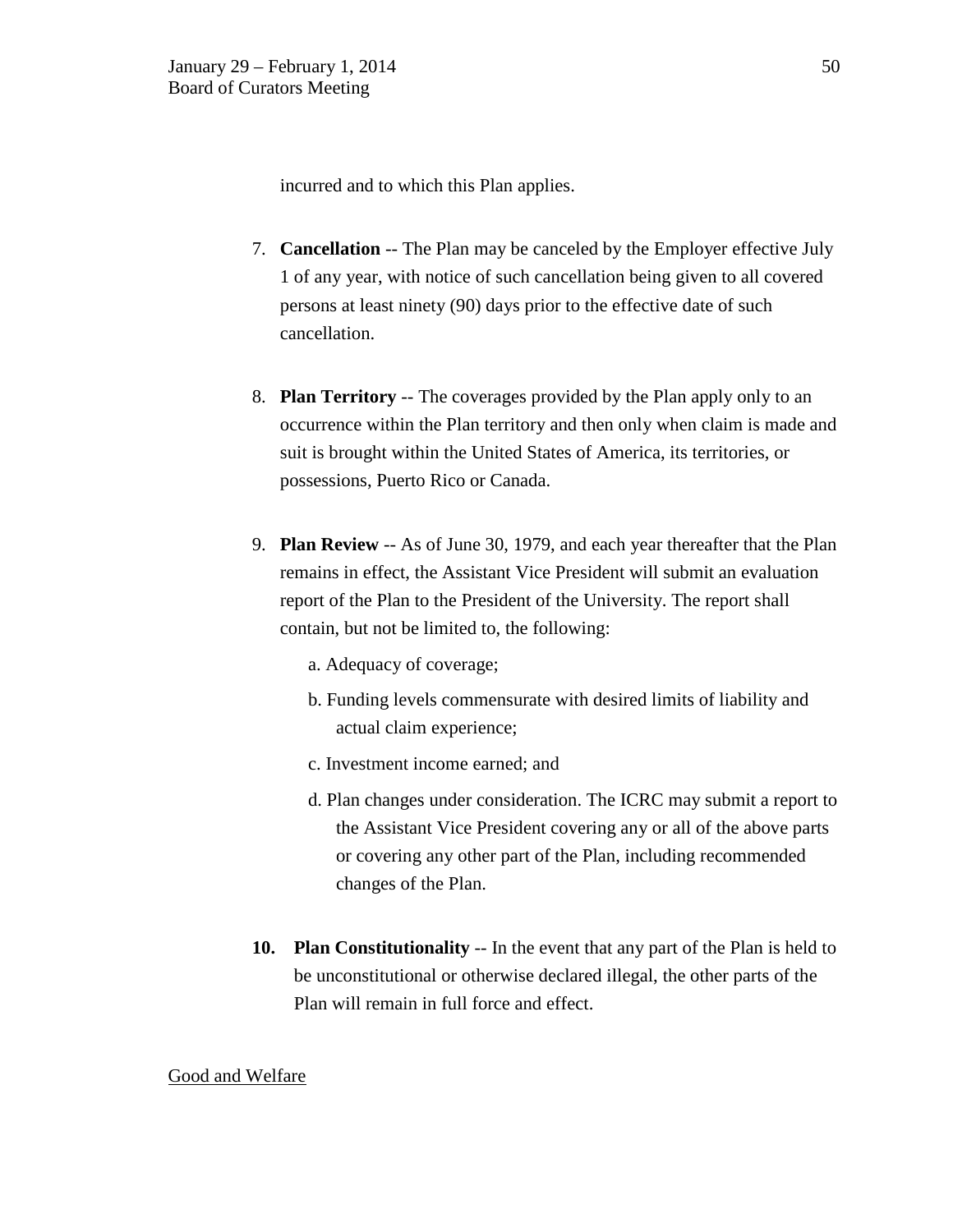incurred and to which this Plan applies.

7. **Cancellation** -- The Plan may be canceled by the Employer effective July 1 of any year, with notice of such cancellation being given to all covered persons at least ninety (90) days prior to the effective date of such cancellation.

8. **Plan Territory** -- The coverages provided by the Plan apply only to an occurrence within the Plan territory and then only when claim is made and suit is brought within the United States of America, its territories, or possessions, Puerto Rico or Canada.

9. **Plan Review** -- As of June 30, 1979, and each year thereafter that the Plan remains in effect, the Assistant Vice President will submit an evaluation report of the Plan to the President of the University. The report shall contain, but not be limited to, the following:

   a. Adequacy of coverage;

   b. Funding levels commensurate with desired limits of liability and actual claim experience;

   c. Investment income earned; and

   d. Plan changes under consideration. The ICRC may submit a report to the Assistant Vice President covering any or all of the above parts or covering any other part of the Plan, including recommended changes of the Plan.

10. **Plan Constitutionality** -- In the event that any part of the Plan is held to be unconstitutional or otherwise declared illegal, the other parts of the Plan will remain in full force and effect.

Good and Welfare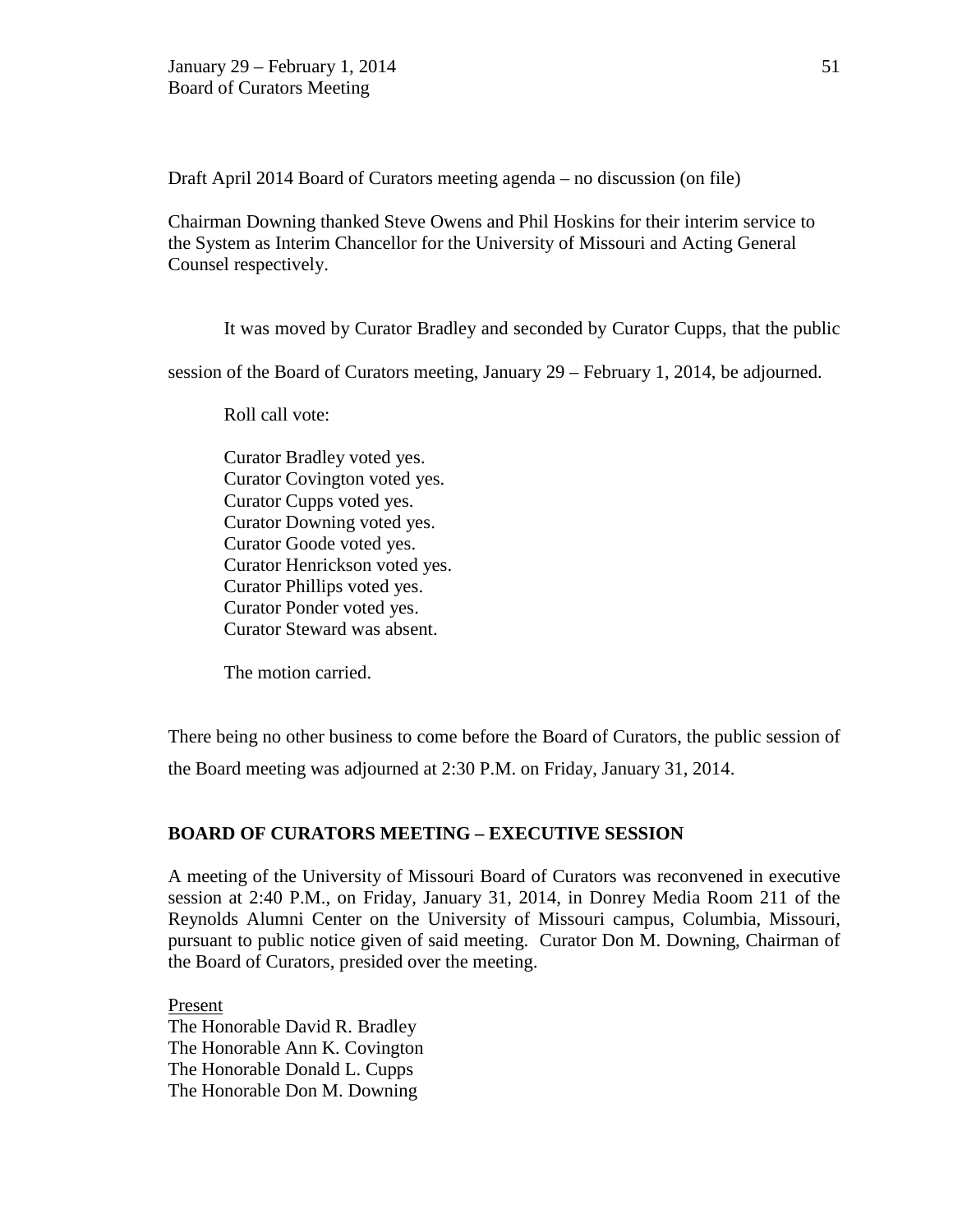Draft April 2014 Board of Curators meeting agenda – no discussion (on file)

Chairman Downing thanked Steve Owens and Phil Hoskins for their interim service to the System as Interim Chancellor for the University of Missouri and Acting General Counsel respectively.

It was moved by Curator Bradley and seconded by Curator Cupps, that the public session of the Board of Curators meeting, January 29 – February 1, 2014, be adjourned.

Roll call vote:

Curator Bradley voted yes.
Curator Covington voted yes.
Curator Cupps voted yes.
Curator Downing voted yes.
Curator Goode voted yes.
Curator Henrickson voted yes.
Curator Phillips voted yes.
Curator Ponder voted yes.
Curator Steward was absent.

The motion carried.

There being no other business to come before the Board of Curators, the public session of the Board meeting was adjourned at 2:30 P.M. on Friday, January 31, 2014.

**BOARD OF CURATORS MEETING – EXECUTIVE SESSION**

A meeting of the University of Missouri Board of Curators was reconvened in executive session at 2:40 P.M., on Friday, January 31, 2014, in Donrey Media Room 211 of the Reynolds Alumni Center on the University of Missouri campus, Columbia, Missouri, pursuant to public notice given of said meeting. Curator Don M. Downing, Chairman of the Board of Curators, presided over the meeting.

Present
The Honorable David R. Bradley
The Honorable Ann K. Covington
The Honorable Donald L. Cupps
The Honorable Don M. Downing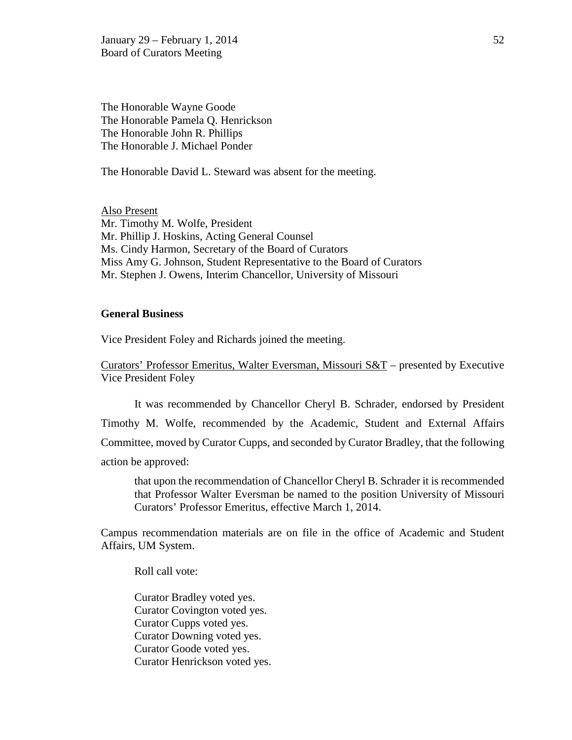The Honorable Wayne Goode
The Honorable Pamela Q. Henrickson
The Honorable John R. Phillips
The Honorable J. Michael Ponder

The Honorable David L. Steward was absent for the meeting.

Also Present
Mr. Timothy M. Wolfe, President
Mr. Phillip J. Hoskins, Acting General Counsel
Ms. Cindy Harmon, Secretary of the Board of Curators
Miss Amy G. Johnson, Student Representative to the Board of Curators
Mr. Stephen J. Owens, Interim Chancellor, University of Missouri

**General Business**

Vice President Foley and Richards joined the meeting.

Curators' Professor Emeritus, Walter Eversman, Missouri S&T – presented by Executive Vice President Foley

It was recommended by Chancellor Cheryl B. Schrader, endorsed by President Timothy M. Wolfe, recommended by the Academic, Student and External Affairs Committee, moved by Curator Cupps, and seconded by Curator Bradley, that the following action be approved:

> that upon the recommendation of Chancellor Cheryl B. Schrader it is recommended that Professor Walter Eversman be named to the position University of Missouri Curators' Professor Emeritus, effective March 1, 2014.

Campus recommendation materials are on file in the office of Academic and Student Affairs, UM System.

Roll call vote:

Curator Bradley voted yes.
Curator Covington voted yes.
Curator Cupps voted yes.
Curator Downing voted yes.
Curator Goode voted yes.
Curator Henrickson voted yes.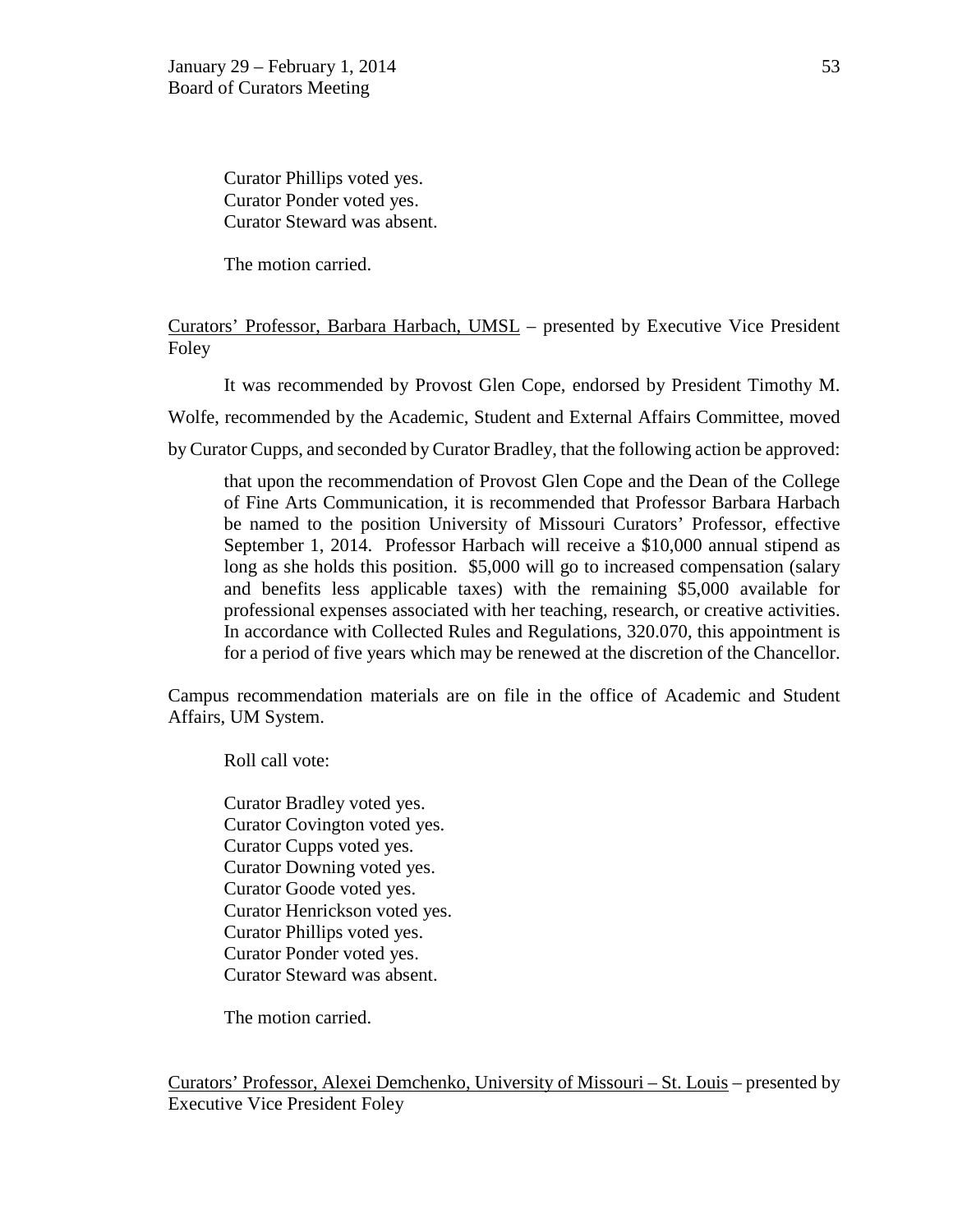Curator Phillips voted yes.
Curator Ponder voted yes.
Curator Steward was absent.

The motion carried.

Curators' Professor, Barbara Harbach, UMSL – presented by Executive Vice President Foley

It was recommended by Provost Glen Cope, endorsed by President Timothy M. Wolfe, recommended by the Academic, Student and External Affairs Committee, moved by Curator Cupps, and seconded by Curator Bradley, that the following action be approved:

> that upon the recommendation of Provost Glen Cope and the Dean of the College of Fine Arts Communication, it is recommended that Professor Barbara Harbach be named to the position University of Missouri Curators' Professor, effective September 1, 2014. Professor Harbach will receive a $10,000 annual stipend as long as she holds this position. $5,000 will go to increased compensation (salary and benefits less applicable taxes) with the remaining $5,000 available for professional expenses associated with her teaching, research, or creative activities. In accordance with Collected Rules and Regulations, 320.070, this appointment is for a period of five years which may be renewed at the discretion of the Chancellor.

Campus recommendation materials are on file in the office of Academic and Student Affairs, UM System.

Roll call vote:

Curator Bradley voted yes.
Curator Covington voted yes.
Curator Cupps voted yes.
Curator Downing voted yes.
Curator Goode voted yes.
Curator Henrickson voted yes.
Curator Phillips voted yes.
Curator Ponder voted yes.
Curator Steward was absent.

The motion carried.

Curators' Professor, Alexei Demchenko, University of Missouri – St. Louis – presented by Executive Vice President Foley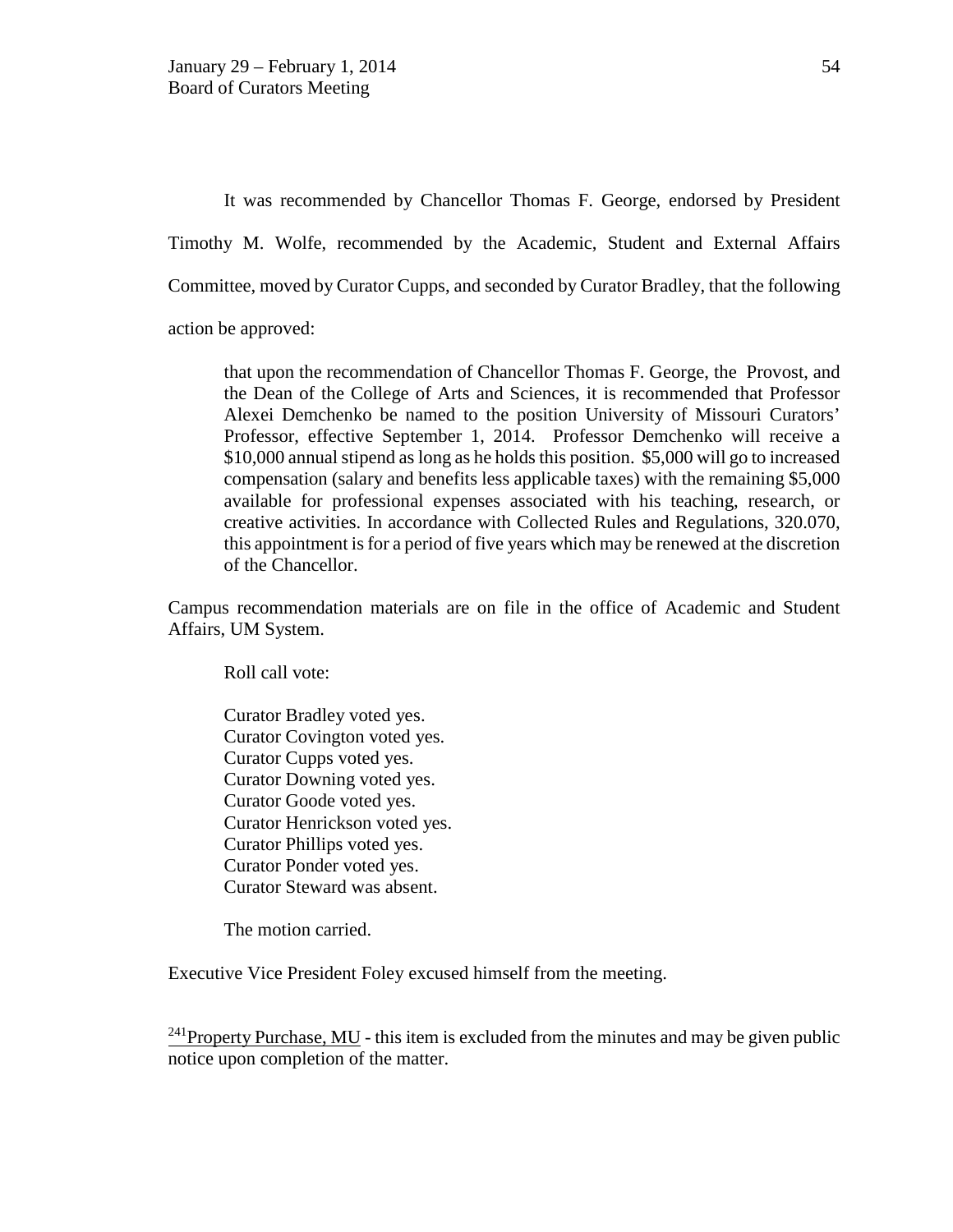It was recommended by Chancellor Thomas F. George, endorsed by President Timothy M. Wolfe, recommended by the Academic, Student and External Affairs Committee, moved by Curator Cupps, and seconded by Curator Bradley, that the following action be approved:

> that upon the recommendation of Chancellor Thomas F. George, the Provost, and the Dean of the College of Arts and Sciences, it is recommended that Professor Alexei Demchenko be named to the position University of Missouri Curators' Professor, effective September 1, 2014. Professor Demchenko will receive a $10,000 annual stipend as long as he holds this position. $5,000 will go to increased compensation (salary and benefits less applicable taxes) with the remaining $5,000 available for professional expenses associated with his teaching, research, or creative activities. In accordance with Collected Rules and Regulations, 320.070, this appointment is for a period of five years which may be renewed at the discretion of the Chancellor.

Campus recommendation materials are on file in the office of Academic and Student Affairs, UM System.

Roll call vote:

Curator Bradley voted yes.
Curator Covington voted yes.
Curator Cupps voted yes.
Curator Downing voted yes.
Curator Goode voted yes.
Curator Henrickson voted yes.
Curator Phillips voted yes.
Curator Ponder voted yes.
Curator Steward was absent.

The motion carried.

Executive Vice President Foley excused himself from the meeting.

[241]Property Purchase, MU - this item is excluded from the minutes and may be given public notice upon completion of the matter.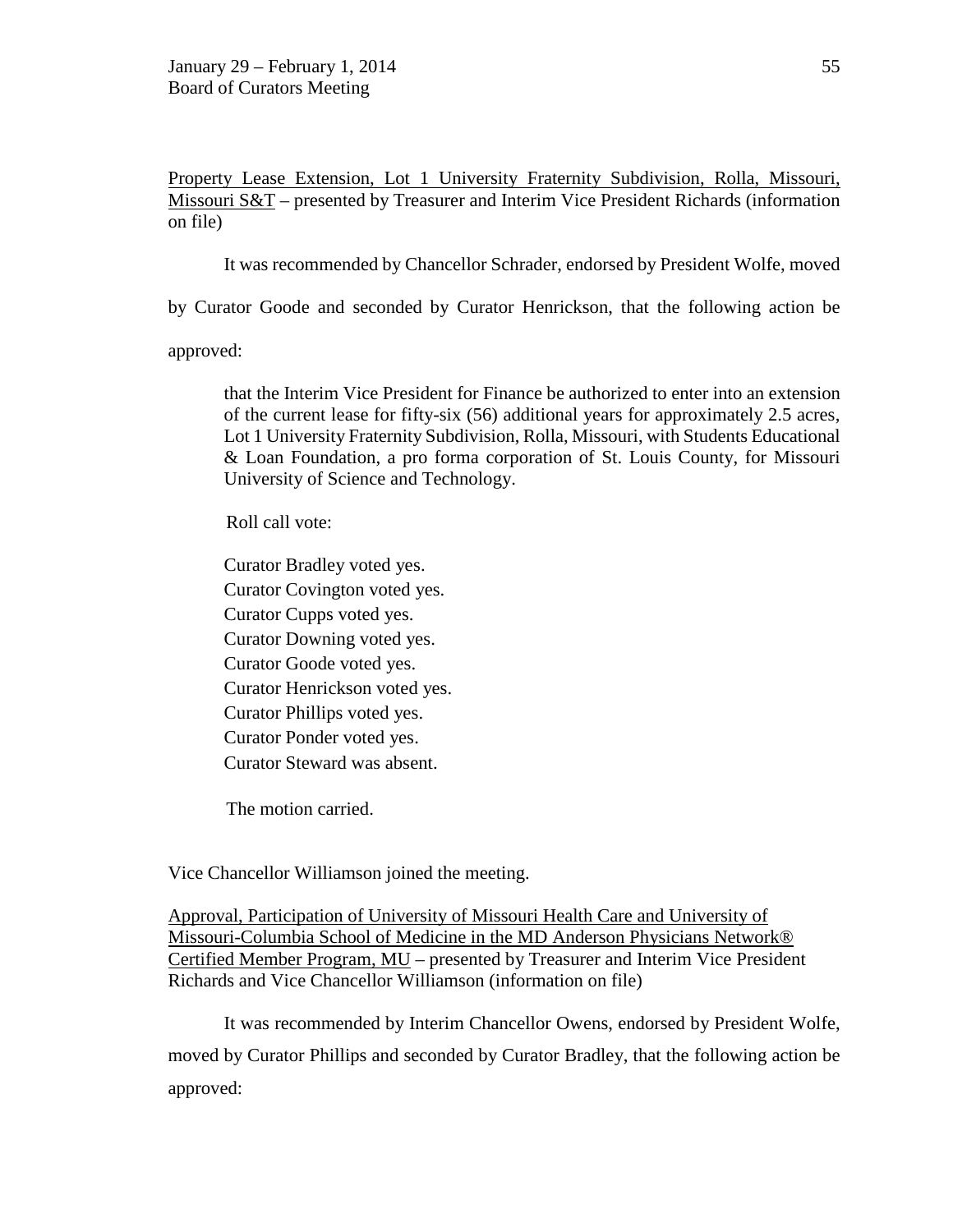Property Lease Extension, Lot 1 University Fraternity Subdivision, Rolla, Missouri, Missouri S&T – presented by Treasurer and Interim Vice President Richards (information on file)

It was recommended by Chancellor Schrader, endorsed by President Wolfe, moved by Curator Goode and seconded by Curator Henrickson, that the following action be approved:

> that the Interim Vice President for Finance be authorized to enter into an extension of the current lease for fifty-six (56) additional years for approximately 2.5 acres, Lot 1 University Fraternity Subdivision, Rolla, Missouri, with Students Educational & Loan Foundation, a pro forma corporation of St. Louis County, for Missouri University of Science and Technology.
>
> Roll call vote:
>
> Curator Bradley voted yes.
> Curator Covington voted yes.
> Curator Cupps voted yes.
> Curator Downing voted yes.
> Curator Goode voted yes.
> Curator Henrickson voted yes.
> Curator Phillips voted yes.
> Curator Ponder voted yes.
> Curator Steward was absent.
>
> The motion carried.

Vice Chancellor Williamson joined the meeting.

Approval, Participation of University of Missouri Health Care and University of Missouri-Columbia School of Medicine in the MD Anderson Physicians Network® Certified Member Program, MU – presented by Treasurer and Interim Vice President Richards and Vice Chancellor Williamson (information on file)

It was recommended by Interim Chancellor Owens, endorsed by President Wolfe, moved by Curator Phillips and seconded by Curator Bradley, that the following action be approved: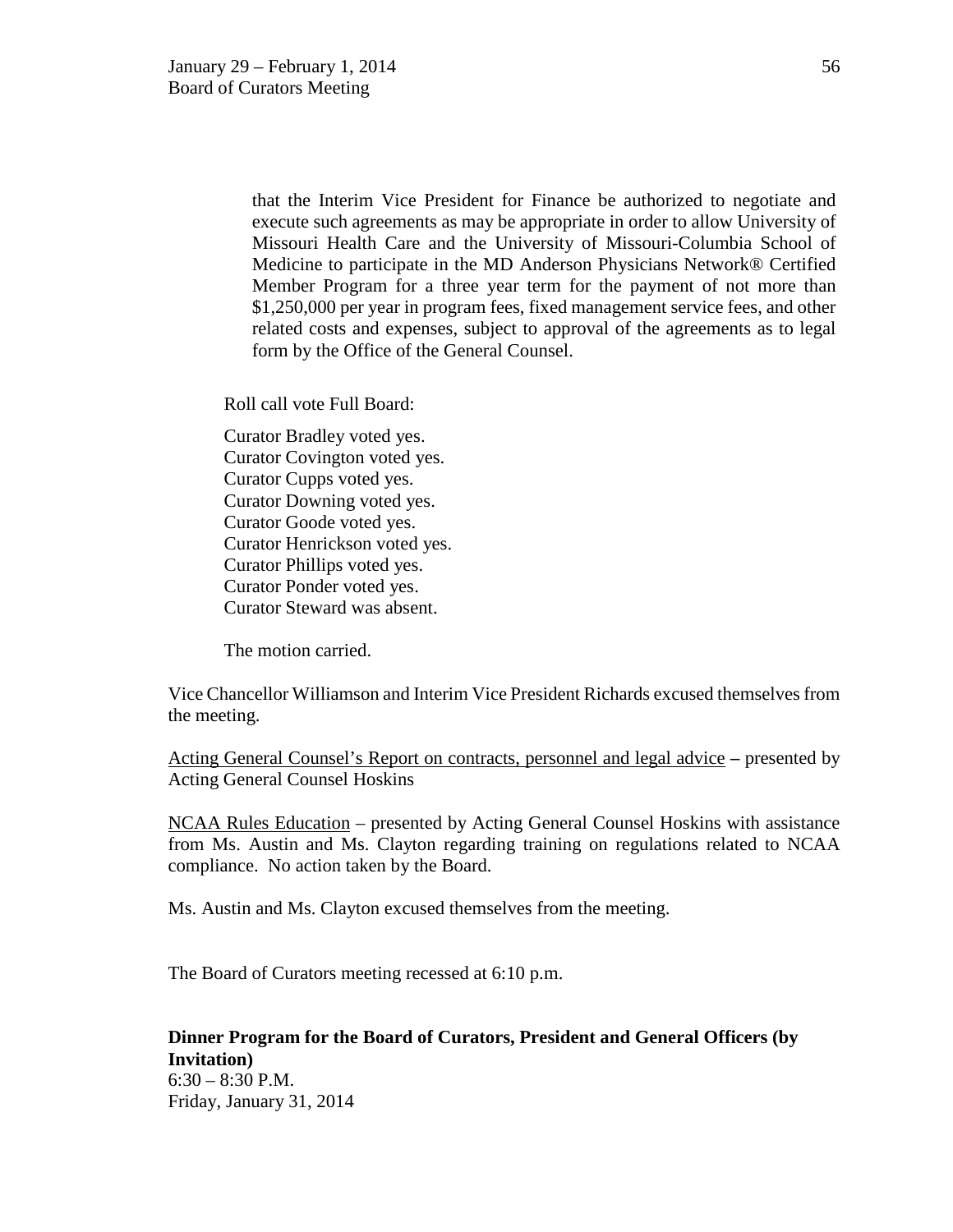that the Interim Vice President for Finance be authorized to negotiate and execute such agreements as may be appropriate in order to allow University of Missouri Health Care and the University of Missouri-Columbia School of Medicine to participate in the MD Anderson Physicians Network® Certified Member Program for a three year term for the payment of not more than $1,250,000 per year in program fees, fixed management service fees, and other related costs and expenses, subject to approval of the agreements as to legal form by the Office of the General Counsel.

Roll call vote Full Board:

Curator Bradley voted yes.
Curator Covington voted yes.
Curator Cupps voted yes.
Curator Downing voted yes.
Curator Goode voted yes.
Curator Henrickson voted yes.
Curator Phillips voted yes.
Curator Ponder voted yes.
Curator Steward was absent.

The motion carried.

Vice Chancellor Williamson and Interim Vice President Richards excused themselves from the meeting.

Acting General Counsel's Report on contracts, personnel and legal advice – presented by Acting General Counsel Hoskins

NCAA Rules Education – presented by Acting General Counsel Hoskins with assistance from Ms. Austin and Ms. Clayton regarding training on regulations related to NCAA compliance. No action taken by the Board.

Ms. Austin and Ms. Clayton excused themselves from the meeting.

The Board of Curators meeting recessed at 6:10 p.m.

**Dinner Program for the Board of Curators, President and General Officers (by Invitation)**
6:30 – 8:30 P.M.
Friday, January 31, 2014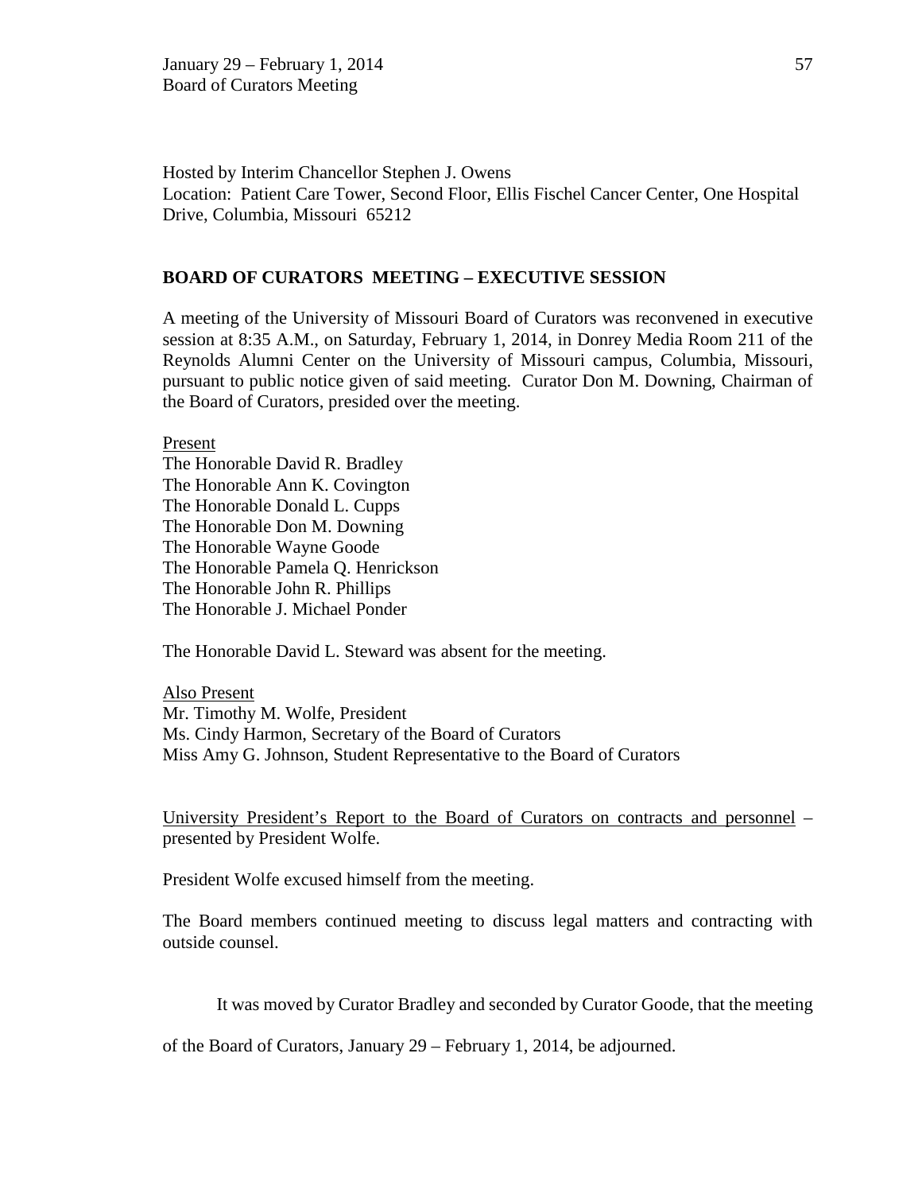Hosted by Interim Chancellor Stephen J. Owens
Location: Patient Care Tower, Second Floor, Ellis Fischel Cancer Center, One Hospital Drive, Columbia, Missouri 65212

## BOARD OF CURATORS MEETING – EXECUTIVE SESSION

A meeting of the University of Missouri Board of Curators was reconvened in executive session at 8:35 A.M., on Saturday, February 1, 2014, in Donrey Media Room 211 of the Reynolds Alumni Center on the University of Missouri campus, Columbia, Missouri, pursuant to public notice given of said meeting. Curator Don M. Downing, Chairman of the Board of Curators, presided over the meeting.

Present
The Honorable David R. Bradley
The Honorable Ann K. Covington
The Honorable Donald L. Cupps
The Honorable Don M. Downing
The Honorable Wayne Goode
The Honorable Pamela Q. Henrickson
The Honorable John R. Phillips
The Honorable J. Michael Ponder

The Honorable David L. Steward was absent for the meeting.

Also Present
Mr. Timothy M. Wolfe, President
Ms. Cindy Harmon, Secretary of the Board of Curators
Miss Amy G. Johnson, Student Representative to the Board of Curators

University President's Report to the Board of Curators on contracts and personnel – presented by President Wolfe.

President Wolfe excused himself from the meeting.

The Board members continued meeting to discuss legal matters and contracting with outside counsel.

It was moved by Curator Bradley and seconded by Curator Goode, that the meeting of the Board of Curators, January 29 – February 1, 2014, be adjourned.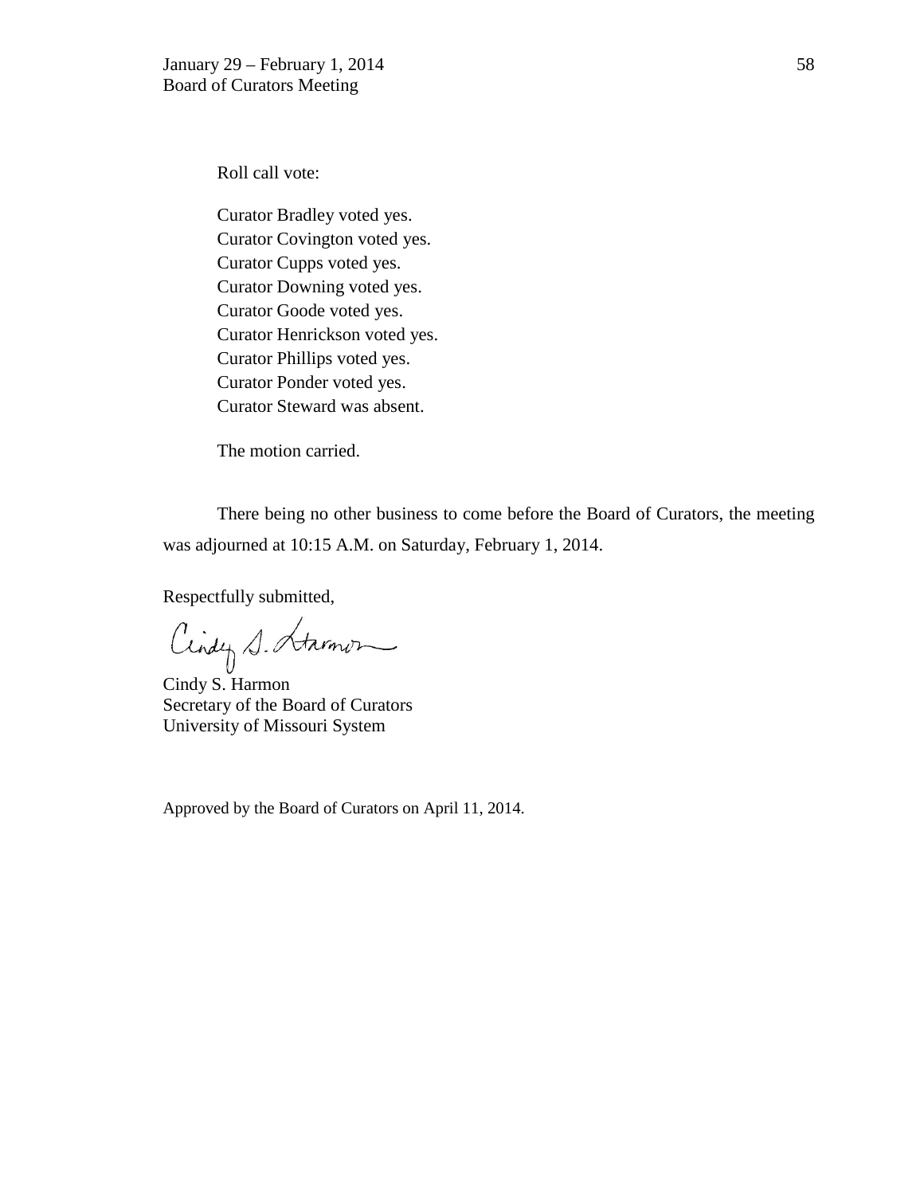Roll call vote:

Curator Bradley voted yes.
Curator Covington voted yes.
Curator Cupps voted yes.
Curator Downing voted yes.
Curator Goode voted yes.
Curator Henrickson voted yes.
Curator Phillips voted yes.
Curator Ponder voted yes.
Curator Steward was absent.

The motion carried.

There being no other business to come before the Board of Curators, the meeting was adjourned at 10:15 A.M. on Saturday, February 1, 2014.

Respectfully submitted,

Cindy S. Harmon
Secretary of the Board of Curators
University of Missouri System

Approved by the Board of Curators on April 11, 2014.